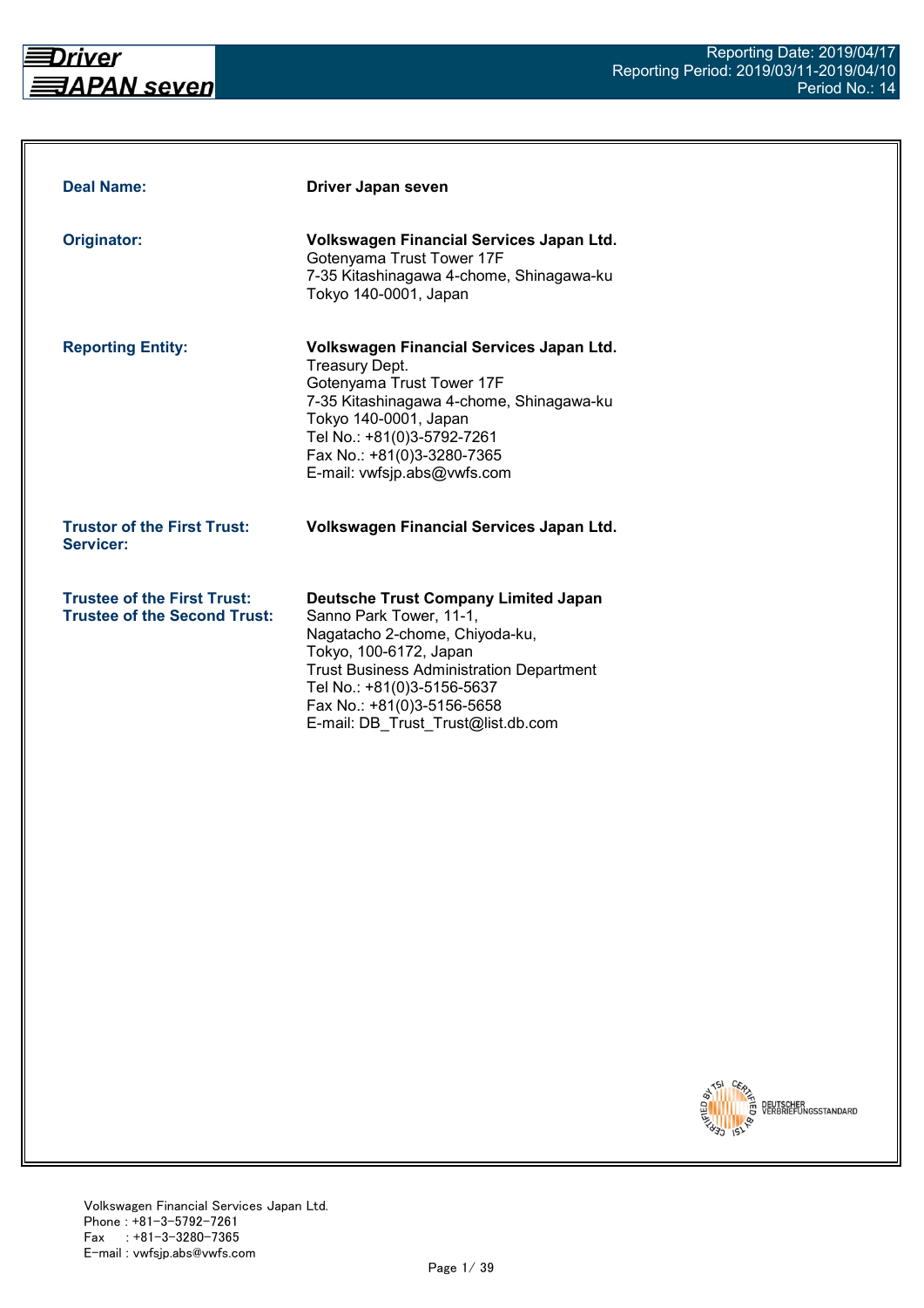Reporting Date: 2019/04/17
Reporting Period: 2019/03/11-2019/04/10
Period No.: 14

| | |
|---|---|
| **Deal Name:** | **Driver Japan seven** |
| **Originator:** | **Volkswagen Financial Services Japan Ltd.**<br>Gotenyama Trust Tower 17F<br>7-35 Kitashinagawa 4-chome, Shinagawa-ku<br>Tokyo 140-0001, Japan |
| **Reporting Entity:** | **Volkswagen Financial Services Japan Ltd.**<br>Treasury Dept.<br>Gotenyama Trust Tower 17F<br>7-35 Kitashinagawa 4-chome, Shinagawa-ku<br>Tokyo 140-0001, Japan<br>Tel No.: +81(0)3-5792-7261<br>Fax No.: +81(0)3-3280-7365<br>E-mail: vwfsjp.abs@vwfs.com |
| **Trustor of the First Trust:**<br>**Servicer:** | **Volkswagen Financial Services Japan Ltd.** |
| **Trustee of the First Trust:**<br>**Trustee of the Second Trust:** | **Deutsche Trust Company Limited Japan**<br>Sanno Park Tower, 11-1,<br>Nagatacho 2-chome, Chiyoda-ku,<br>Tokyo, 100-6172, Japan<br>Trust Business Administration Department<br>Tel No.: +81(0)3-5156-5637<br>Fax No.: +81(0)3-5156-5658<br>E-mail: DB_Trust_Trust@list.db.com |

Volkswagen Financial Services Japan Ltd.
Phone : +81-3-5792-7261
Fax : +81-3-3280-7365
E-mail : vwfsjp.abs@vwfs.com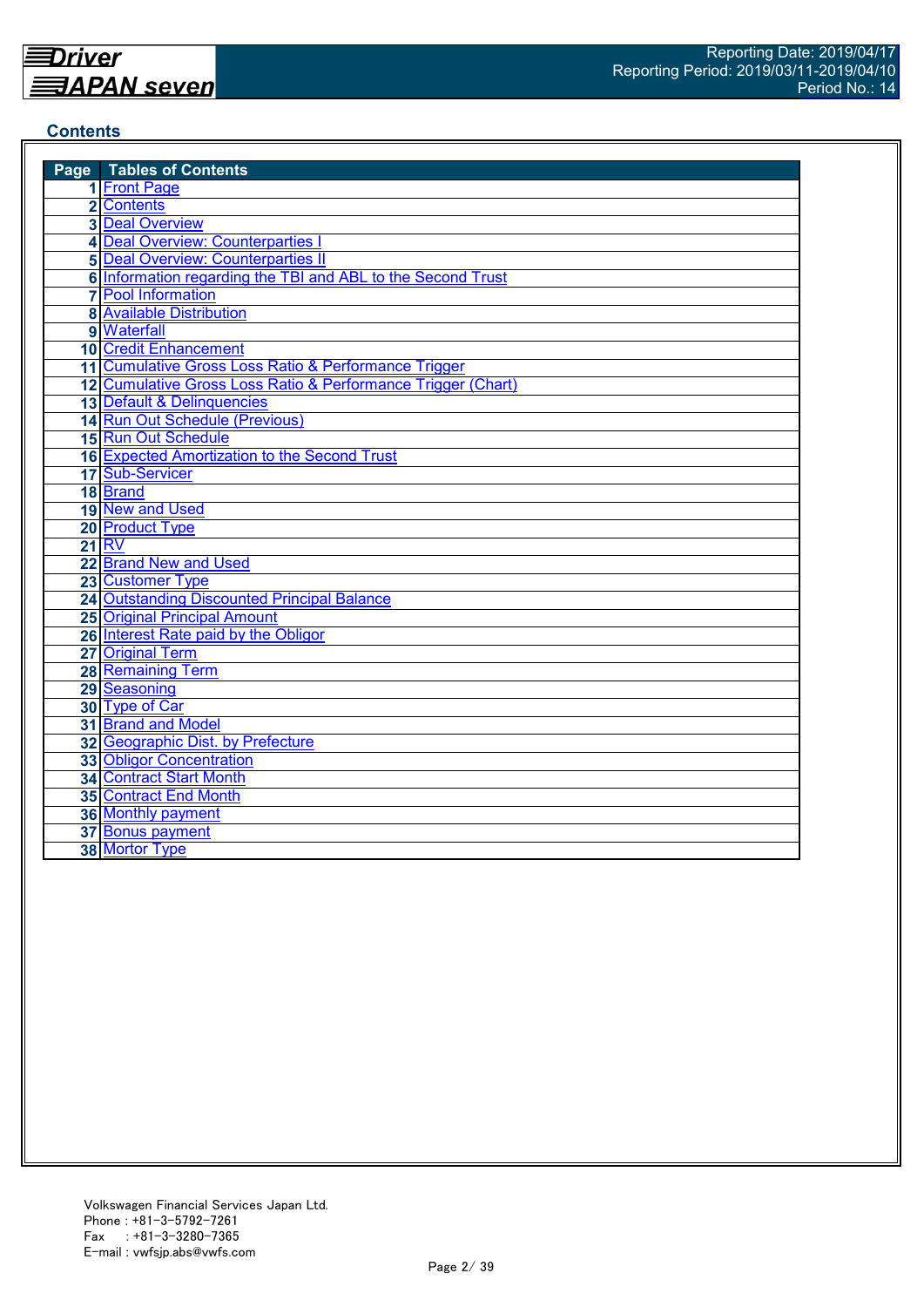## Contents

| Page | Tables of Contents |
|---|---|
| 1 | Front Page |
| 2 | Contents |
| 3 | Deal Overview |
| 4 | Deal Overview: Counterparties I |
| 5 | Deal Overview: Counterparties II |
| 6 | Information regarding the TBI and ABL to the Second Trust |
| 7 | Pool Information |
| 8 | Available Distribution |
| 9 | Waterfall |
| 10 | Credit Enhancement |
| 11 | Cumulative Gross Loss Ratio & Performance Trigger |
| 12 | Cumulative Gross Loss Ratio & Performance Trigger (Chart) |
| 13 | Default & Delinquencies |
| 14 | Run Out Schedule (Previous) |
| 15 | Run Out Schedule |
| 16 | Expected Amortization to the Second Trust |
| 17 | Sub-Servicer |
| 18 | Brand |
| 19 | New and Used |
| 20 | Product Type |
| 21 | RV |
| 22 | Brand New and Used |
| 23 | Customer Type |
| 24 | Outstanding Discounted Principal Balance |
| 25 | Original Principal Amount |
| 26 | Interest Rate paid by the Obligor |
| 27 | Original Term |
| 28 | Remaining Term |
| 29 | Seasoning |
| 30 | Type of Car |
| 31 | Brand and Model |
| 32 | Geographic Dist. by Prefecture |
| 33 | Obligor Concentration |
| 34 | Contract Start Month |
| 35 | Contract End Month |
| 36 | Monthly payment |
| 37 | Bonus payment |
| 38 | Mortor Type |

Volkswagen Financial Services Japan Ltd.
Phone : +81-3-5792-7261
Fax　 : +81-3-3280-7365
E-mail : vwfsjp.abs@vwfs.com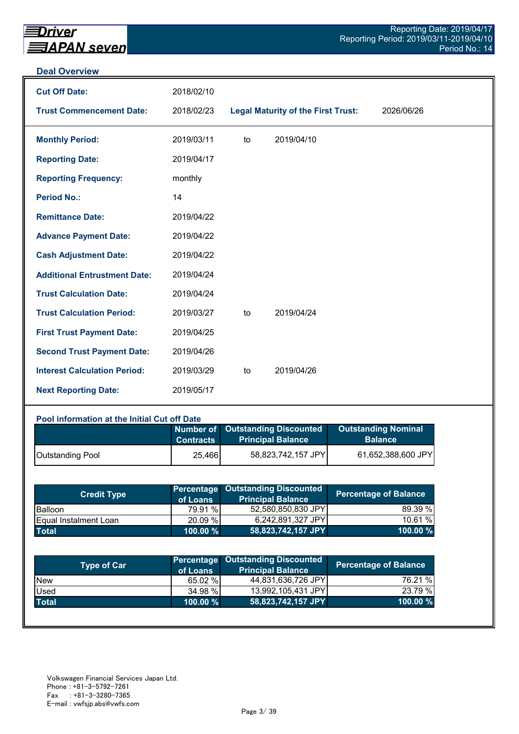## Deal Overview

| | | | |
|---|---|---|---|
| **Cut Off Date:** | 2018/02/10 | | |
| **Trust Commencement Date:** | 2018/02/23 | **Legal Maturity of the First Trust:** | 2026/06/26 |

| | | | |
|---|---|---|---|
| **Monthly Period:** | 2019/03/11 | to | 2019/04/10 |
| **Reporting Date:** | 2019/04/17 | | |
| **Reporting Frequency:** | monthly | | |
| **Period No.:** | 14 | | |
| **Remittance Date:** | 2019/04/22 | | |
| **Advance Payment Date:** | 2019/04/22 | | |
| **Cash Adjustment Date:** | 2019/04/22 | | |
| **Additional Entrustment Date:** | 2019/04/24 | | |
| **Trust Calculation Date:** | 2019/04/24 | | |
| **Trust Calculation Period:** | 2019/03/27 | to | 2019/04/24 |
| **First Trust Payment Date:** | 2019/04/25 | | |
| **Second Trust Payment Date:** | 2019/04/26 | | |
| **Interest Calculation Period:** | 2019/03/29 | to | 2019/04/26 |
| **Next Reporting Date:** | 2019/05/17 | | |

### Pool information at the Initial Cut off Date

| | Number of Contracts | Outstanding Discounted Principal Balance | Outstanding Nominal Balance |
|---|---|---|---|
| Outstanding Pool | 25,466 | 58,823,742,157 JPY | 61,652,388,600 JPY |

| Credit Type | Percentage of Loans | Outstanding Discounted Principal Balance | Percentage of Balance |
|---|---|---|---|
| Balloon | 79.91 % | 52,580,850,830 JPY | 89.39 % |
| Equal Instalment Loan | 20.09 % | 6,242,891,327 JPY | 10.61 % |
| **Total** | **100.00 %** | **58,823,742,157 JPY** | **100.00 %** |

| Type of Car | Percentage of Loans | Outstanding Discounted Principal Balance | Percentage of Balance |
|---|---|---|---|
| New | 65.02 % | 44,831,636,726 JPY | 76.21 % |
| Used | 34.98 % | 13,992,105,431 JPY | 23.79 % |
| **Total** | **100.00 %** | **58,823,742,157 JPY** | **100.00 %** |

Volkswagen Financial Services Japan Ltd.
Phone : +81-3-5792-7261
Fax : +81-3-3280-7365
E-mail : vwfsjp.abs@vwfs.com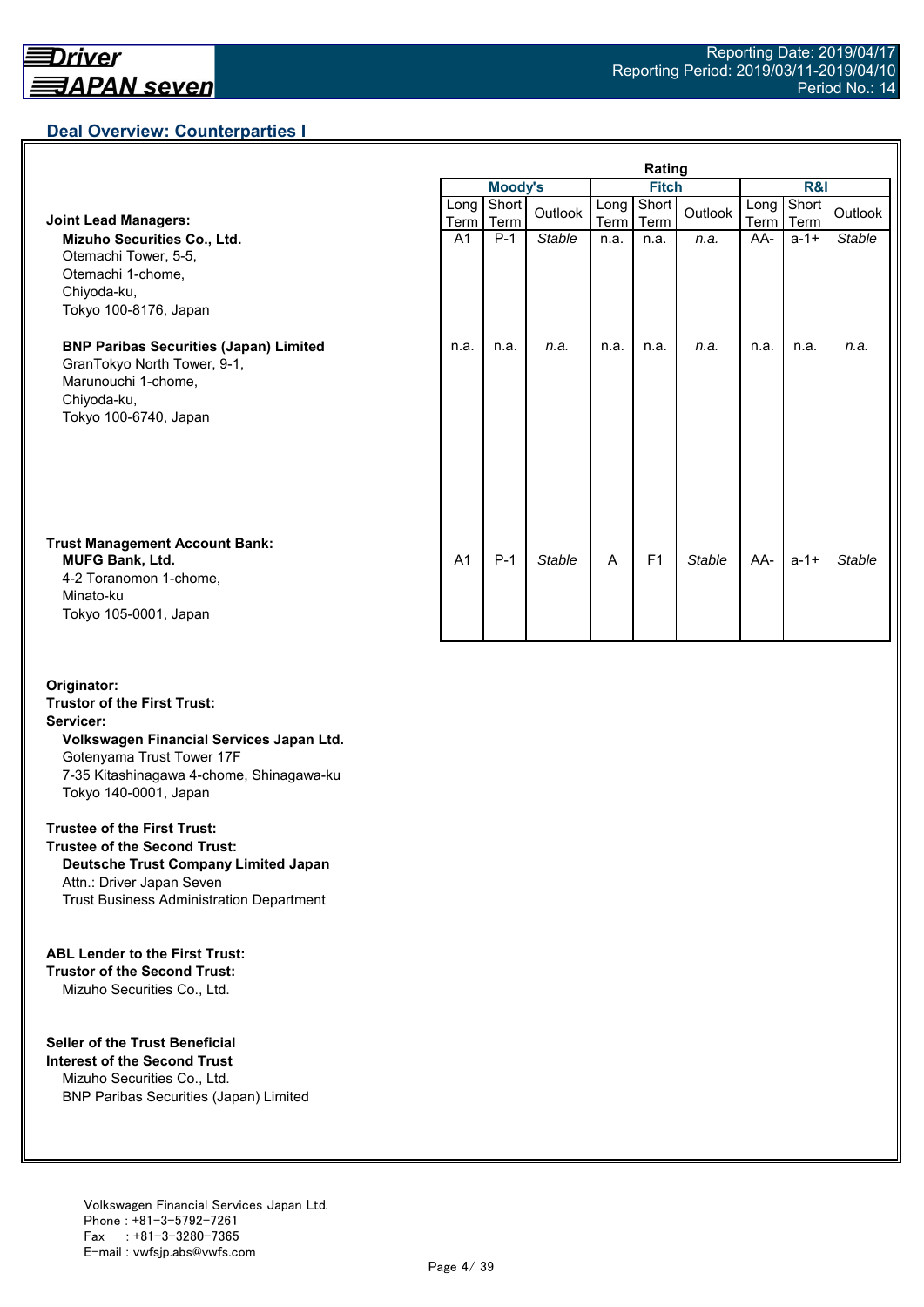## Deal Overview: Counterparties I

| | Moody's Long Term | Moody's Short Term | Moody's Outlook | Fitch Long Term | Fitch Short Term | Fitch Outlook | R&I Long Term | R&I Short Term | R&I Outlook |
|---|---|---|---|---|---|---|---|---|---|
| **Joint Lead Managers:** | | | | | | | | | |
| **Mizuho Securities Co., Ltd.**<br>Otemachi Tower, 5-5,<br>Otemachi 1-chome,<br>Chiyoda-ku,<br>Tokyo 100-8176, Japan | A1 | P-1 | *Stable* | n.a. | n.a. | *n.a.* | AA- | a-1+ | *Stable* |
| **BNP Paribas Securities (Japan) Limited**<br>GranTokyo North Tower, 9-1,<br>Marunouchi 1-chome,<br>Chiyoda-ku,<br>Tokyo 100-6740, Japan | n.a. | n.a. | *n.a.* | n.a. | n.a. | *n.a.* | n.a. | n.a. | *n.a.* |
| **Trust Management Account Bank:**<br>**MUFG Bank, Ltd.**<br>4-2 Toranomon 1-chome,<br>Minato-ku<br>Tokyo 105-0001, Japan | A1 | P-1 | *Stable* | A | F1 | *Stable* | AA- | a-1+ | *Stable* |

**Originator:**
**Trustor of the First Trust:**
**Servicer:**
**Volkswagen Financial Services Japan Ltd.**
Gotenyama Trust Tower 17F
7-35 Kitashinagawa 4-chome, Shinagawa-ku
Tokyo 140-0001, Japan

**Trustee of the First Trust:**
**Trustee of the Second Trust:**
**Deutsche Trust Company Limited Japan**
Attn.: Driver Japan Seven
Trust Business Administration Department

**ABL Lender to the First Trust:**
**Trustor of the Second Trust:**
Mizuho Securities Co., Ltd.

**Seller of the Trust Beneficial Interest of the Second Trust**
Mizuho Securities Co., Ltd.
BNP Paribas Securities (Japan) Limited

Volkswagen Financial Services Japan Ltd.
Phone : +81-3-5792-7261
Fax : +81-3-3280-7365
E-mail : vwfsjp.abs@vwfs.com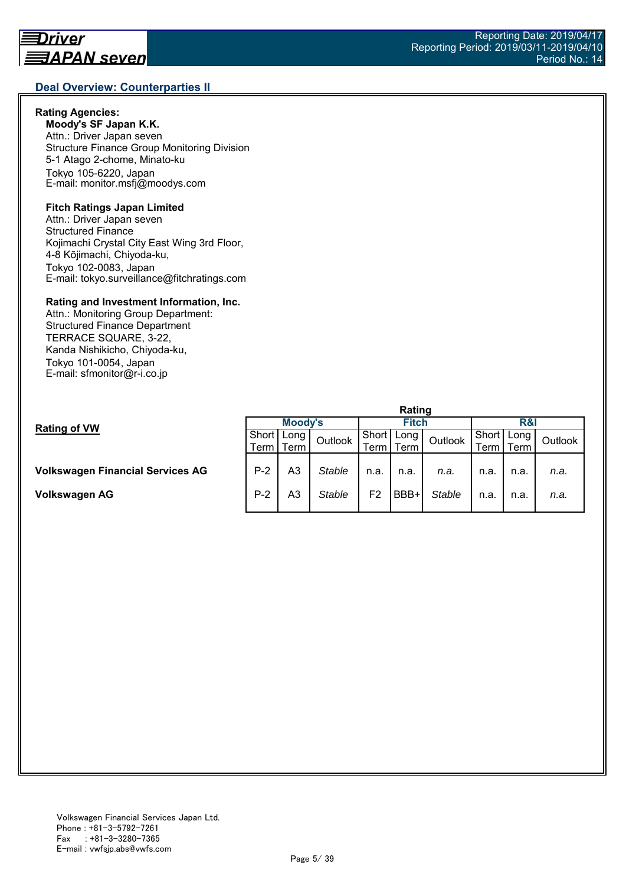## Deal Overview: Counterparties II

**Rating Agencies:**

**Moody's SF Japan K.K.**
Attn.: Driver Japan seven
Structure Finance Group Monitoring Division
5-1 Atago 2-chome, Minato-ku
Tokyo 105-6220, Japan
E-mail: monitor.msfj@moodys.com

**Fitch Ratings Japan Limited**
Attn.: Driver Japan seven
Structured Finance
Kojimachi Crystal City East Wing 3rd Floor,
4-8 Kōjimachi, Chiyoda-ku,
Tokyo 102-0083, Japan
E-mail: tokyo.surveillance@fitchratings.com

**Rating and Investment Information, Inc.**
Attn.: Monitoring Group Department:
Structured Finance Department
TERRACE SQUARE, 3-22,
Kanda Nishikicho, Chiyoda-ku,
Tokyo 101-0054, Japan
E-mail: sfmonitor@r-i.co.jp

**Rating of VW**

| | Rating | | | | | | | | |
|---|---|---|---|---|---|---|---|---|---|
| | Moody's | | | Fitch | | | R&I | | |
| | Short Term | Long Term | Outlook | Short Term | Long Term | Outlook | Short Term | Long Term | Outlook |
| **Volkswagen Financial Services AG** | P-2 | A3 | *Stable* | n.a. | n.a. | *n.a.* | n.a. | n.a. | *n.a.* |
| **Volkswagen AG** | P-2 | A3 | *Stable* | F2 | BBB+ | *Stable* | n.a. | n.a. | *n.a.* |

Volkswagen Financial Services Japan Ltd.
Phone : +81-3-5792-7261
Fax : +81-3-3280-7365
E-mail : vwfsjp.abs@vwfs.com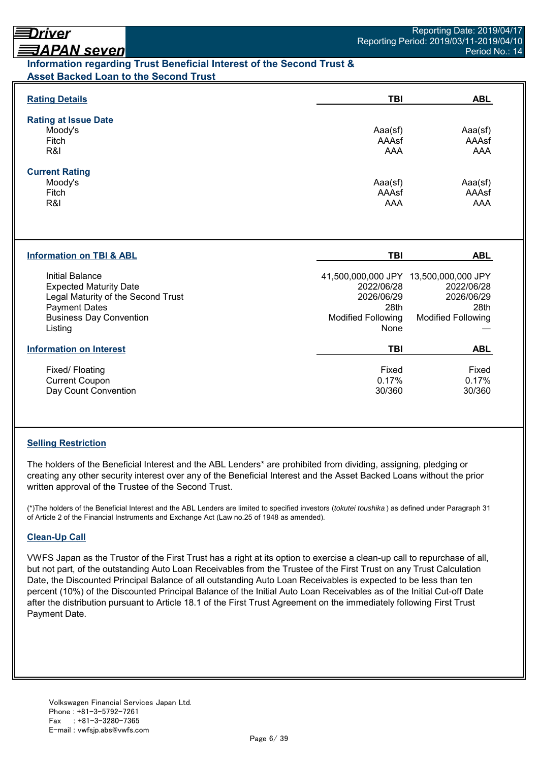## Information regarding Trust Beneficial Interest of the Second Trust & Asset Backed Loan to the Second Trust

| Rating Details | TBI | ABL |
|---|---|---|
| **Rating at Issue Date** | | |
| Moody's | Aaa(sf) | Aaa(sf) |
| Fitch | AAAsf | AAAsf |
| R&I | AAA | AAA |
| **Current Rating** | | |
| Moody's | Aaa(sf) | Aaa(sf) |
| Fitch | AAAsf | AAAsf |
| R&I | AAA | AAA |

| Information on TBI & ABL | TBI | ABL |
|---|---|---|
| Initial Balance | 41,500,000,000 JPY | 13,500,000,000 JPY |
| Expected Maturity Date | 2022/06/28 | 2022/06/28 |
| Legal Maturity of the Second Trust | 2026/06/29 | 2026/06/29 |
| Payment Dates | 28th | 28th |
| Business Day Convention | Modified Following | Modified Following |
| Listing | None | — |

| Information on Interest | TBI | ABL |
|---|---|---|
| Fixed/ Floating | Fixed | Fixed |
| Current Coupon | 0.17% | 0.17% |
| Day Count Convention | 30/360 | 30/360 |

### Selling Restriction

The holders of the Beneficial Interest and the ABL Lenders* are prohibited from dividing, assigning, pledging or creating any other security interest over any of the Beneficial Interest and the Asset Backed Loans without the prior written approval of the Trustee of the Second Trust.

(*)The holders of the Beneficial Interest and the ABL Lenders are limited to specified investors (*tokutei toushika*) as defined under Paragraph 31 of Article 2 of the Financial Instruments and Exchange Act (Law no.25 of 1948 as amended).

### Clean-Up Call

VWFS Japan as the Trustor of the First Trust has a right at its option to exercise a clean-up call to repurchase of all, but not part, of the outstanding Auto Loan Receivables from the Trustee of the First Trust on any Trust Calculation Date, the Discounted Principal Balance of all outstanding Auto Loan Receivables is expected to be less than ten percent (10%) of the Discounted Principal Balance of the Initial Auto Loan Receivables as of the Initial Cut-off Date after the distribution pursuant to Article 18.1 of the First Trust Agreement on the immediately following First Trust Payment Date.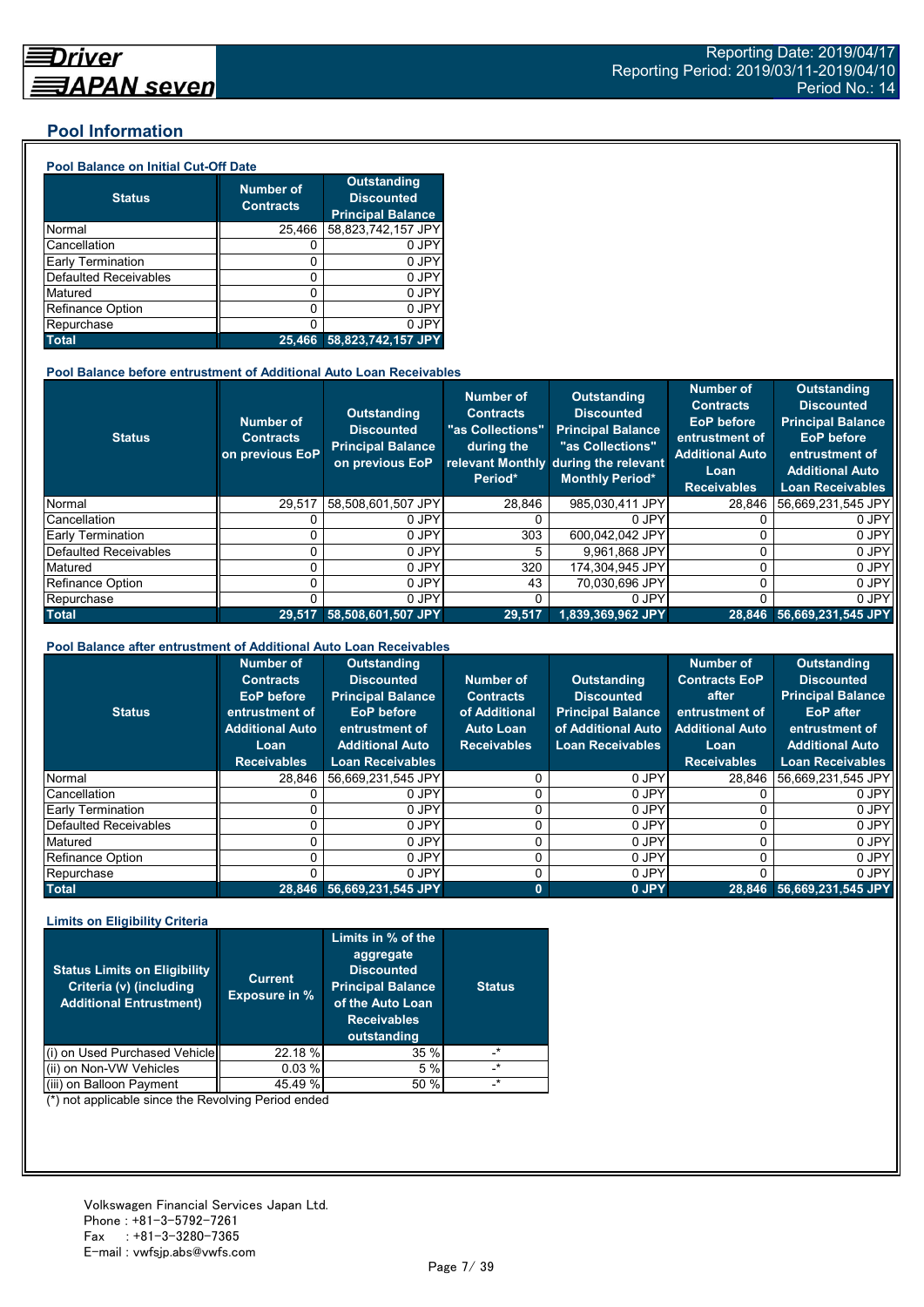## Pool Information

### Pool Balance on Initial Cut-Off Date

| Status | Number of Contracts | Outstanding Discounted Principal Balance |
|---|---|---|
| Normal | 25,466 | 58,823,742,157 JPY |
| Cancellation | 0 | 0 JPY |
| Early Termination | 0 | 0 JPY |
| Defaulted Receivables | 0 | 0 JPY |
| Matured | 0 | 0 JPY |
| Refinance Option | 0 | 0 JPY |
| Repurchase | 0 | 0 JPY |
| **Total** | **25,466** | **58,823,742,157 JPY** |

### Pool Balance before entrustment of Additional Auto Loan Receivables

| Status | Number of Contracts on previous EoP | Outstanding Discounted Principal Balance on previous EoP | Number of Contracts "as Collections" during the relevant Monthly Period* | Outstanding Discounted Principal Balance "as Collections" during the relevant Monthly Period* | Number of Contracts EoP before entrustment of Additional Auto Loan Receivables | Outstanding Discounted Principal Balance EoP before entrustment of Additional Auto Loan Receivables |
|---|---|---|---|---|---|---|
| Normal | 29,517 | 58,508,601,507 JPY | 28,846 | 985,030,411 JPY | 28,846 | 56,669,231,545 JPY |
| Cancellation | 0 | 0 JPY | 0 | 0 JPY | 0 | 0 JPY |
| Early Termination | 0 | 0 JPY | 303 | 600,042,042 JPY | 0 | 0 JPY |
| Defaulted Receivables | 0 | 0 JPY | 5 | 9,961,868 JPY | 0 | 0 JPY |
| Matured | 0 | 0 JPY | 320 | 174,304,945 JPY | 0 | 0 JPY |
| Refinance Option | 0 | 0 JPY | 43 | 70,030,696 JPY | 0 | 0 JPY |
| Repurchase | 0 | 0 JPY | 0 | 0 JPY | 0 | 0 JPY |
| **Total** | **29,517** | **58,508,601,507 JPY** | **29,517** | **1,839,369,962 JPY** | **28,846** | **56,669,231,545 JPY** |

### Pool Balance after entrustment of Additional Auto Loan Receivables

| Status | Number of Contracts EoP before entrustment of Additional Auto Loan Receivables | Outstanding Discounted Principal Balance EoP before entrustment of Additional Auto Loan Receivables | Number of Contracts of Additional Auto Loan Receivables | Outstanding Discounted Principal Balance of Additional Auto Loan Receivables | Number of Contracts EoP after entrustment of Additional Auto Loan Receivables | Outstanding Discounted Principal Balance EoP after entrustment of Additional Auto Loan Receivables |
|---|---|---|---|---|---|---|
| Normal | 28,846 | 56,669,231,545 JPY | 0 | 0 JPY | 28,846 | 56,669,231,545 JPY |
| Cancellation | 0 | 0 JPY | 0 | 0 JPY | 0 | 0 JPY |
| Early Termination | 0 | 0 JPY | 0 | 0 JPY | 0 | 0 JPY |
| Defaulted Receivables | 0 | 0 JPY | 0 | 0 JPY | 0 | 0 JPY |
| Matured | 0 | 0 JPY | 0 | 0 JPY | 0 | 0 JPY |
| Refinance Option | 0 | 0 JPY | 0 | 0 JPY | 0 | 0 JPY |
| Repurchase | 0 | 0 JPY | 0 | 0 JPY | 0 | 0 JPY |
| **Total** | **28,846** | **56,669,231,545 JPY** | **0** | **0 JPY** | **28,846** | **56,669,231,545 JPY** |

### Limits on Eligibility Criteria

| Status Limits on Eligibility Criteria (v) (including Additional Entrustment) | Current Exposure in % | Limits in % of the aggregate Discounted Principal Balance of the Auto Loan Receivables outstanding | Status |
|---|---|---|---|
| (i) on Used Purchased Vehicle | 22.18 % | 35 % | -* |
| (ii) on Non-VW Vehicles | 0.03 % | 5 % | -* |
| (iii) on Balloon Payment | 45.49 % | 50 % | -* |

(*) not applicable since the Revolving Period ended

Volkswagen Financial Services Japan Ltd.
Phone : +81-3-5792-7261
Fax : +81-3-3280-7365
E-mail : vwfsjp.abs@vwfs.com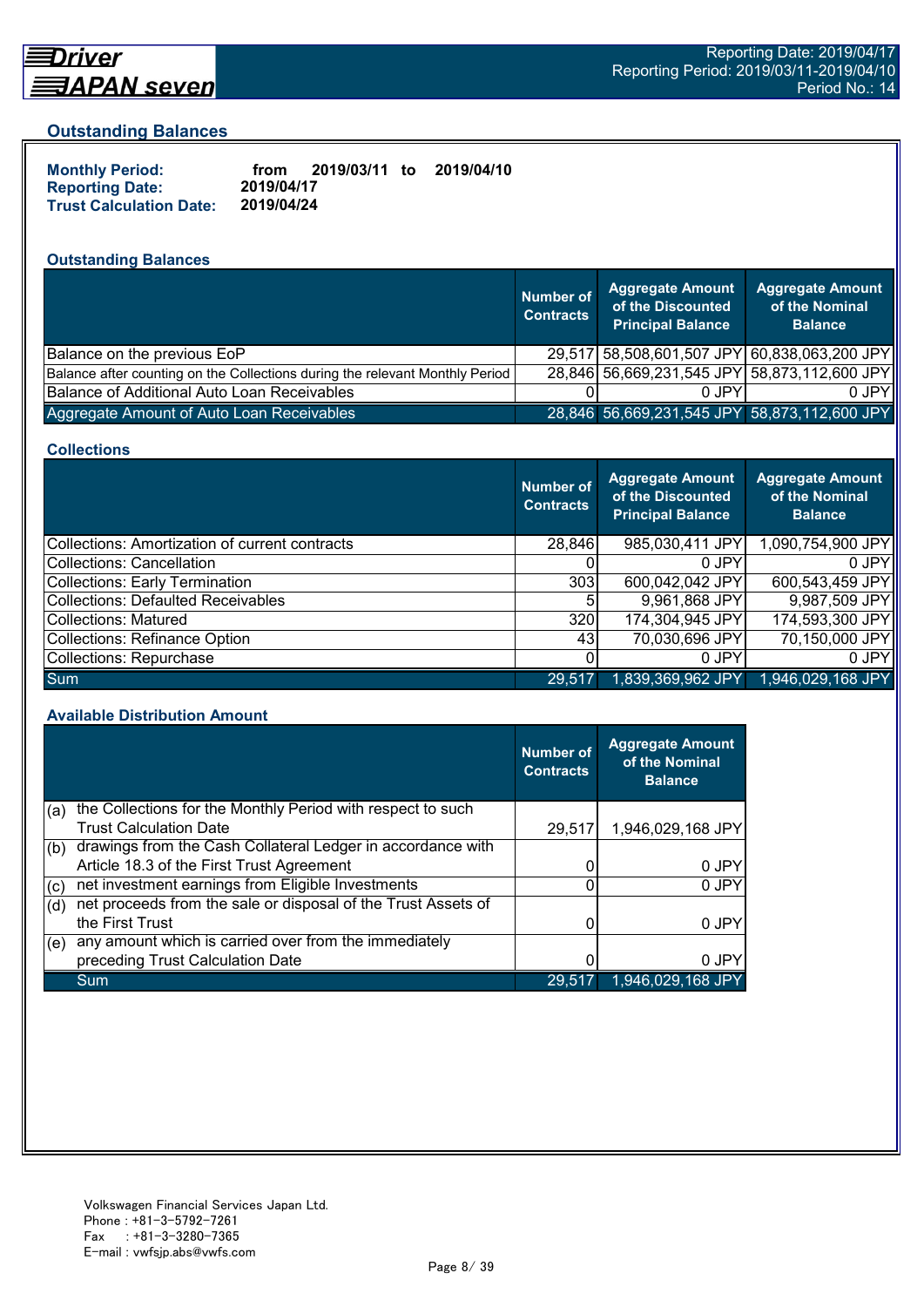## Outstanding Balances

**Monthly Period:** from 2019/03/11 to 2019/04/10
**Reporting Date:** 2019/04/17
**Trust Calculation Date:** 2019/04/24

### Outstanding Balances

| | Number of Contracts | Aggregate Amount of the Discounted Principal Balance | Aggregate Amount of the Nominal Balance |
|---|---|---|---|
| Balance on the previous EoP | 29,517 | 58,508,601,507 JPY | 60,838,063,200 JPY |
| Balance after counting on the Collections during the relevant Monthly Period | 28,846 | 56,669,231,545 JPY | 58,873,112,600 JPY |
| Balance of Additional Auto Loan Receivables | 0 | 0 JPY | 0 JPY |
| Aggregate Amount of Auto Loan Receivables | 28,846 | 56,669,231,545 JPY | 58,873,112,600 JPY |

### Collections

| | Number of Contracts | Aggregate Amount of the Discounted Principal Balance | Aggregate Amount of the Nominal Balance |
|---|---|---|---|
| Collections: Amortization of current contracts | 28,846 | 985,030,411 JPY | 1,090,754,900 JPY |
| Collections: Cancellation | 0 | 0 JPY | 0 JPY |
| Collections: Early Termination | 303 | 600,042,042 JPY | 600,543,459 JPY |
| Collections: Defaulted Receivables | 5 | 9,961,868 JPY | 9,987,509 JPY |
| Collections: Matured | 320 | 174,304,945 JPY | 174,593,300 JPY |
| Collections: Refinance Option | 43 | 70,030,696 JPY | 70,150,000 JPY |
| Collections: Repurchase | 0 | 0 JPY | 0 JPY |
| Sum | 29,517 | 1,839,369,962 JPY | 1,946,029,168 JPY |

### Available Distribution Amount

| | | Number of Contracts | Aggregate Amount of the Nominal Balance |
|---|---|---|---|
| (a) | the Collections for the Monthly Period with respect to such Trust Calculation Date | 29,517 | 1,946,029,168 JPY |
| (b) | drawings from the Cash Collateral Ledger in accordance with Article 18.3 of the First Trust Agreement | 0 | 0 JPY |
| (c) | net investment earnings from Eligible Investments | 0 | 0 JPY |
| (d) | net proceeds from the sale or disposal of the Trust Assets of the First Trust | 0 | 0 JPY |
| (e) | any amount which is carried over from the immediately preceding Trust Calculation Date | 0 | 0 JPY |
| | Sum | 29,517 | 1,946,029,168 JPY |

Volkswagen Financial Services Japan Ltd.
Phone : +81-3-5792-7261
Fax : +81-3-3280-7365
E-mail : vwfsjp.abs@vwfs.com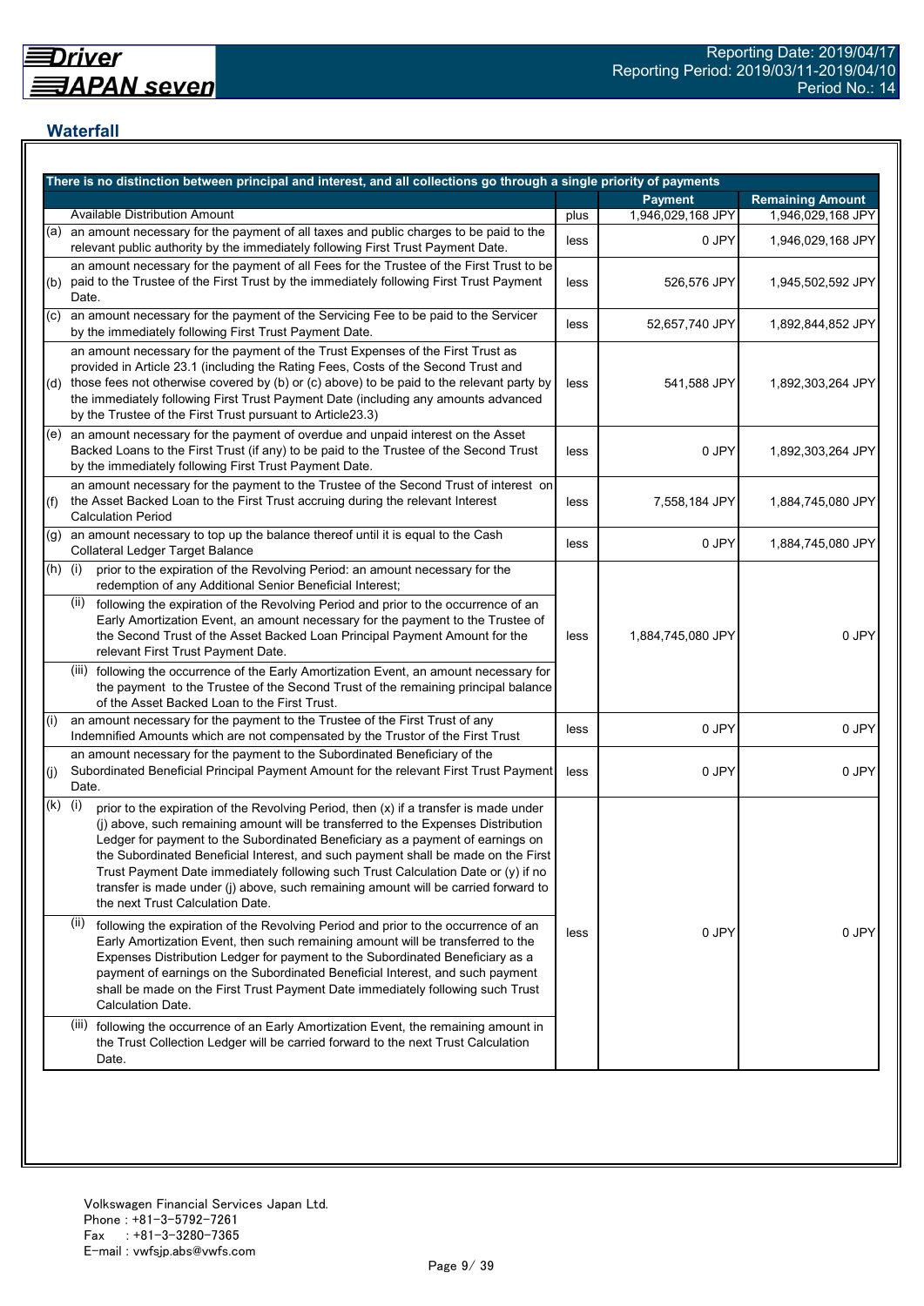## Waterfall

| There is no distinction between principal and interest, and all collections go through a single priority of payments | | | Payment | Remaining Amount |
|---|---|---|---|---|
| | Available Distribution Amount | plus | 1,946,029,168 JPY | 1,946,029,168 JPY |
| (a) | an amount necessary for the payment of all taxes and public charges to be paid to the relevant public authority by the immediately following First Trust Payment Date. | less | 0 JPY | 1,946,029,168 JPY |
| (b) | an amount necessary for the payment of all Fees for the Trustee of the First Trust to be paid to the Trustee of the First Trust by the immediately following First Trust Payment Date. | less | 526,576 JPY | 1,945,502,592 JPY |
| (c) | an amount necessary for the payment of the Servicing Fee to be paid to the Servicer by the immediately following First Trust Payment Date. | less | 52,657,740 JPY | 1,892,844,852 JPY |
| (d) | an amount necessary for the payment of the Trust Expenses of the First Trust as provided in Article 23.1 (including the Rating Fees, Costs of the Second Trust and those fees not otherwise covered by (b) or (c) above) to be paid to the relevant party by the immediately following First Trust Payment Date (including any amounts advanced by the Trustee of the First Trust pursuant to Article23.3) | less | 541,588 JPY | 1,892,303,264 JPY |
| (e) | an amount necessary for the payment of overdue and unpaid interest on the Asset Backed Loans to the First Trust (if any) to be paid to the Trustee of the Second Trust by the immediately following First Trust Payment Date. | less | 0 JPY | 1,892,303,264 JPY |
| (f) | an amount necessary for the payment to the Trustee of the Second Trust of interest on the Asset Backed Loan to the First Trust accruing during the relevant Interest Calculation Period | less | 7,558,184 JPY | 1,884,745,080 JPY |
| (g) | an amount necessary to top up the balance thereof until it is equal to the Cash Collateral Ledger Target Balance | less | 0 JPY | 1,884,745,080 JPY |
| (h) | (i) prior to the expiration of the Revolving Period: an amount necessary for the redemption of any Additional Senior Beneficial Interest;<br>(ii) following the expiration of the Revolving Period and prior to the occurrence of an Early Amortization Event, an amount necessary for the payment to the Trustee of the Second Trust of the Asset Backed Loan Principal Payment Amount for the relevant First Trust Payment Date.<br>(iii) following the occurrence of the Early Amortization Event, an amount necessary for the payment to the Trustee of the Second Trust of the remaining principal balance of the Asset Backed Loan to the First Trust. | less | 1,884,745,080 JPY | 0 JPY |
| (i) | an amount necessary for the payment to the Trustee of the First Trust of any Indemnified Amounts which are not compensated by the Trustor of the First Trust | less | 0 JPY | 0 JPY |
| (j) | an amount necessary for the payment to the Subordinated Beneficiary of the Subordinated Beneficial Principal Payment Amount for the relevant First Trust Payment Date. | less | 0 JPY | 0 JPY |
| (k) | (i) prior to the expiration of the Revolving Period, then (x) if a transfer is made under (j) above, such remaining amount will be transferred to the Expenses Distribution Ledger for payment to the Subordinated Beneficiary as a payment of earnings on the Subordinated Beneficial Interest, and such payment shall be made on the First Trust Payment Date immediately following such Trust Calculation Date or (y) if no transfer is made under (j) above, such remaining amount will be carried forward to the next Trust Calculation Date.<br>(ii) following the expiration of the Revolving Period and prior to the occurrence of an Early Amortization Event, then such remaining amount will be transferred to the Expenses Distribution Ledger for payment to the Subordinated Beneficiary as a payment of earnings on the Subordinated Beneficial Interest, and such payment shall be made on the First Trust Payment Date immediately following such Trust Calculation Date.<br>(iii) following the occurrence of an Early Amortization Event, the remaining amount in the Trust Collection Ledger will be carried forward to the next Trust Calculation Date. | less | 0 JPY | 0 JPY |

Volkswagen Financial Services Japan Ltd.
Phone : +81-3-5792-7261
Fax : +81-3-3280-7365
E-mail : vwfsjp.abs@vwfs.com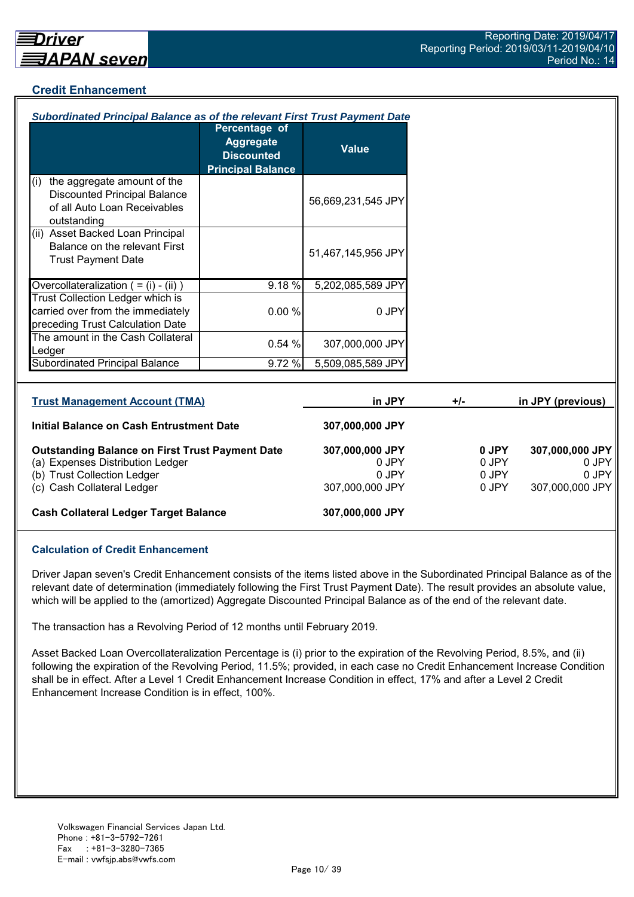## Credit Enhancement

### *Subordinated Principal Balance as of the relevant First Trust Payment Date*

| | Percentage of Aggregate Discounted Principal Balance | Value |
|---|---|---|
| (i) the aggregate amount of the Discounted Principal Balance of all Auto Loan Receivables outstanding | | 56,669,231,545 JPY |
| (ii) Asset Backed Loan Principal Balance on the relevant First Trust Payment Date | | 51,467,145,956 JPY |
| Overcollateralization ( = (i) - (ii) ) | 9.18 % | 5,202,085,589 JPY |
| Trust Collection Ledger which is carried over from the immediately preceding Trust Calculation Date | 0.00 % | 0 JPY |
| The amount in the Cash Collateral Ledger | 0.54 % | 307,000,000 JPY |
| Subordinated Principal Balance | 9.72 % | 5,509,085,589 JPY |

| Trust Management Account (TMA) | in JPY | +/- | in JPY (previous) |
|---|---|---|---|
| **Initial Balance on Cash Entrustment Date** | **307,000,000 JPY** | | |
| **Outstanding Balance on First Trust Payment Date** | **307,000,000 JPY** | **0 JPY** | **307,000,000 JPY** |
| (a) Expenses Distribution Ledger | 0 JPY | 0 JPY | 0 JPY |
| (b) Trust Collection Ledger | 0 JPY | 0 JPY | 0 JPY |
| (c) Cash Collateral Ledger | 307,000,000 JPY | 0 JPY | 307,000,000 JPY |
| **Cash Collateral Ledger Target Balance** | **307,000,000 JPY** | | |

### Calculation of Credit Enhancement

Driver Japan seven's Credit Enhancement consists of the items listed above in the Subordinated Principal Balance as of the relevant date of determination (immediately following the First Trust Payment Date). The result provides an absolute value, which will be applied to the (amortized) Aggregate Discounted Principal Balance as of the end of the relevant date.

The transaction has a Revolving Period of 12 months until February 2019.

Asset Backed Loan Overcollateralization Percentage is (i) prior to the expiration of the Revolving Period, 8.5%, and (ii) following the expiration of the Revolving Period, 11.5%; provided, in each case no Credit Enhancement Increase Condition shall be in effect. After a Level 1 Credit Enhancement Increase Condition in effect, 17% and after a Level 2 Credit Enhancement Increase Condition is in effect, 100%.

Volkswagen Financial Services Japan Ltd.
Phone : +81-3-5792-7261
Fax : +81-3-3280-7365
E-mail : vwfsjp.abs@vwfs.com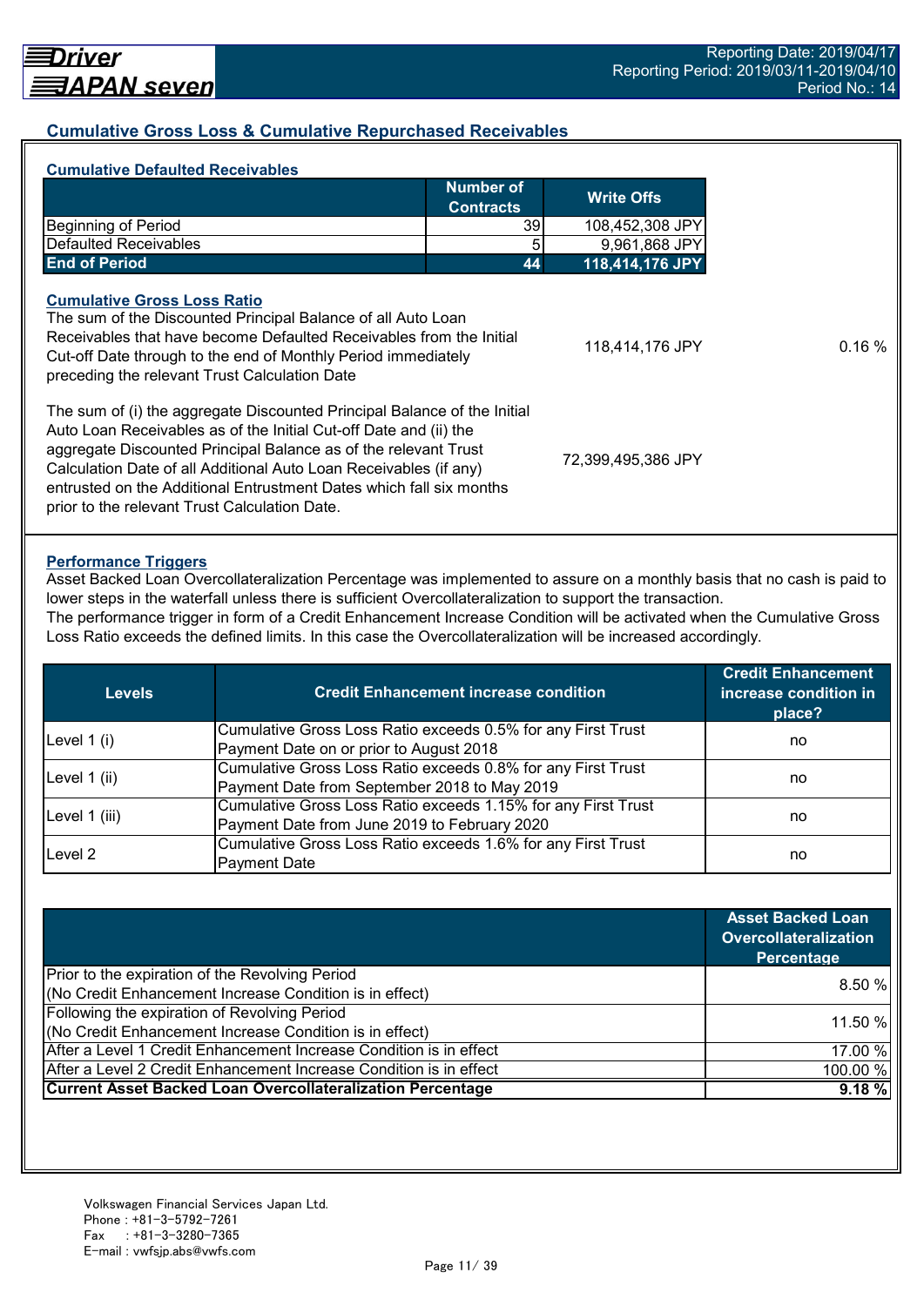## Cumulative Gross Loss & Cumulative Repurchased Receivables

### Cumulative Defaulted Receivables

| | Number of Contracts | Write Offs |
|---|---|---|
| Beginning of Period | 39 | 108,452,308 JPY |
| Defaulted Receivables | 5 | 9,961,868 JPY |
| **End of Period** | **44** | **118,414,176 JPY** |

### Cumulative Gross Loss Ratio

| | | |
|---|---|---|
| The sum of the Discounted Principal Balance of all Auto Loan Receivables that have become Defaulted Receivables from the Initial Cut-off Date through to the end of Monthly Period immediately preceding the relevant Trust Calculation Date | 118,414,176 JPY | 0.16 % |
| The sum of (i) the aggregate Discounted Principal Balance of the Initial Auto Loan Receivables as of the Initial Cut-off Date and (ii) the aggregate Discounted Principal Balance as of the relevant Trust Calculation Date of all Additional Auto Loan Receivables (if any) entrusted on the Additional Entrustment Dates which fall six months prior to the relevant Trust Calculation Date. | 72,399,495,386 JPY | |

### Performance Triggers

Asset Backed Loan Overcollateralization Percentage was implemented to assure on a monthly basis that no cash is paid to lower steps in the waterfall unless there is sufficient Overcollateralization to support the transaction.
The performance trigger in form of a Credit Enhancement Increase Condition will be activated when the Cumulative Gross Loss Ratio exceeds the defined limits. In this case the Overcollateralization will be increased accordingly.

| Levels | Credit Enhancement increase condition | Credit Enhancement increase condition in place? |
|---|---|---|
| Level 1 (i) | Cumulative Gross Loss Ratio exceeds 0.5% for any First Trust Payment Date on or prior to August 2018 | no |
| Level 1 (ii) | Cumulative Gross Loss Ratio exceeds 0.8% for any First Trust Payment Date from September 2018 to May 2019 | no |
| Level 1 (iii) | Cumulative Gross Loss Ratio exceeds 1.15% for any First Trust Payment Date from June 2019 to February 2020 | no |
| Level 2 | Cumulative Gross Loss Ratio exceeds 1.6% for any First Trust Payment Date | no |

| | Asset Backed Loan Overcollateralization Percentage |
|---|---|
| Prior to the expiration of the Revolving Period (No Credit Enhancement Increase Condition is in effect) | 8.50 % |
| Following the expiration of Revolving Period (No Credit Enhancement Increase Condition is in effect) | 11.50 % |
| After a Level 1 Credit Enhancement Increase Condition is in effect | 17.00 % |
| After a Level 2 Credit Enhancement Increase Condition is in effect | 100.00 % |
| **Current Asset Backed Loan Overcollateralization Percentage** | **9.18 %** |

Volkswagen Financial Services Japan Ltd.
Phone : +81-3-5792-7261
Fax : +81-3-3280-7365
E-mail : vwfsjp.abs@vwfs.com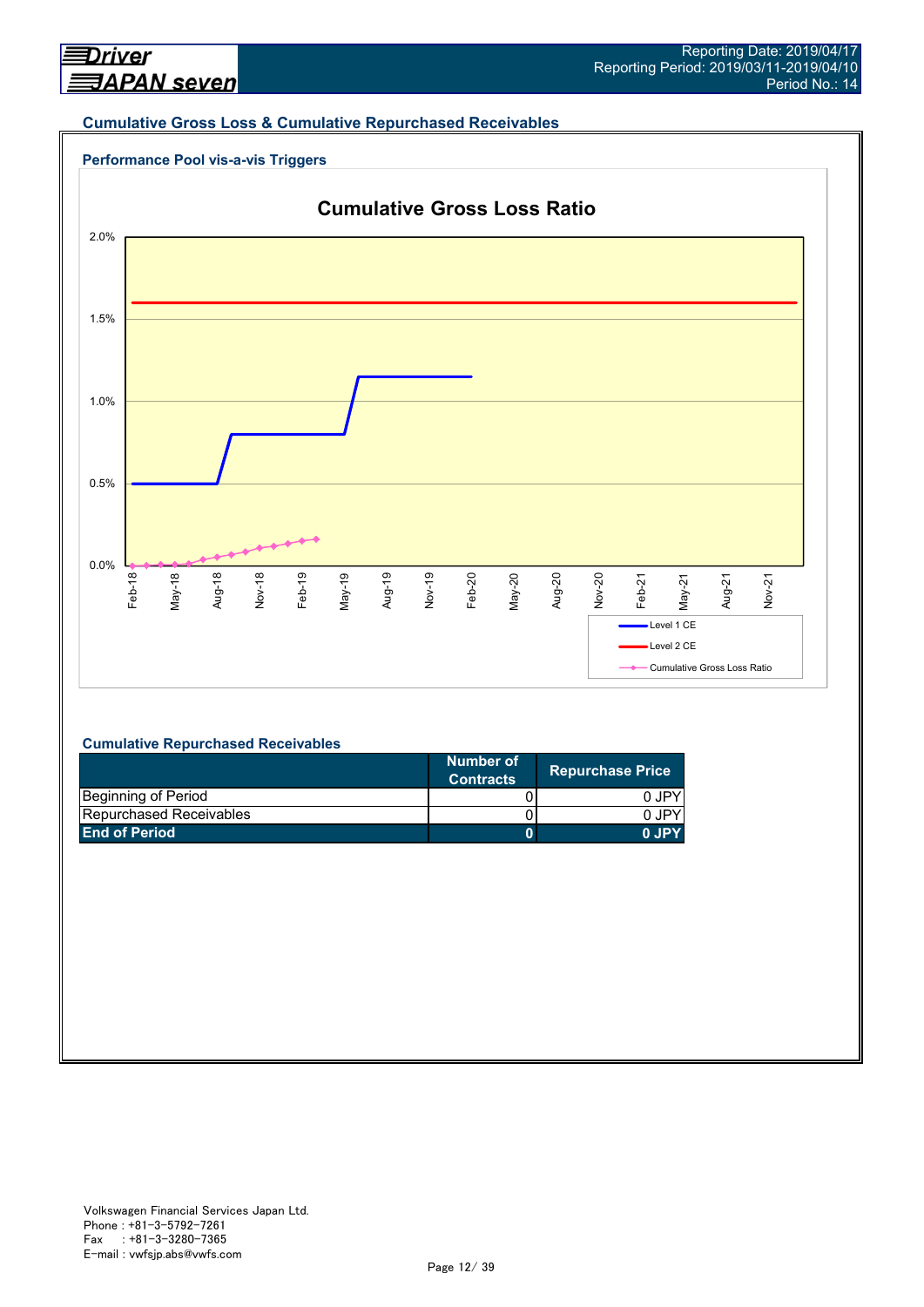## Cumulative Gross Loss & Cumulative Repurchased Receivables

### Performance Pool vis-a-vis Triggers

**Cumulative Gross Loss Ratio**

2.0%
1.5%
1.0%
0.5%
0.0%

Feb-18, May-18, Aug-18, Nov-18, Feb-19, May-19, Aug-19, Nov-19, Feb-20, May-20, Aug-20, Nov-20, Feb-21, May-21, Aug-21, Nov-21

Level 1 CE
Level 2 CE
Cumulative Gross Loss Ratio

### Cumulative Repurchased Receivables

| | Number of Contracts | Repurchase Price |
|---|---|---|
| Beginning of Period | 0 | 0 JPY |
| Repurchased Receivables | 0 | 0 JPY |
| **End of Period** | **0** | **0 JPY** |

Volkswagen Financial Services Japan Ltd.
Phone : +81-3-5792-7261
Fax : +81-3-3280-7365
E-mail : vwfsjp.abs@vwfs.com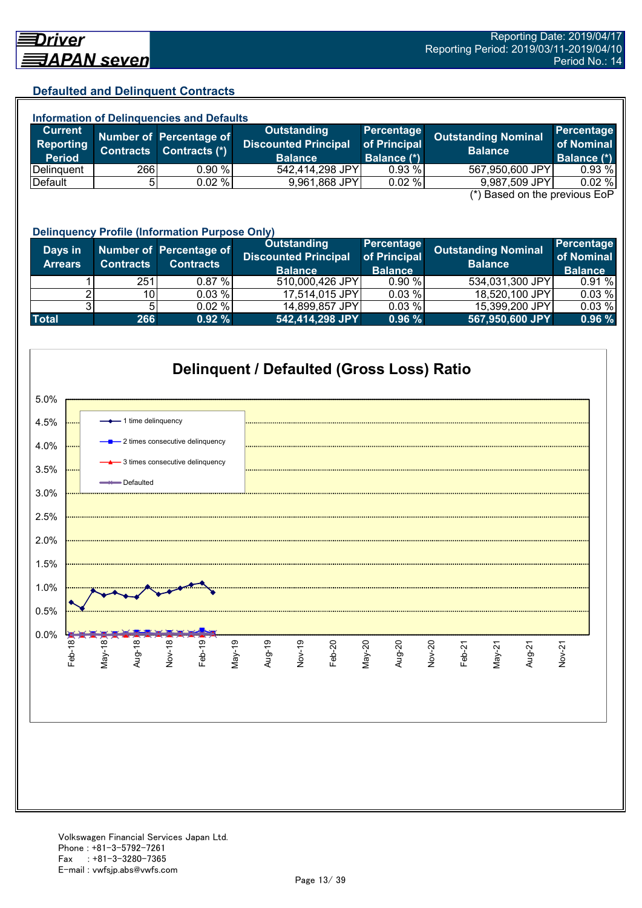## Defaulted and Delinquent Contracts

### Information of Delinquencies and Defaults

| Current Reporting Period | Number of Contracts | Percentage of Contracts (*) | Outstanding Discounted Principal Balance | Percentage of Principal Balance (*) | Outstanding Nominal Balance | Percentage of Nominal Balance (*) |
|---|---|---|---|---|---|---|
| Delinquent | 266 | 0.90 % | 542,414,298 JPY | 0.93 % | 567,950,600 JPY | 0.93 % |
| Default | 5 | 0.02 % | 9,961,868 JPY | 0.02 % | 9,987,509 JPY | 0.02 % |

(*) Based on the previous EoP

### Delinquency Profile (Information Purpose Only)

| Days in Arrears | Number of Contracts | Percentage of Contracts | Outstanding Discounted Principal Balance | Percentage of Principal Balance | Outstanding Nominal Balance | Percentage of Nominal Balance |
|---|---|---|---|---|---|---|
| 1 | 251 | 0.87 % | 510,000,426 JPY | 0.90 % | 534,031,300 JPY | 0.91 % |
| 2 | 10 | 0.03 % | 17,514,015 JPY | 0.03 % | 18,520,100 JPY | 0.03 % |
| 3 | 5 | 0.02 % | 14,899,857 JPY | 0.03 % | 15,399,200 JPY | 0.03 % |
| **Total** | **266** | **0.92 %** | **542,414,298 JPY** | **0.96 %** | **567,950,600 JPY** | **0.96 %** |

### Delinquent / Defaulted (Gross Loss) Ratio

Legend: 1 time delinquency; 2 times consecutive delinquency; 3 times consecutive delinquency; Defaulted

Y-axis: 0.0% – 5.0%; X-axis: Feb-18 – Nov-21

Volkswagen Financial Services Japan Ltd.
Phone : +81-3-5792-7261
Fax : +81-3-3280-7365
E-mail : vwfsjp.abs@vwfs.com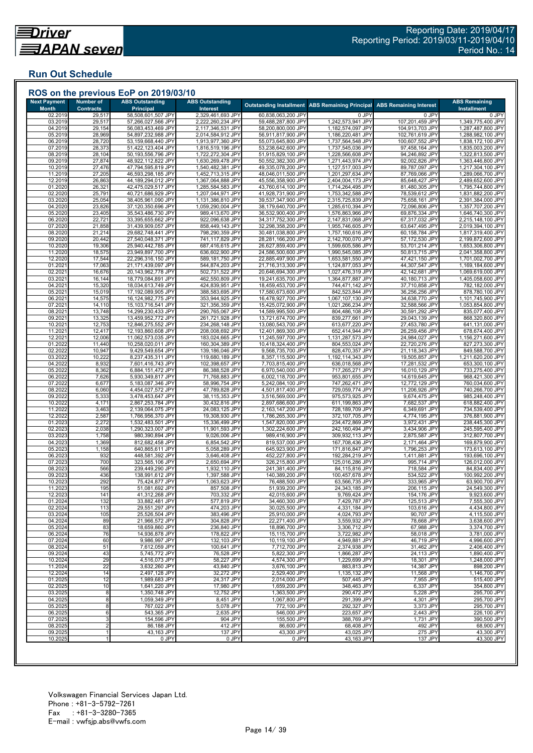## Run Out Schedule

### ROS on the previous EoP on 2019/03/10

| Next Payment Month | Number of Contracts | ABS Outstanding Principal | ABS Outstanding Interest | Outstanding Installment | ABS Remaining Principal | ABS Remaining Interest | ABS Remaining Installment |
|---|---|---|---|---|---|---|---|
| 02.2019 | 29,517 | 58,508,601,507 JPY | 2,329,461,693 JPY | 60,838,063,200 JPY | 0 JPY | 0 JPY | 0 JPY |
| 03.2019 | 29,517 | 57,266,027,566 JPY | 2,222,260,234 JPY | 59,488,287,800 JPY | 1,242,573,941 JPY | 107,201,459 JPY | 1,349,775,400 JPY |
| 04.2019 | 29,154 | 56,083,453,469 JPY | 2,117,346,531 JPY | 58,200,800,000 JPY | 1,182,574,097 JPY | 104,913,703 JPY | 1,287,487,800 JPY |
| 05.2019 | 28,969 | 54,897,232,988 JPY | 2,014,584,912 JPY | 56,911,817,900 JPY | 1,186,220,481 JPY | 102,761,619 JPY | 1,288,982,100 JPY |
| 06.2019 | 28,720 | 53,159,668,440 JPY | 1,913,977,360 JPY | 55,073,645,800 JPY | 1,737,564,548 JPY | 100,607,552 JPY | 1,838,172,100 JPY |
| 07.2019 | 28,373 | 51,422,123,404 JPY | 1,816,519,196 JPY | 53,238,642,600 JPY | 1,737,545,036 JPY | 97,458,164 JPY | 1,835,003,200 JPY |
| 08.2019 | 28,104 | 50,193,556,796 JPY | 1,722,272,304 JPY | 51,915,829,100 JPY | 1,228,566,608 JPY | 94,246,892 JPY | 1,322,813,500 JPY |
| 09.2019 | 27,874 | 48,922,112,822 JPY | 1,630,269,478 JPY | 50,552,382,300 JPY | 1,271,443,974 JPY | 92,002,826 JPY | 1,363,446,800 JPY |
| 10.2019 | 27,476 | 47,794,595,819 JPY | 1,540,482,381 JPY | 49,335,078,200 JPY | 1,127,517,003 JPY | 89,787,097 JPY | 1,217,304,100 JPY |
| 11.2019 | 27,205 | 46,593,298,185 JPY | 1,452,713,315 JPY | 48,046,011,500 JPY | 1,201,297,634 JPY | 87,769,066 JPY | 1,289,066,700 JPY |
| 12.2019 | 26,863 | 44,189,294,012 JPY | 1,367,064,888 JPY | 45,556,358,900 JPY | 2,404,004,173 JPY | 85,648,427 JPY | 2,489,652,600 JPY |
| 01.2020 | 26,321 | 42,475,029,517 JPY | 1,285,584,583 JPY | 43,760,614,100 JPY | 1,714,264,495 JPY | 81,480,305 JPY | 1,795,744,800 JPY |
| 02.2020 | 25,791 | 40,721,686,929 JPY | 1,207,044,971 JPY | 41,928,731,900 JPY | 1,753,342,588 JPY | 78,539,612 JPY | 1,831,882,200 JPY |
| 03.2020 | 25,054 | 38,405,961,090 JPY | 1,131,386,810 JPY | 39,537,347,900 JPY | 2,315,725,839 JPY | 75,658,161 JPY | 2,391,384,000 JPY |
| 04.2020 | 23,826 | 37,120,350,696 JPY | 1,059,290,004 JPY | 38,179,640,700 JPY | 1,285,610,394 JPY | 72,096,806 JPY | 1,357,707,200 JPY |
| 05.2020 | 23,405 | 35,543,486,730 JPY | 989,413,670 JPY | 36,532,900,400 JPY | 1,576,863,966 JPY | 69,876,334 JPY | 1,646,740,300 JPY |
| 06.2020 | 22,721 | 33,395,655,662 JPY | 922,096,638 JPY | 34,317,752,300 JPY | 2,147,831,068 JPY | 67,317,032 JPY | 2,215,148,100 JPY |
| 07.2020 | 21,858 | 31,439,909,057 JPY | 858,449,143 JPY | 32,298,358,200 JPY | 1,955,746,605 JPY | 63,647,495 JPY | 2,019,394,100 JPY |
| 08.2020 | 21,214 | 29,682,748,441 JPY | 798,290,359 JPY | 30,481,038,800 JPY | 1,757,160,616 JPY | 60,158,784 JPY | 1,817,319,400 JPY |
| 09.2020 | 20,442 | 27,540,048,371 JPY | 741,117,829 JPY | 28,281,166,200 JPY | 2,142,700,070 JPY | 57,172,530 JPY | 2,199,872,600 JPY |
| 10.2020 | 19,306 | 25,940,442,785 JPY | 687,416,615 JPY | 26,627,859,400 JPY | 1,599,605,586 JPY | 53,701,214 JPY | 1,653,306,800 JPY |
| 11.2020 | 18,575 | 23,949,897,700 JPY | 636,602,900 JPY | 24,586,500,600 JPY | 1,990,545,085 JPY | 50,813,715 JPY | 2,041,358,800 JPY |
| 12.2020 | 17,544 | 22,296,316,150 JPY | 589,181,750 JPY | 22,885,497,900 JPY | 1,653,581,550 JPY | 47,421,150 JPY | 1,701,002,700 JPY |
| 01.2021 | 17,063 | 21,171,439,097 JPY | 544,874,203 JPY | 21,716,313,300 JPY | 1,124,877,053 JPY | 44,307,547 JPY | 1,169,184,600 JPY |
| 02.2021 | 16,676 | 20,143,962,778 JPY | 502,731,522 JPY | 20,646,694,300 JPY | 1,027,476,319 JPY | 42,142,681 JPY | 1,069,619,000 JPY |
| 03.2021 | 16,144 | 18,779,084,891 JPY | 462,550,809 JPY | 19,241,635,700 JPY | 1,364,877,887 JPY | 40,180,713 JPY | 1,405,058,600 JPY |
| 04.2021 | 15,320 | 18,034,613,749 JPY | 424,839,951 JPY | 18,459,453,700 JPY | 744,471,142 JPY | 37,710,858 JPY | 782,182,000 JPY |
| 05.2021 | 15,019 | 17,192,089,905 JPY | 388,583,695 JPY | 17,580,673,600 JPY | 842,523,844 JPY | 36,256,256 JPY | 878,780,100 JPY |
| 06.2021 | 14,575 | 16,124,982,775 JPY | 353,944,925 JPY | 16,478,927,700 JPY | 1,067,107,130 JPY | 34,638,770 JPY | 1,101,745,900 JPY |
| 07.2021 | 14,110 | 15,103,716,541 JPY | 321,356,359 JPY | 15,425,072,900 JPY | 1,021,266,234 JPY | 32,588,566 JPY | 1,053,854,800 JPY |
| 08.2021 | 13,748 | 14,299,230,433 JPY | 290,765,067 JPY | 14,589,995,500 JPY | 804,486,108 JPY | 30,591,292 JPY | 835,077,400 JPY |
| 09.2021 | 13,325 | 13,459,952,772 JPY | 261,721,928 JPY | 13,721,674,700 JPY | 839,277,661 JPY | 29,043,139 JPY | 868,320,800 JPY |
| 10.2021 | 12,753 | 12,846,275,552 JPY | 234,268,148 JPY | 13,080,543,700 JPY | 613,677,220 JPY | 27,453,780 JPY | 641,131,000 JPY |
| 11.2021 | 12,417 | 12,193,860,608 JPY | 208,008,692 JPY | 12,401,869,300 JPY | 652,414,944 JPY | 26,259,456 JPY | 678,674,400 JPY |
| 12.2021 | 12,006 | 11,062,573,035 JPY | 183,024,665 JPY | 11,245,597,700 JPY | 1,131,287,573 JPY | 24,984,027 JPY | 1,156,271,600 JPY |
| 01.2022 | 11,440 | 10,258,020,011 JPY | 160,304,389 JPY | 10,418,324,400 JPY | 804,553,024 JPY | 22,720,276 JPY | 827,273,300 JPY |
| 02.2022 | 10,947 | 9,429,549,654 JPY | 139,186,046 JPY | 9,568,735,700 JPY | 828,470,357 JPY | 21,118,343 JPY | 849,588,700 JPY |
| 03.2022 | 10,222 | 8,237,435,311 JPY | 119,680,189 JPY | 8,357,115,500 JPY | 1,192,114,343 JPY | 19,505,857 JPY | 1,211,620,200 JPY |
| 04.2022 | 8,932 | 7,601,416,743 JPY | 102,398,657 JPY | 7,703,815,400 JPY | 636,018,568 JPY | 17,281,532 JPY | 653,300,100 JPY |
| 05.2022 | 8,362 | 6,884,151,472 JPY | 86,388,528 JPY | 6,970,540,000 JPY | 717,265,271 JPY | 16,010,129 JPY | 733,275,400 JPY |
| 06.2022 | 7,626 | 5,930,349,817 JPY | 71,768,883 JPY | 6,002,118,700 JPY | 953,801,655 JPY | 14,619,645 JPY | 968,421,300 JPY |
| 07.2022 | 6,677 | 5,183,087,346 JPY | 58,996,754 JPY | 5,242,084,100 JPY | 747,262,471 JPY | 12,772,129 JPY | 760,034,600 JPY |
| 08.2022 | 6,060 | 4,454,027,572 JPY | 47,789,828 JPY | 4,501,817,400 JPY | 729,059,774 JPY | 11,206,926 JPY | 740,266,700 JPY |
| 09.2022 | 5,333 | 3,478,453,647 JPY | 38,115,353 JPY | 3,516,569,000 JPY | 975,573,925 JPY | 9,674,475 JPY | 985,248,400 JPY |
| 10.2022 | 4,171 | 2,867,253,784 JPY | 30,432,816 JPY | 2,897,686,600 JPY | 611,199,863 JPY | 7,682,537 JPY | 618,882,400 JPY |
| 11.2022 | 3,463 | 2,139,064,075 JPY | 24,083,125 JPY | 2,163,147,200 JPY | 728,189,709 JPY | 6,349,691 JPY | 734,539,400 JPY |
| 12.2022 | 2,587 | 1,766,956,370 JPY | 19,308,930 JPY | 1,786,265,300 JPY | 372,107,705 JPY | 4,774,195 JPY | 376,881,900 JPY |
| 01.2023 | 2,272 | 1,532,483,501 JPY | 15,336,499 JPY | 1,547,820,000 JPY | 234,472,869 JPY | 3,972,431 JPY | 238,445,300 JPY |
| 02.2023 | 2,038 | 1,290,323,007 JPY | 11,901,593 JPY | 1,302,224,600 JPY | 242,160,494 JPY | 3,434,906 JPY | 245,595,400 JPY |
| 03.2023 | 1,758 | 980,390,894 JPY | 9,026,006 JPY | 989,416,900 JPY | 309,932,113 JPY | 2,875,587 JPY | 312,807,700 JPY |
| 04.2023 | 1,369 | 812,682,458 JPY | 6,854,542 JPY | 819,537,000 JPY | 167,708,436 JPY | 2,171,464 JPY | 169,879,900 JPY |
| 05.2023 | 1,158 | 640,865,611 JPY | 5,058,289 JPY | 645,923,900 JPY | 171,816,847 JPY | 1,796,253 JPY | 173,613,100 JPY |
| 06.2023 | 932 | 448,581,392 JPY | 3,646,408 JPY | 452,227,800 JPY | 192,284,219 JPY | 1,411,881 JPY | 193,696,100 JPY |
| 07.2023 | 700 | 323,565,106 JPY | 2,650,694 JPY | 326,215,800 JPY | 125,016,286 JPY | 995,714 JPY | 126,012,000 JPY |
| 08.2023 | 566 | 239,449,290 JPY | 1,932,110 JPY | 241,381,400 JPY | 84,115,816 JPY | 718,584 JPY | 84,834,400 JPY |
| 09.2023 | 436 | 138,991,612 JPY | 1,397,588 JPY | 140,389,200 JPY | 100,457,678 JPY | 534,522 JPY | 100,992,200 JPY |
| 10.2023 | 292 | 75,424,877 JPY | 1,063,623 JPY | 76,488,500 JPY | 63,566,735 JPY | 333,965 JPY | 63,900,700 JPY |
| 11.2023 | 195 | 51,081,692 JPY | 857,508 JPY | 51,939,200 JPY | 24,343,185 JPY | 206,115 JPY | 24,549,300 JPY |
| 12.2023 | 141 | 41,312,268 JPY | 703,332 JPY | 42,015,600 JPY | 9,769,424 JPY | 154,176 JPY | 9,923,600 JPY |
| 01.2024 | 132 | 33,882,481 JPY | 577,819 JPY | 34,460,300 JPY | 7,429,787 JPY | 125,513 JPY | 7,555,300 JPY |
| 02.2024 | 113 | 29,551,297 JPY | 474,203 JPY | 30,025,500 JPY | 4,331,184 JPY | 103,616 JPY | 4,434,800 JPY |
| 03.2024 | 105 | 25,526,504 JPY | 383,496 JPY | 25,910,000 JPY | 4,024,793 JPY | 90,707 JPY | 4,115,500 JPY |
| 04.2024 | 89 | 21,966,572 JPY | 304,828 JPY | 22,271,400 JPY | 3,559,932 JPY | 78,668 JPY | 3,638,600 JPY |
| 05.2024 | 83 | 18,659,860 JPY | 236,840 JPY | 18,896,700 JPY | 3,306,712 JPY | 67,988 JPY | 3,374,700 JPY |
| 06.2024 | 76 | 14,936,878 JPY | 178,822 JPY | 15,115,700 JPY | 3,722,982 JPY | 58,018 JPY | 3,781,000 JPY |
| 07.2024 | 60 | 9,986,997 JPY | 132,103 JPY | 10,119,100 JPY | 4,949,881 JPY | 46,719 JPY | 4,996,600 JPY |
| 08.2024 | 51 | 7,612,059 JPY | 100,641 JPY | 7,712,700 JPY | 2,374,938 JPY | 31,462 JPY | 2,406,400 JPY |
| 09.2024 | 43 | 5,745,772 JPY | 76,528 JPY | 5,822,300 JPY | 1,866,287 JPY | 24,113 JPY | 1,890,400 JPY |
| 10.2024 | 29 | 4,516,073 JPY | 58,227 JPY | 4,574,300 JPY | 1,229,699 JPY | 18,301 JPY | 1,248,000 JPY |
| 11.2024 | 22 | 3,632,260 JPY | 43,840 JPY | 3,676,100 JPY | 883,813 JPY | 14,387 JPY | 898,200 JPY |
| 12.2024 | 14 | 2,497,128 JPY | 32,272 JPY | 2,529,400 JPY | 1,135,132 JPY | 11,568 JPY | 1,146,700 JPY |
| 01.2025 | 12 | 1,989,683 JPY | 24,317 JPY | 2,014,000 JPY | 507,445 JPY | 7,955 JPY | 515,400 JPY |
| 02.2025 | 10 | 1,641,220 JPY | 17,980 JPY | 1,659,200 JPY | 348,463 JPY | 6,337 JPY | 354,800 JPY |
| 03.2025 | 8 | 1,350,748 JPY | 12,752 JPY | 1,363,500 JPY | 290,472 JPY | 5,228 JPY | 295,700 JPY |
| 04.2025 | 8 | 1,059,349 JPY | 8,451 JPY | 1,067,800 JPY | 291,399 JPY | 4,301 JPY | 295,700 JPY |
| 05.2025 | 8 | 767,022 JPY | 5,078 JPY | 772,100 JPY | 292,327 JPY | 3,373 JPY | 295,700 JPY |
| 06.2025 | 6 | 543,365 JPY | 2,635 JPY | 546,000 JPY | 223,657 JPY | 2,443 JPY | 226,100 JPY |
| 07.2025 | 3 | 154,596 JPY | 904 JPY | 155,500 JPY | 388,769 JPY | 1,731 JPY | 390,500 JPY |
| 08.2025 | 2 | 86,188 JPY | 412 JPY | 86,600 JPY | 68,408 JPY | 492 JPY | 68,900 JPY |
| 09.2025 | 1 | 43,163 JPY | 137 JPY | 43,300 JPY | 43,025 JPY | 275 JPY | 43,300 JPY |
| 10.2025 | 1 | 0 JPY | 0 JPY | 0 JPY | 43,163 JPY | 137 JPY | 43,300 JPY |

Volkswagen Financial Services Japan Ltd.
Phone : +81-3-5792-7261
Fax : +81-3-3280-7365
E-mail : vwfsjp.abs@vwfs.com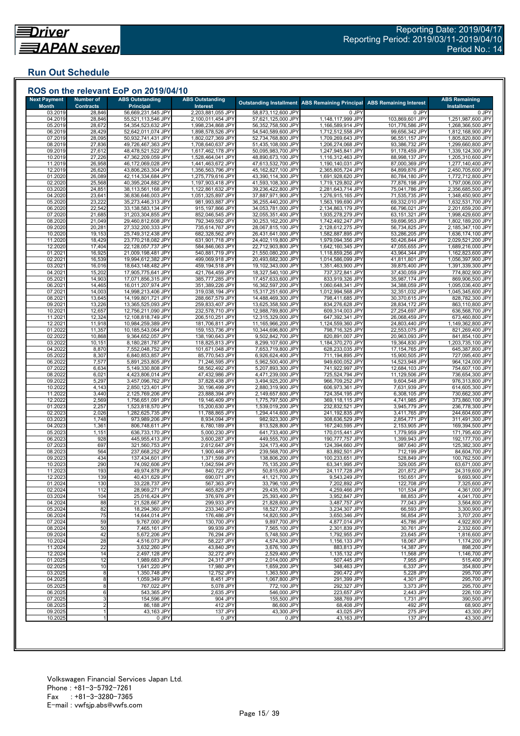## Run Out Schedule

### ROS on the relevant EoP on 2019/04/10

| Next Payment Month | Number of Contracts | ABS Outstanding Principal | ABS Outstanding Interest | Outstanding Installment | ABS Remaining Principal | ABS Remaining Interest | ABS Remaining Installment |
|---|---|---|---|---|---|---|---|
| 03.2019 | 28,846 | 56,669,231,545 JPY | 2,203,881,055 JPY | 58,873,112,600 JPY | 0 JPY | 0 JPY | 0 JPY |
| 04.2019 | 28,846 | 55,521,113,546 JPY | 2,100,011,454 JPY | 57,621,125,000 JPY | 1,148,117,999 JPY | 103,869,601 JPY | 1,251,987,600 JPY |
| 05.2019 | 28,672 | 54,354,523,632 JPY | 1,998,234,868 JPY | 56,352,758,500 JPY | 1,166,589,914 JPY | 101,776,586 JPY | 1,268,366,500 JPY |
| 06.2019 | 28,429 | 52,642,011,074 JPY | 1,898,578,526 JPY | 54,540,589,600 JPY | 1,712,512,558 JPY | 99,656,342 JPY | 1,812,168,900 JPY |
| 07.2019 | 28,095 | 50,932,741,431 JPY | 1,802,027,369 JPY | 52,734,768,800 JPY | 1,709,269,643 JPY | 96,551,157 JPY | 1,805,820,800 JPY |
| 08.2019 | 27,836 | 49,726,467,363 JPY | 1,708,640,637 JPY | 51,435,108,000 JPY | 1,206,274,068 JPY | 93,386,732 JPY | 1,299,660,800 JPY |
| 09.2019 | 27,612 | 48,478,521,522 JPY | 1,617,462,178 JPY | 50,095,983,700 JPY | 1,247,945,841 JPY | 91,178,459 JPY | 1,339,124,300 JPY |
| 10.2019 | 27,226 | 47,362,209,059 JPY | 1,528,464,041 JPY | 48,890,673,100 JPY | 1,116,312,463 JPY | 88,998,137 JPY | 1,205,310,600 JPY |
| 11.2019 | 26,958 | 46,172,069,028 JPY | 1,441,463,672 JPY | 47,613,532,700 JPY | 1,190,140,031 JPY | 87,000,369 JPY | 1,277,140,400 JPY |
| 12.2019 | 26,620 | 43,806,263,304 JPY | 1,356,563,796 JPY | 45,162,827,100 JPY | 2,365,805,724 JPY | 84,899,876 JPY | 2,450,705,600 JPY |
| 01.2020 | 26,089 | 42,114,334,684 JPY | 1,275,779,616 JPY | 43,390,114,300 JPY | 1,691,928,620 JPY | 80,784,180 JPY | 1,772,712,800 JPY |
| 02.2020 | 25,568 | 40,395,204,882 JPY | 1,197,903,418 JPY | 41,593,108,300 JPY | 1,719,129,802 JPY | 77,876,198 JPY | 1,797,006,000 JPY |
| 03.2020 | 24,851 | 38,113,561,168 JPY | 1,122,861,632 JPY | 39,236,422,800 JPY | 2,281,643,714 JPY | 75,041,786 JPY | 2,356,685,500 JPY |
| 04.2020 | 23,641 | 36,836,646,003 JPY | 1,051,325,897 JPY | 37,887,971,900 JPY | 1,276,915,165 JPY | 71,535,735 JPY | 1,348,450,900 JPY |
| 05.2020 | 23,222 | 35,273,446,313 JPY | 981,993,887 JPY | 36,255,440,200 JPY | 1,563,199,690 JPY | 69,332,010 JPY | 1,632,531,700 JPY |
| 06.2020 | 22,542 | 33,138,583,134 JPY | 915,197,866 JPY | 34,053,781,000 JPY | 2,134,863,179 JPY | 66,796,021 JPY | 2,201,659,200 JPY |
| 07.2020 | 21,685 | 31,203,304,855 JPY | 852,046,545 JPY | 32,055,351,400 JPY | 1,935,278,279 JPY | 63,151,321 JPY | 1,998,429,600 JPY |
| 08.2020 | 21,049 | 29,460,812,608 JPY | 792,349,592 JPY | 30,253,162,200 JPY | 1,742,492,247 JPY | 59,696,953 JPY | 1,802,189,200 JPY |
| 09.2020 | 20,281 | 27,332,200,333 JPY | 735,614,767 JPY | 28,067,815,100 JPY | 2,128,612,275 JPY | 56,734,825 JPY | 2,185,347,100 JPY |
| 10.2020 | 19,153 | 25,749,312,438 JPY | 682,328,562 JPY | 26,431,641,000 JPY | 1,582,887,895 JPY | 53,286,205 JPY | 1,636,174,100 JPY |
| 11.2020 | 18,429 | 23,770,218,082 JPY | 631,901,718 JPY | 24,402,119,800 JPY | 1,979,094,356 JPY | 50,426,844 JPY | 2,029,521,200 JPY |
| 12.2020 | 17,404 | 22,128,057,737 JPY | 584,846,063 JPY | 22,712,903,800 JPY | 1,642,160,345 JPY | 47,055,655 JPY | 1,689,216,000 JPY |
| 01.2021 | 16,925 | 21,009,198,481 JPY | 540,881,719 JPY | 21,550,080,200 JPY | 1,118,859,256 JPY | 43,964,344 JPY | 1,162,823,600 JPY |
| 02.2021 | 16,539 | 19,994,612,382 JPY | 499,069,918 JPY | 20,493,682,300 JPY | 1,014,586,099 JPY | 41,811,801 JPY | 1,056,397,900 JPY |
| 03.2021 | 16,016 | 18,643,148,482 JPY | 459,194,518 JPY | 19,102,343,000 JPY | 1,351,463,900 JPY | 39,875,400 JPY | 1,391,339,300 JPY |
| 04.2021 | 15,202 | 17,905,775,641 JPY | 421,764,459 JPY | 18,327,540,100 JPY | 737,372,841 JPY | 37,430,059 JPY | 774,802,900 JPY |
| 05.2021 | 14,903 | 17,071,856,315 JPY | 385,777,285 JPY | 17,457,633,600 JPY | 833,919,326 JPY | 35,987,174 JPY | 869,906,500 JPY |
| 06.2021 | 14,465 | 16,011,207,974 JPY | 351,389,226 JPY | 16,362,597,200 JPY | 1,060,648,341 JPY | 34,388,059 JPY | 1,095,036,400 JPY |
| 07.2021 | 14,003 | 14,998,213,406 JPY | 319,038,194 JPY | 15,317,251,600 JPY | 1,012,994,568 JPY | 32,351,032 JPY | 1,045,345,600 JPY |
| 08.2021 | 13,645 | 14,199,801,721 JPY | 288,667,579 JPY | 14,488,469,300 JPY | 798,411,685 JPY | 30,370,615 JPY | 828,782,300 JPY |
| 09.2021 | 13,226 | 13,365,525,093 JPY | 259,833,407 JPY | 13,625,358,500 JPY | 834,276,628 JPY | 28,834,172 JPY | 863,110,800 JPY |
| 10.2021 | 12,657 | 12,756,211,090 JPY | 232,578,710 JPY | 12,988,789,800 JPY | 609,314,003 JPY | 27,254,697 JPY | 636,568,700 JPY |
| 11.2021 | 12,324 | 12,108,818,749 JPY | 206,510,251 JPY | 12,315,329,000 JPY | 647,392,341 JPY | 26,068,459 JPY | 673,460,800 JPY |
| 12.2021 | 11,918 | 10,984,259,389 JPY | 181,706,811 JPY | 11,165,966,200 JPY | 1,124,559,360 JPY | 24,803,440 JPY | 1,149,362,800 JPY |
| 01.2022 | 11,357 | 10,185,543,064 JPY | 159,153,736 JPY | 10,344,696,800 JPY | 798,716,325 JPY | 22,553,075 JPY | 821,269,400 JPY |
| 02.2022 | 10,868 | 9,364,652,057 JPY | 138,190,643 JPY | 9,502,842,700 JPY | 820,891,007 JPY | 20,963,093 JPY | 841,854,100 JPY |
| 03.2022 | 10,151 | 8,180,281,787 JPY | 118,825,813 JPY | 8,299,107,600 JPY | 1,184,370,270 JPY | 19,364,830 JPY | 1,203,735,100 JPY |
| 04.2022 | 8,870 | 7,552,048,752 JPY | 101,671,048 JPY | 7,653,719,800 JPY | 628,233,035 JPY | 17,154,765 JPY | 645,387,800 JPY |
| 05.2022 | 8,307 | 6,840,853,857 JPY | 85,770,543 JPY | 6,926,624,400 JPY | 711,194,895 JPY | 15,900,505 JPY | 727,095,400 JPY |
| 06.2022 | 7,577 | 5,891,253,805 JPY | 71,246,595 JPY | 5,962,500,400 JPY | 949,600,052 JPY | 14,523,948 JPY | 964,124,000 JPY |
| 07.2022 | 6,634 | 5,149,330,808 JPY | 58,562,492 JPY | 5,207,893,300 JPY | 741,922,997 JPY | 12,684,103 JPY | 754,607,100 JPY |
| 08.2022 | 6,021 | 4,423,806,014 JPY | 47,432,986 JPY | 4,471,239,000 JPY | 725,524,794 JPY | 11,129,506 JPY | 736,654,300 JPY |
| 09.2022 | 5,297 | 3,457,096,762 JPY | 37,828,438 JPY | 3,494,925,200 JPY | 966,709,252 JPY | 9,604,548 JPY | 976,313,800 JPY |
| 10.2022 | 4,143 | 2,850,123,401 JPY | 30,196,499 JPY | 2,880,319,900 JPY | 606,973,361 JPY | 7,631,939 JPY | 614,605,300 JPY |
| 11.2022 | 3,440 | 2,125,769,206 JPY | 23,888,394 JPY | 2,149,657,600 JPY | 724,354,195 JPY | 6,308,105 JPY | 730,662,300 JPY |
| 12.2022 | 2,569 | 1,756,651,091 JPY | 19,146,409 JPY | 1,775,797,500 JPY | 369,118,115 JPY | 4,741,985 JPY | 373,860,100 JPY |
| 01.2023 | 2,257 | 1,523,818,570 JPY | 15,200,630 JPY | 1,539,019,200 JPY | 232,832,521 JPY | 3,945,779 JPY | 236,778,300 JPY |
| 02.2023 | 2,026 | 1,282,625,735 JPY | 11,788,865 JPY | 1,294,414,600 JPY | 241,192,835 JPY | 3,411,765 JPY | 244,604,600 JPY |
| 03.2023 | 1,748 | 973,989,206 JPY | 8,934,094 JPY | 982,923,300 JPY | 308,636,529 JPY | 2,854,771 JPY | 311,491,300 JPY |
| 04.2023 | 1,361 | 806,748,611 JPY | 6,780,189 JPY | 813,528,800 JPY | 167,240,595 JPY | 2,153,905 JPY | 169,394,500 JPY |
| 05.2023 | 1,151 | 636,733,170 JPY | 5,000,230 JPY | 641,733,400 JPY | 170,015,441 JPY | 1,779,959 JPY | 171,795,400 JPY |
| 06.2023 | 928 | 445,955,413 JPY | 3,600,287 JPY | 449,555,700 JPY | 190,777,757 JPY | 1,399,943 JPY | 192,177,700 JPY |
| 07.2023 | 697 | 321,560,753 JPY | 2,612,647 JPY | 324,173,400 JPY | 124,394,660 JPY | 987,640 JPY | 125,382,300 JPY |
| 08.2023 | 564 | 237,668,252 JPY | 1,900,448 JPY | 239,568,700 JPY | 83,892,501 JPY | 712,199 JPY | 84,604,700 JPY |
| 09.2023 | 434 | 137,434,601 JPY | 1,371,599 JPY | 138,806,200 JPY | 100,233,651 JPY | 528,849 JPY | 100,762,500 JPY |
| 10.2023 | 290 | 74,092,606 JPY | 1,042,594 JPY | 75,135,200 JPY | 63,341,995 JPY | 329,005 JPY | 63,671,000 JPY |
| 11.2023 | 193 | 49,974,878 JPY | 840,722 JPY | 50,815,600 JPY | 24,117,728 JPY | 201,872 JPY | 24,319,600 JPY |
| 12.2023 | 139 | 40,431,629 JPY | 690,071 JPY | 41,121,700 JPY | 9,543,249 JPY | 150,651 JPY | 9,693,900 JPY |
| 01.2024 | 130 | 33,228,737 JPY | 567,363 JPY | 33,796,100 JPY | 7,202,892 JPY | 122,708 JPY | 7,325,600 JPY |
| 02.2024 | 112 | 28,969,271 JPY | 465,829 JPY | 29,435,100 JPY | 4,259,466 JPY | 101,534 JPY | 4,361,000 JPY |
| 03.2024 | 104 | 25,016,424 JPY | 376,976 JPY | 25,393,400 JPY | 3,952,847 JPY | 88,853 JPY | 4,041,700 JPY |
| 04.2024 | 88 | 21,528,667 JPY | 299,933 JPY | 21,828,600 JPY | 3,487,757 JPY | 77,043 JPY | 3,564,800 JPY |
| 05.2024 | 82 | 18,294,360 JPY | 233,340 JPY | 18,527,700 JPY | 3,234,307 JPY | 66,593 JPY | 3,300,900 JPY |
| 06.2024 | 75 | 14,644,014 JPY | 176,486 JPY | 14,820,500 JPY | 3,650,346 JPY | 56,854 JPY | 3,707,200 JPY |
| 07.2024 | 59 | 9,767,000 JPY | 130,700 JPY | 9,897,700 JPY | 4,877,014 JPY | 45,786 JPY | 4,922,800 JPY |
| 08.2024 | 50 | 7,465,161 JPY | 99,939 JPY | 7,565,100 JPY | 2,301,839 JPY | 30,761 JPY | 2,332,600 JPY |
| 09.2024 | 42 | 5,672,206 JPY | 76,294 JPY | 5,748,500 JPY | 1,792,955 JPY | 23,645 JPY | 1,816,600 JPY |
| 10.2024 | 28 | 4,516,073 JPY | 58,227 JPY | 4,574,300 JPY | 1,156,133 JPY | 18,067 JPY | 1,174,200 JPY |
| 11.2024 | 22 | 3,632,260 JPY | 43,840 JPY | 3,676,100 JPY | 883,813 JPY | 14,387 JPY | 898,200 JPY |
| 12.2024 | 14 | 2,497,128 JPY | 32,272 JPY | 2,529,400 JPY | 1,135,132 JPY | 11,568 JPY | 1,146,700 JPY |
| 01.2025 | 12 | 1,989,683 JPY | 24,317 JPY | 2,014,000 JPY | 507,445 JPY | 7,955 JPY | 515,400 JPY |
| 02.2025 | 10 | 1,641,220 JPY | 17,980 JPY | 1,659,200 JPY | 348,463 JPY | 6,337 JPY | 354,800 JPY |
| 03.2025 | 8 | 1,350,748 JPY | 12,752 JPY | 1,363,500 JPY | 290,472 JPY | 5,228 JPY | 295,700 JPY |
| 04.2025 | 8 | 1,059,349 JPY | 8,451 JPY | 1,067,800 JPY | 291,399 JPY | 4,301 JPY | 295,700 JPY |
| 05.2025 | 8 | 767,022 JPY | 5,078 JPY | 772,100 JPY | 292,327 JPY | 3,373 JPY | 295,700 JPY |
| 06.2025 | 6 | 543,365 JPY | 2,635 JPY | 546,000 JPY | 223,657 JPY | 2,443 JPY | 226,100 JPY |
| 07.2025 | 3 | 154,596 JPY | 904 JPY | 155,500 JPY | 388,769 JPY | 1,731 JPY | 390,500 JPY |
| 08.2025 | 2 | 86,188 JPY | 412 JPY | 86,600 JPY | 68,408 JPY | 492 JPY | 68,900 JPY |
| 09.2025 | 1 | 43,163 JPY | 137 JPY | 43,300 JPY | 43,025 JPY | 275 JPY | 43,300 JPY |
| 10.2025 | 1 | 0 JPY | 0 JPY | 0 JPY | 43,163 JPY | 137 JPY | 43,300 JPY |

Volkswagen Financial Services Japan Ltd.
Phone : +81-3-5792-7261
Fax : +81-3-3280-7365
E-mail : vwfsjp.abs@vwfs.com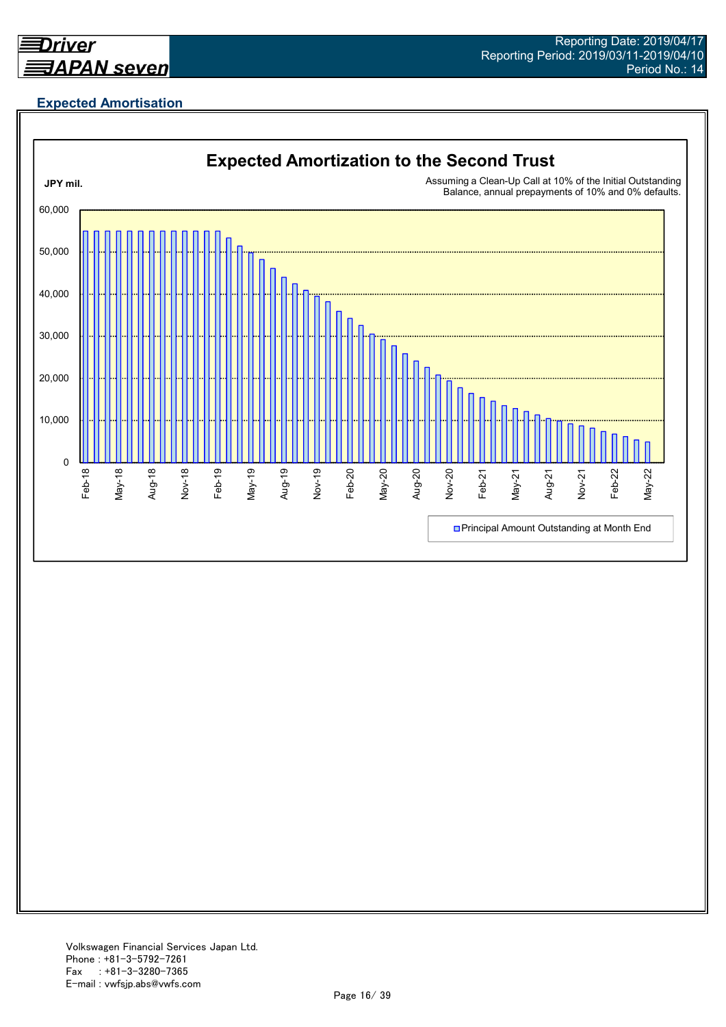## Expected Amortisation

**Expected Amortization to the Second Trust**

JPY mil.

Assuming a Clean-Up Call at 10% of the Initial Outstanding Balance, annual prepayments of 10% and 0% defaults.

Principal Amount Outstanding at Month End

Volkswagen Financial Services Japan Ltd.
Phone : +81-3-5792-7261
Fax : +81-3-3280-7365
E-mail : vwfsjp.abs@vwfs.com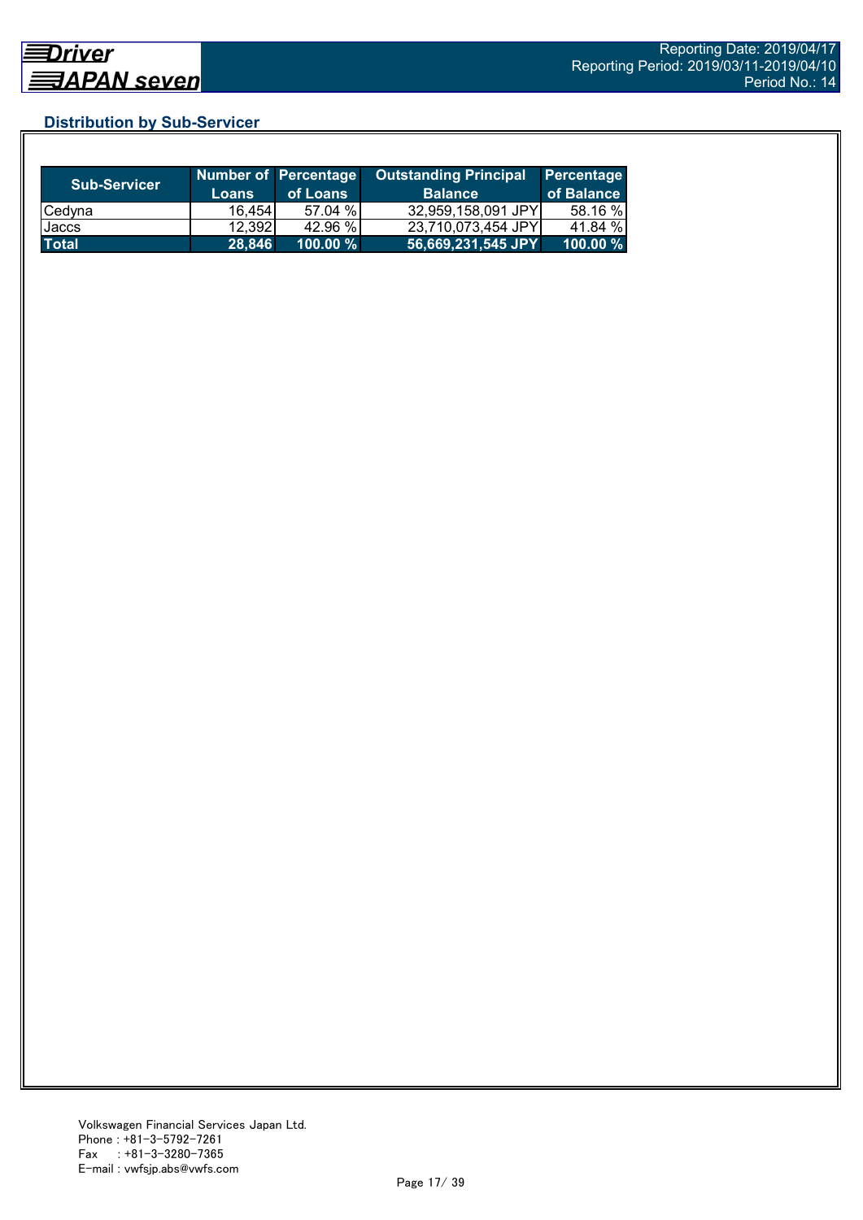## Distribution by Sub-Servicer

| Sub-Servicer | Number of Loans | Percentage of Loans | Outstanding Principal Balance | Percentage of Balance |
|---|---|---|---|---|
| Cedyna | 16,454 | 57.04 % | 32,959,158,091 JPY | 58.16 % |
| Jaccs | 12,392 | 42.96 % | 23,710,073,454 JPY | 41.84 % |
| **Total** | **28,846** | **100.00 %** | **56,669,231,545 JPY** | **100.00 %** |

Volkswagen Financial Services Japan Ltd.
Phone : +81-3-5792-7261
Fax : +81-3-3280-7365
E-mail : vwfsjp.abs@vwfs.com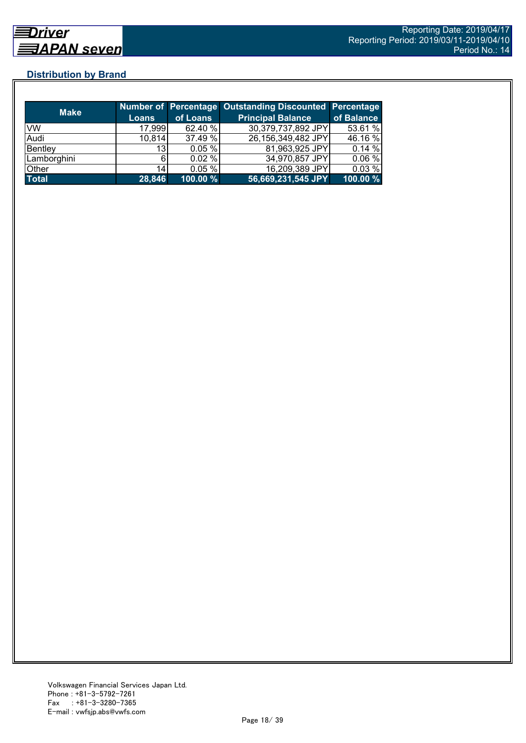## Distribution by Brand

| Make | Number of Loans | Percentage of Loans | Outstanding Discounted Principal Balance | Percentage of Balance |
|---|---|---|---|---|
| VW | 17,999 | 62.40 % | 30,379,737,892 JPY | 53.61 % |
| Audi | 10,814 | 37.49 % | 26,156,349,482 JPY | 46.16 % |
| Bentley | 13 | 0.05 % | 81,963,925 JPY | 0.14 % |
| Lamborghini | 6 | 0.02 % | 34,970,857 JPY | 0.06 % |
| Other | 14 | 0.05 % | 16,209,389 JPY | 0.03 % |
| **Total** | **28,846** | **100.00 %** | **56,669,231,545 JPY** | **100.00 %** |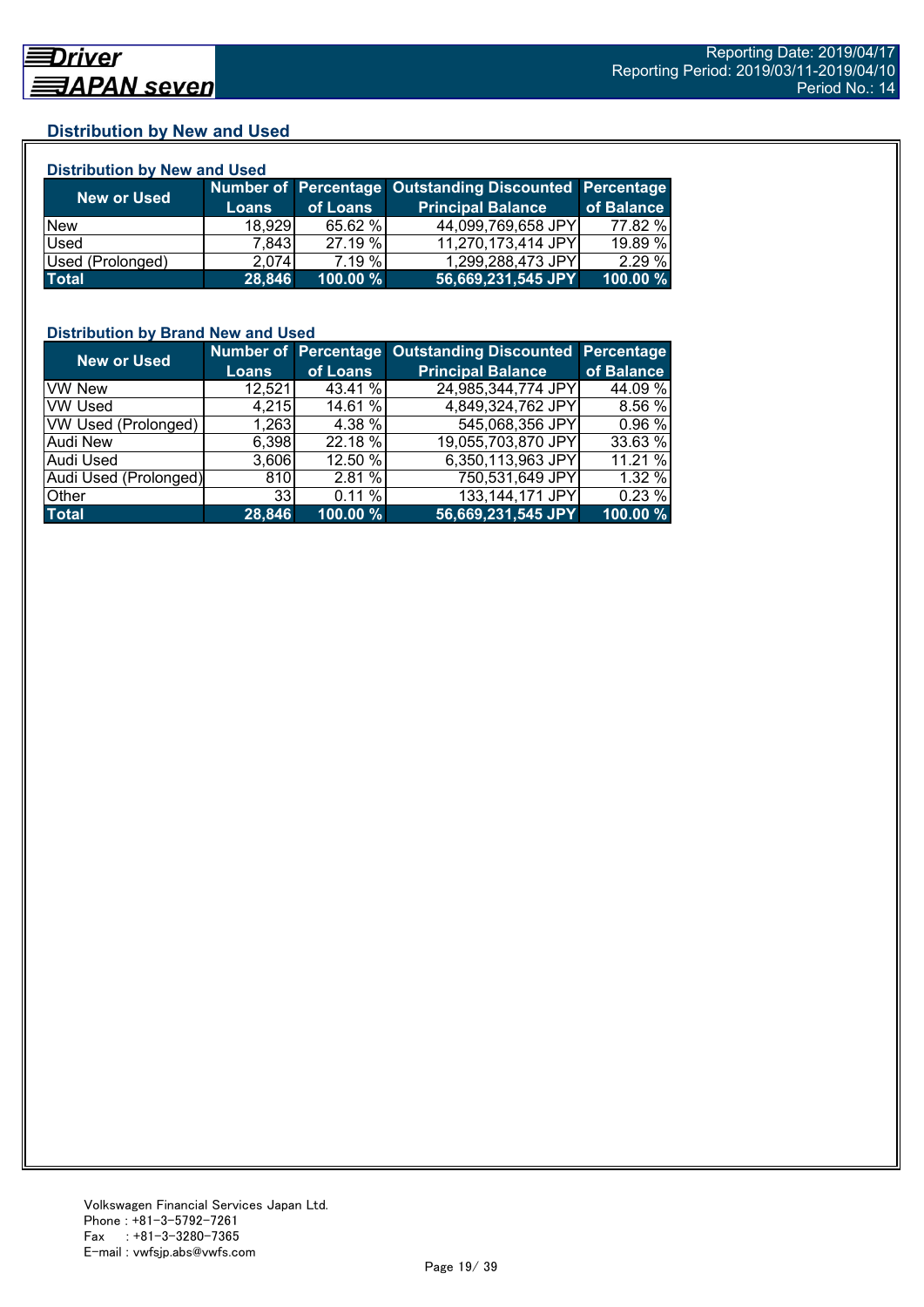## Distribution by New and Used

### Distribution by New and Used

| New or Used | Number of Loans | Percentage of Loans | Outstanding Discounted Principal Balance | Percentage of Balance |
|---|---|---|---|---|
| New | 18,929 | 65.62 % | 44,099,769,658 JPY | 77.82 % |
| Used | 7,843 | 27.19 % | 11,270,173,414 JPY | 19.89 % |
| Used (Prolonged) | 2,074 | 7.19 % | 1,299,288,473 JPY | 2.29 % |
| **Total** | **28,846** | **100.00 %** | **56,669,231,545 JPY** | **100.00 %** |

### Distribution by Brand New and Used

| New or Used | Number of Loans | Percentage of Loans | Outstanding Discounted Principal Balance | Percentage of Balance |
|---|---|---|---|---|
| VW New | 12,521 | 43.41 % | 24,985,344,774 JPY | 44.09 % |
| VW Used | 4,215 | 14.61 % | 4,849,324,762 JPY | 8.56 % |
| VW Used (Prolonged) | 1,263 | 4.38 % | 545,068,356 JPY | 0.96 % |
| Audi New | 6,398 | 22.18 % | 19,055,703,870 JPY | 33.63 % |
| Audi Used | 3,606 | 12.50 % | 6,350,113,963 JPY | 11.21 % |
| Audi Used (Prolonged) | 810 | 2.81 % | 750,531,649 JPY | 1.32 % |
| Other | 33 | 0.11 % | 133,144,171 JPY | 0.23 % |
| **Total** | **28,846** | **100.00 %** | **56,669,231,545 JPY** | **100.00 %** |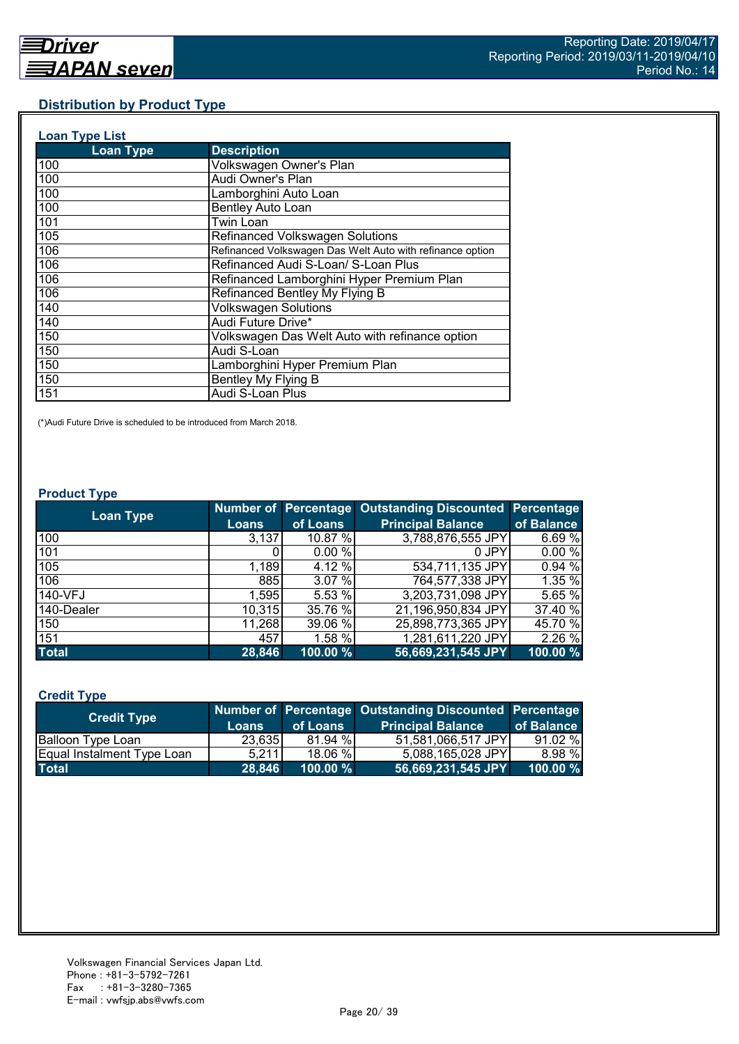## Distribution by Product Type

### Loan Type List

| Loan Type | Description |
|---|---|
| 100 | Volkswagen Owner's Plan |
| 100 | Audi Owner's Plan |
| 100 | Lamborghini Auto Loan |
| 100 | Bentley Auto Loan |
| 101 | Twin Loan |
| 105 | Refinanced Volkswagen Solutions |
| 106 | Refinanced Volkswagen Das Welt Auto with refinance option |
| 106 | Refinanced Audi S-Loan/ S-Loan Plus |
| 106 | Refinanced Lamborghini Hyper Premium Plan |
| 106 | Refinanced Bentley My Flying B |
| 140 | Volkswagen Solutions |
| 140 | Audi Future Drive* |
| 150 | Volkswagen Das Welt Auto with refinance option |
| 150 | Audi S-Loan |
| 150 | Lamborghini Hyper Premium Plan |
| 150 | Bentley My Flying B |
| 151 | Audi S-Loan Plus |

(*)Audi Future Drive is scheduled to be introduced from March 2018.

### Product Type

| Loan Type | Number of Loans | Percentage of Loans | Outstanding Discounted Principal Balance | Percentage of Balance |
|---|---|---|---|---|
| 100 | 3,137 | 10.87 % | 3,788,876,555 JPY | 6.69 % |
| 101 | 0 | 0.00 % | 0 JPY | 0.00 % |
| 105 | 1,189 | 4.12 % | 534,711,135 JPY | 0.94 % |
| 106 | 885 | 3.07 % | 764,577,338 JPY | 1.35 % |
| 140-VFJ | 1,595 | 5.53 % | 3,203,731,098 JPY | 5.65 % |
| 140-Dealer | 10,315 | 35.76 % | 21,196,950,834 JPY | 37.40 % |
| 150 | 11,268 | 39.06 % | 25,898,773,365 JPY | 45.70 % |
| 151 | 457 | 1.58 % | 1,281,611,220 JPY | 2.26 % |
| **Total** | **28,846** | **100.00 %** | **56,669,231,545 JPY** | **100.00 %** |

### Credit Type

| Credit Type | Number of Loans | Percentage of Loans | Outstanding Discounted Principal Balance | Percentage of Balance |
|---|---|---|---|---|
| Balloon Type Loan | 23,635 | 81.94 % | 51,581,066,517 JPY | 91.02 % |
| Equal Instalment Type Loan | 5,211 | 18.06 % | 5,088,165,028 JPY | 8.98 % |
| **Total** | **28,846** | **100.00 %** | **56,669,231,545 JPY** | **100.00 %** |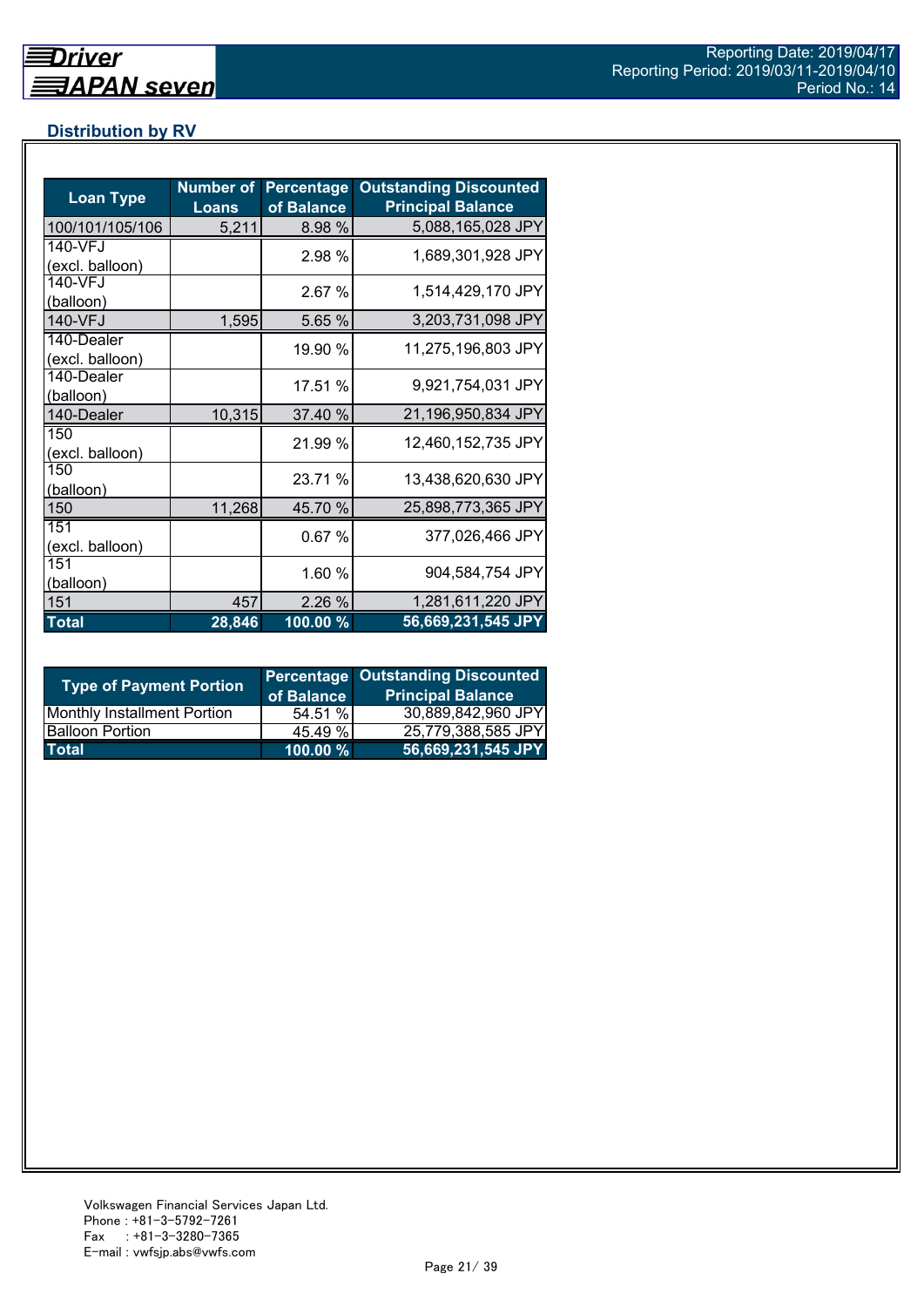## Distribution by RV

| Loan Type | Number of Loans | Percentage of Balance | Outstanding Discounted Principal Balance |
|---|---|---|---|
| 100/101/105/106 | 5,211 | 8.98 % | 5,088,165,028 JPY |
| 140-VFJ (excl. balloon) | | 2.98 % | 1,689,301,928 JPY |
| 140-VFJ (balloon) | | 2.67 % | 1,514,429,170 JPY |
| 140-VFJ | 1,595 | 5.65 % | 3,203,731,098 JPY |
| 140-Dealer (excl. balloon) | | 19.90 % | 11,275,196,803 JPY |
| 140-Dealer (balloon) | | 17.51 % | 9,921,754,031 JPY |
| 140-Dealer | 10,315 | 37.40 % | 21,196,950,834 JPY |
| 150 (excl. balloon) | | 21.99 % | 12,460,152,735 JPY |
| 150 (balloon) | | 23.71 % | 13,438,620,630 JPY |
| 150 | 11,268 | 45.70 % | 25,898,773,365 JPY |
| 151 (excl. balloon) | | 0.67 % | 377,026,466 JPY |
| 151 (balloon) | | 1.60 % | 904,584,754 JPY |
| 151 | 457 | 2.26 % | 1,281,611,220 JPY |
| **Total** | **28,846** | **100.00 %** | **56,669,231,545 JPY** |

| Type of Payment Portion | Percentage of Balance | Outstanding Discounted Principal Balance |
|---|---|---|
| Monthly Installment Portion | 54.51 % | 30,889,842,960 JPY |
| Balloon Portion | 45.49 % | 25,779,388,585 JPY |
| **Total** | **100.00 %** | **56,669,231,545 JPY** |

Volkswagen Financial Services Japan Ltd.
Phone : +81-3-5792-7261
Fax : +81-3-3280-7365
E-mail : vwfsjp.abs@vwfs.com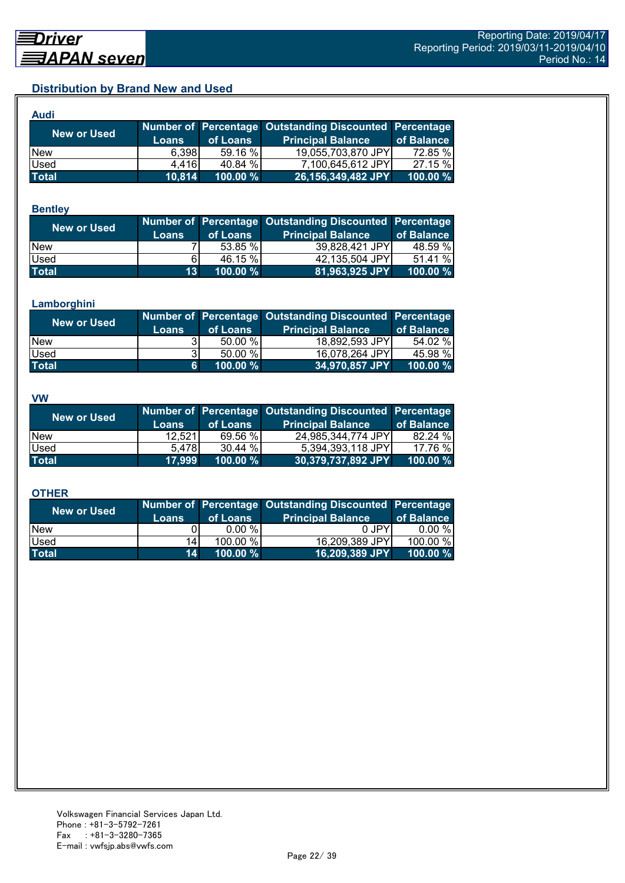## Distribution by Brand New and Used

### Audi

| New or Used | Number of Loans | Percentage of Loans | Outstanding Discounted Principal Balance | Percentage of Balance |
|---|---|---|---|---|
| New | 6,398 | 59.16 % | 19,055,703,870 JPY | 72.85 % |
| Used | 4,416 | 40.84 % | 7,100,645,612 JPY | 27.15 % |
| **Total** | **10,814** | **100.00 %** | **26,156,349,482 JPY** | **100.00 %** |

### Bentley

| New or Used | Number of Loans | Percentage of Loans | Outstanding Discounted Principal Balance | Percentage of Balance |
|---|---|---|---|---|
| New | 7 | 53.85 % | 39,828,421 JPY | 48.59 % |
| Used | 6 | 46.15 % | 42,135,504 JPY | 51.41 % |
| **Total** | **13** | **100.00 %** | **81,963,925 JPY** | **100.00 %** |

### Lamborghini

| New or Used | Number of Loans | Percentage of Loans | Outstanding Discounted Principal Balance | Percentage of Balance |
|---|---|---|---|---|
| New | 3 | 50.00 % | 18,892,593 JPY | 54.02 % |
| Used | 3 | 50.00 % | 16,078,264 JPY | 45.98 % |
| **Total** | **6** | **100.00 %** | **34,970,857 JPY** | **100.00 %** |

### VW

| New or Used | Number of Loans | Percentage of Loans | Outstanding Discounted Principal Balance | Percentage of Balance |
|---|---|---|---|---|
| New | 12,521 | 69.56 % | 24,985,344,774 JPY | 82.24 % |
| Used | 5,478 | 30.44 % | 5,394,393,118 JPY | 17.76 % |
| **Total** | **17,999** | **100.00 %** | **30,379,737,892 JPY** | **100.00 %** |

### OTHER

| New or Used | Number of Loans | Percentage of Loans | Outstanding Discounted Principal Balance | Percentage of Balance |
|---|---|---|---|---|
| New | 0 | 0.00 % | 0 JPY | 0.00 % |
| Used | 14 | 100.00 % | 16,209,389 JPY | 100.00 % |
| **Total** | **14** | **100.00 %** | **16,209,389 JPY** | **100.00 %** |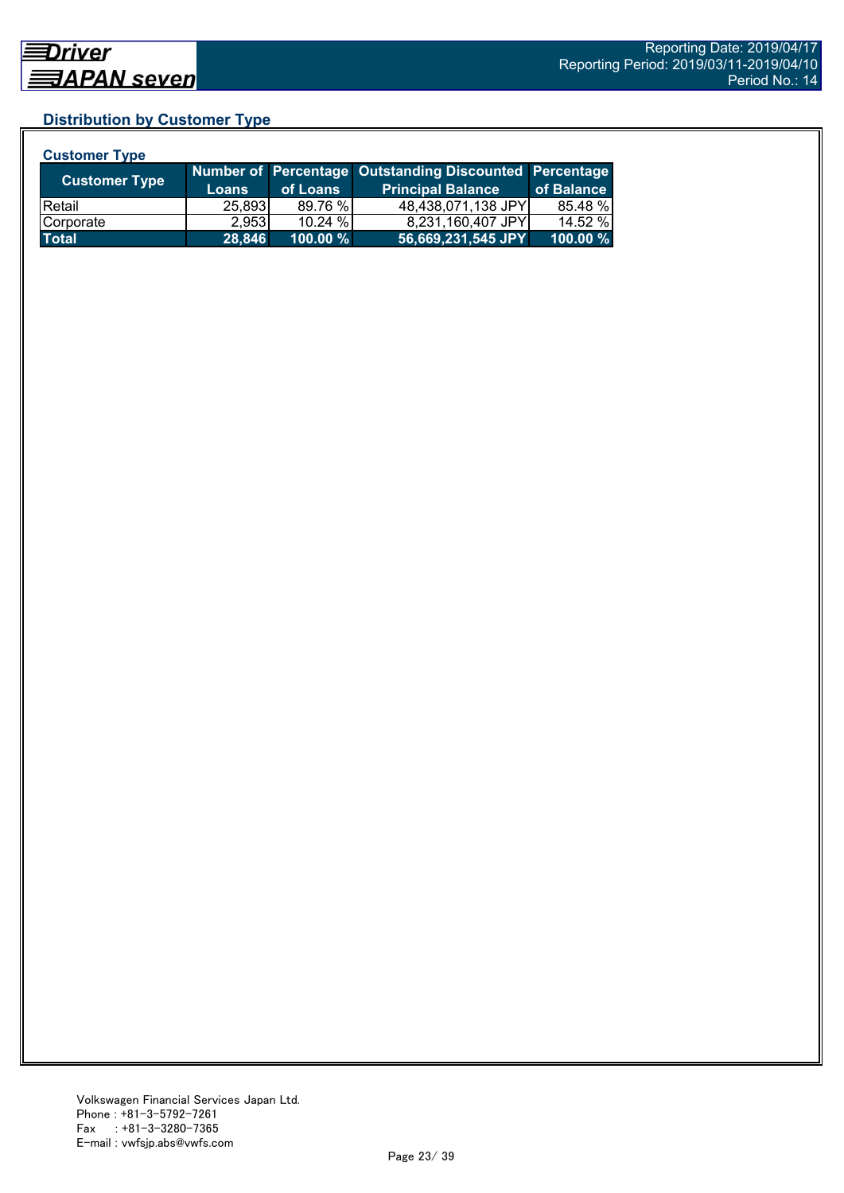## Distribution by Customer Type

### Customer Type

| Customer Type | Number of Loans | Percentage of Loans | Outstanding Discounted Principal Balance | Percentage of Balance |
|---|---|---|---|---|
| Retail | 25,893 | 89.76 % | 48,438,071,138 JPY | 85.48 % |
| Corporate | 2,953 | 10.24 % | 8,231,160,407 JPY | 14.52 % |
| **Total** | **28,846** | **100.00 %** | **56,669,231,545 JPY** | **100.00 %** |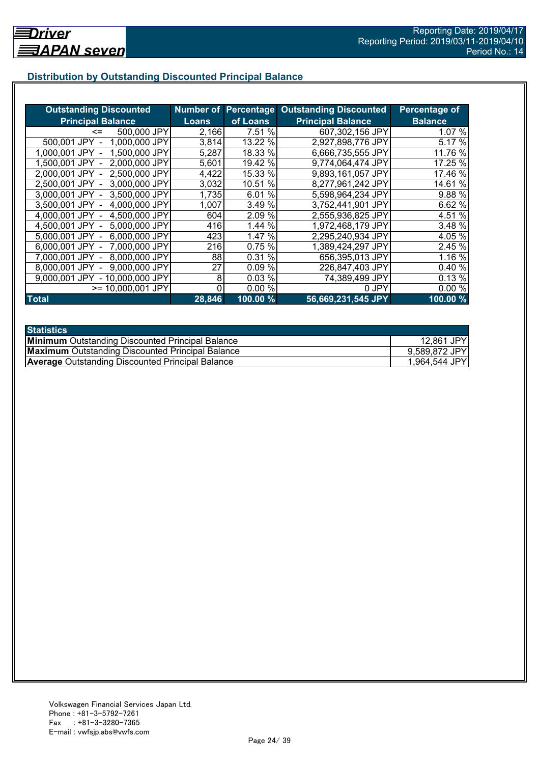## Distribution by Outstanding Discounted Principal Balance

| Outstanding Discounted Principal Balance | Number of Loans | Percentage of Loans | Outstanding Discounted Principal Balance | Percentage of Balance |
|---|---|---|---|---|
| <= 500,000 JPY | 2,166 | 7.51 % | 607,302,156 JPY | 1.07 % |
| 500,001 JPY - 1,000,000 JPY | 3,814 | 13.22 % | 2,927,898,776 JPY | 5.17 % |
| 1,000,001 JPY - 1,500,000 JPY | 5,287 | 18.33 % | 6,666,735,555 JPY | 11.76 % |
| 1,500,001 JPY - 2,000,000 JPY | 5,601 | 19.42 % | 9,774,064,474 JPY | 17.25 % |
| 2,000,001 JPY - 2,500,000 JPY | 4,422 | 15.33 % | 9,893,161,057 JPY | 17.46 % |
| 2,500,001 JPY - 3,000,000 JPY | 3,032 | 10.51 % | 8,277,961,242 JPY | 14.61 % |
| 3,000,001 JPY - 3,500,000 JPY | 1,735 | 6.01 % | 5,598,964,234 JPY | 9.88 % |
| 3,500,001 JPY - 4,000,000 JPY | 1,007 | 3.49 % | 3,752,441,901 JPY | 6.62 % |
| 4,000,001 JPY - 4,500,000 JPY | 604 | 2.09 % | 2,555,936,825 JPY | 4.51 % |
| 4,500,001 JPY - 5,000,000 JPY | 416 | 1.44 % | 1,972,468,179 JPY | 3.48 % |
| 5,000,001 JPY - 6,000,000 JPY | 423 | 1.47 % | 2,295,240,934 JPY | 4.05 % |
| 6,000,001 JPY - 7,000,000 JPY | 216 | 0.75 % | 1,389,424,297 JPY | 2.45 % |
| 7,000,001 JPY - 8,000,000 JPY | 88 | 0.31 % | 656,395,013 JPY | 1.16 % |
| 8,000,001 JPY - 9,000,000 JPY | 27 | 0.09 % | 226,847,403 JPY | 0.40 % |
| 9,000,001 JPY - 10,000,000 JPY | 8 | 0.03 % | 74,389,499 JPY | 0.13 % |
| >= 10,000,001 JPY | 0 | 0.00 % | 0 JPY | 0.00 % |
| **Total** | **28,846** | **100.00 %** | **56,669,231,545 JPY** | **100.00 %** |

| Statistics | |
|---|---|
| **Minimum** Outstanding Discounted Principal Balance | 12,861 JPY |
| **Maximum** Outstanding Discounted Principal Balance | 9,589,872 JPY |
| **Average** Outstanding Discounted Principal Balance | 1,964,544 JPY |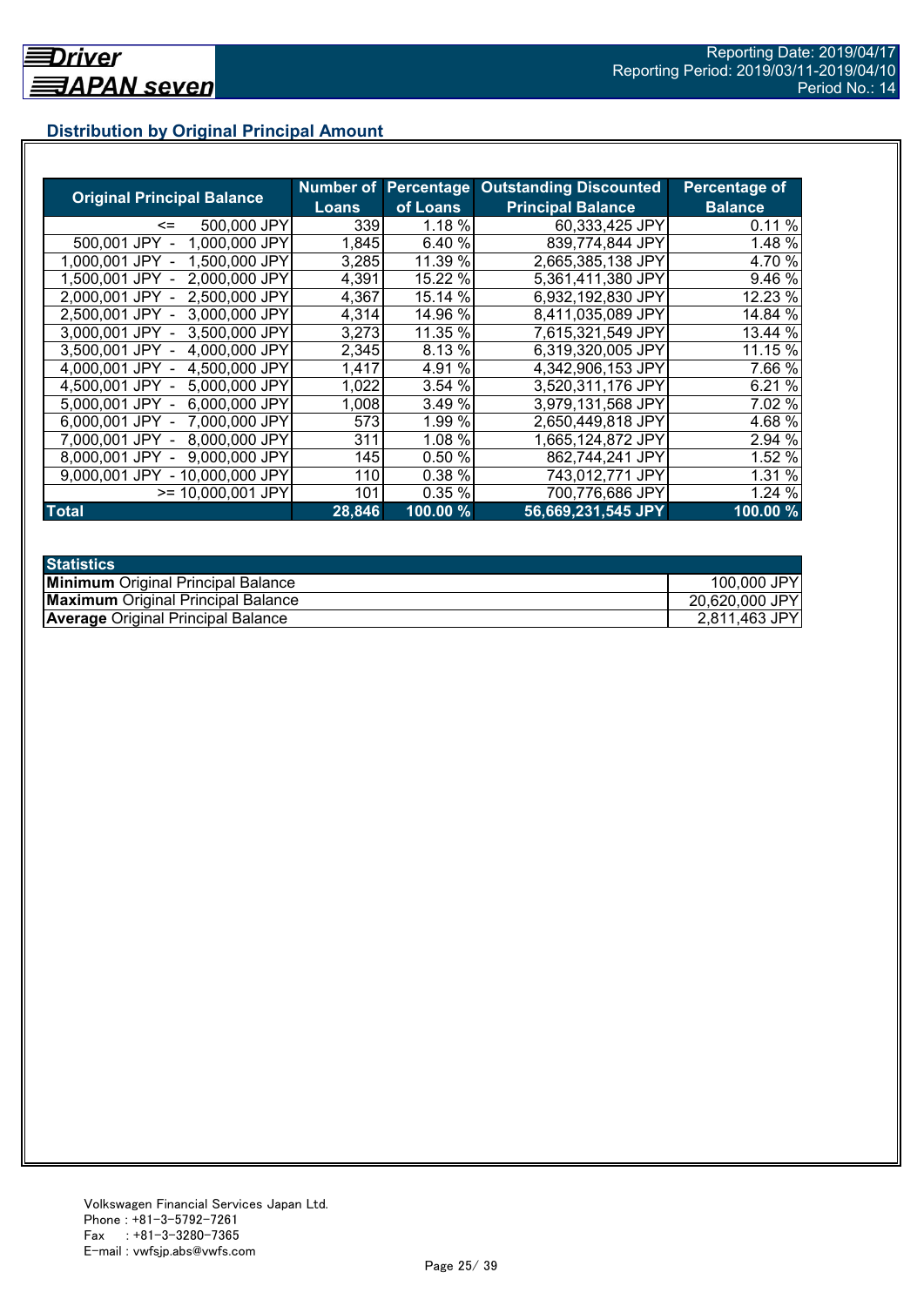## Distribution by Original Principal Amount

| Original Principal Balance | Number of Loans | Percentage of Loans | Outstanding Discounted Principal Balance | Percentage of Balance |
|---|---|---|---|---|
| <= 500,000 JPY | 339 | 1.18 % | 60,333,425 JPY | 0.11 % |
| 500,001 JPY - 1,000,000 JPY | 1,845 | 6.40 % | 839,774,844 JPY | 1.48 % |
| 1,000,001 JPY - 1,500,000 JPY | 3,285 | 11.39 % | 2,665,385,138 JPY | 4.70 % |
| 1,500,001 JPY - 2,000,000 JPY | 4,391 | 15.22 % | 5,361,411,380 JPY | 9.46 % |
| 2,000,001 JPY - 2,500,000 JPY | 4,367 | 15.14 % | 6,932,192,830 JPY | 12.23 % |
| 2,500,001 JPY - 3,000,000 JPY | 4,314 | 14.96 % | 8,411,035,089 JPY | 14.84 % |
| 3,000,001 JPY - 3,500,000 JPY | 3,273 | 11.35 % | 7,615,321,549 JPY | 13.44 % |
| 3,500,001 JPY - 4,000,000 JPY | 2,345 | 8.13 % | 6,319,320,005 JPY | 11.15 % |
| 4,000,001 JPY - 4,500,000 JPY | 1,417 | 4.91 % | 4,342,906,153 JPY | 7.66 % |
| 4,500,001 JPY - 5,000,000 JPY | 1,022 | 3.54 % | 3,520,311,176 JPY | 6.21 % |
| 5,000,001 JPY - 6,000,000 JPY | 1,008 | 3.49 % | 3,979,131,568 JPY | 7.02 % |
| 6,000,001 JPY - 7,000,000 JPY | 573 | 1.99 % | 2,650,449,818 JPY | 4.68 % |
| 7,000,001 JPY - 8,000,000 JPY | 311 | 1.08 % | 1,665,124,872 JPY | 2.94 % |
| 8,000,001 JPY - 9,000,000 JPY | 145 | 0.50 % | 862,744,241 JPY | 1.52 % |
| 9,000,001 JPY - 10,000,000 JPY | 110 | 0.38 % | 743,012,771 JPY | 1.31 % |
| >= 10,000,001 JPY | 101 | 0.35 % | 700,776,686 JPY | 1.24 % |
| **Total** | **28,846** | **100.00 %** | **56,669,231,545 JPY** | **100.00 %** |

| Statistics | |
|---|---|
| **Minimum** Original Principal Balance | 100,000 JPY |
| **Maximum** Original Principal Balance | 20,620,000 JPY |
| **Average** Original Principal Balance | 2,811,463 JPY |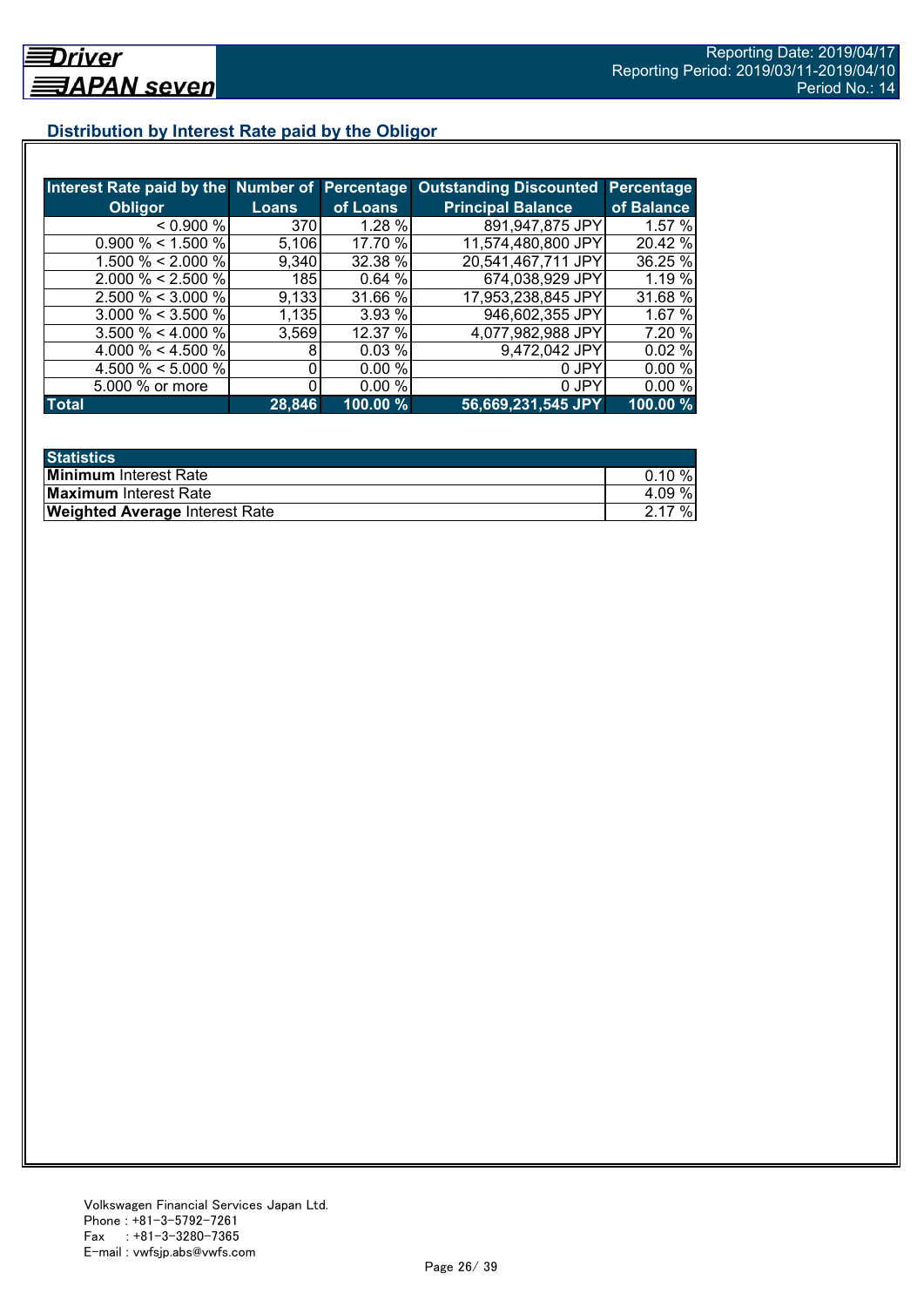## Distribution by Interest Rate paid by the Obligor

| Interest Rate paid by the Obligor | Number of Loans | Percentage of Loans | Outstanding Discounted Principal Balance | Percentage of Balance |
|---|---|---|---|---|
| < 0.900 % | 370 | 1.28 % | 891,947,875 JPY | 1.57 % |
| 0.900 % < 1.500 % | 5,106 | 17.70 % | 11,574,480,800 JPY | 20.42 % |
| 1.500 % < 2.000 % | 9,340 | 32.38 % | 20,541,467,711 JPY | 36.25 % |
| 2.000 % < 2.500 % | 185 | 0.64 % | 674,038,929 JPY | 1.19 % |
| 2.500 % < 3.000 % | 9,133 | 31.66 % | 17,953,238,845 JPY | 31.68 % |
| 3.000 % < 3.500 % | 1,135 | 3.93 % | 946,602,355 JPY | 1.67 % |
| 3.500 % < 4.000 % | 3,569 | 12.37 % | 4,077,982,988 JPY | 7.20 % |
| 4.000 % < 4.500 % | 8 | 0.03 % | 9,472,042 JPY | 0.02 % |
| 4.500 % < 5.000 % | 0 | 0.00 % | 0 JPY | 0.00 % |
| 5.000 % or more | 0 | 0.00 % | 0 JPY | 0.00 % |
| **Total** | **28,846** | **100.00 %** | **56,669,231,545 JPY** | **100.00 %** |

| Statistics | |
|---|---|
| **Minimum** Interest Rate | 0.10 % |
| **Maximum** Interest Rate | 4.09 % |
| **Weighted Average** Interest Rate | 2.17 % |

Volkswagen Financial Services Japan Ltd.
Phone : +81-3-5792-7261
Fax : +81-3-3280-7365
E-mail : vwfsjp.abs@vwfs.com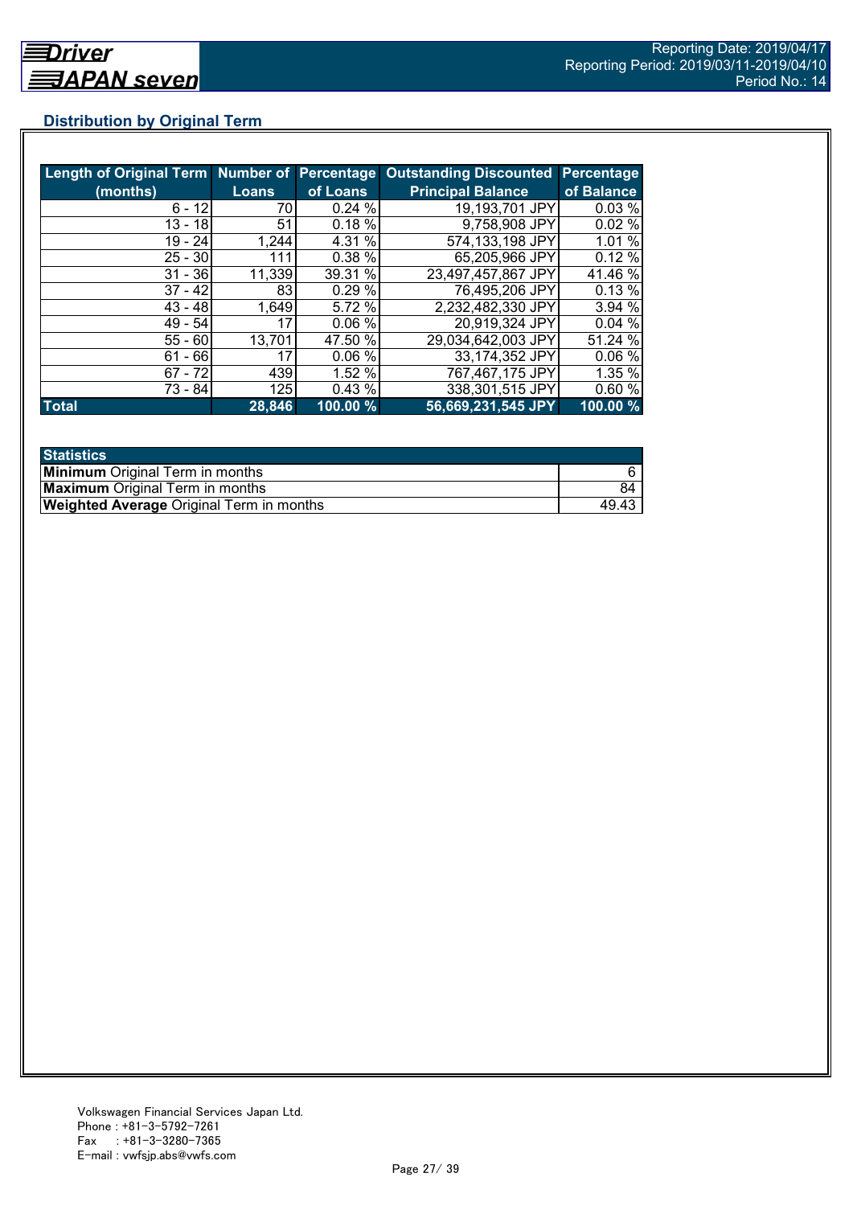## Distribution by Original Term

| Length of Original Term (months) | Number of Loans | Percentage of Loans | Outstanding Discounted Principal Balance | Percentage of Balance |
|---|---|---|---|---|
| 6 - 12 | 70 | 0.24 % | 19,193,701 JPY | 0.03 % |
| 13 - 18 | 51 | 0.18 % | 9,758,908 JPY | 0.02 % |
| 19 - 24 | 1,244 | 4.31 % | 574,133,198 JPY | 1.01 % |
| 25 - 30 | 111 | 0.38 % | 65,205,966 JPY | 0.12 % |
| 31 - 36 | 11,339 | 39.31 % | 23,497,457,867 JPY | 41.46 % |
| 37 - 42 | 83 | 0.29 % | 76,495,206 JPY | 0.13 % |
| 43 - 48 | 1,649 | 5.72 % | 2,232,482,330 JPY | 3.94 % |
| 49 - 54 | 17 | 0.06 % | 20,919,324 JPY | 0.04 % |
| 55 - 60 | 13,701 | 47.50 % | 29,034,642,003 JPY | 51.24 % |
| 61 - 66 | 17 | 0.06 % | 33,174,352 JPY | 0.06 % |
| 67 - 72 | 439 | 1.52 % | 767,467,175 JPY | 1.35 % |
| 73 - 84 | 125 | 0.43 % | 338,301,515 JPY | 0.60 % |
| **Total** | **28,846** | **100.00 %** | **56,669,231,545 JPY** | **100.00 %** |

| Statistics | |
|---|---|
| **Minimum** Original Term in months | 6 |
| **Maximum** Original Term in months | 84 |
| **Weighted Average** Original Term in months | 49.43 |

Volkswagen Financial Services Japan Ltd.
Phone : +81-3-5792-7261
Fax : +81-3-3280-7365
E-mail : vwfsjp.abs@vwfs.com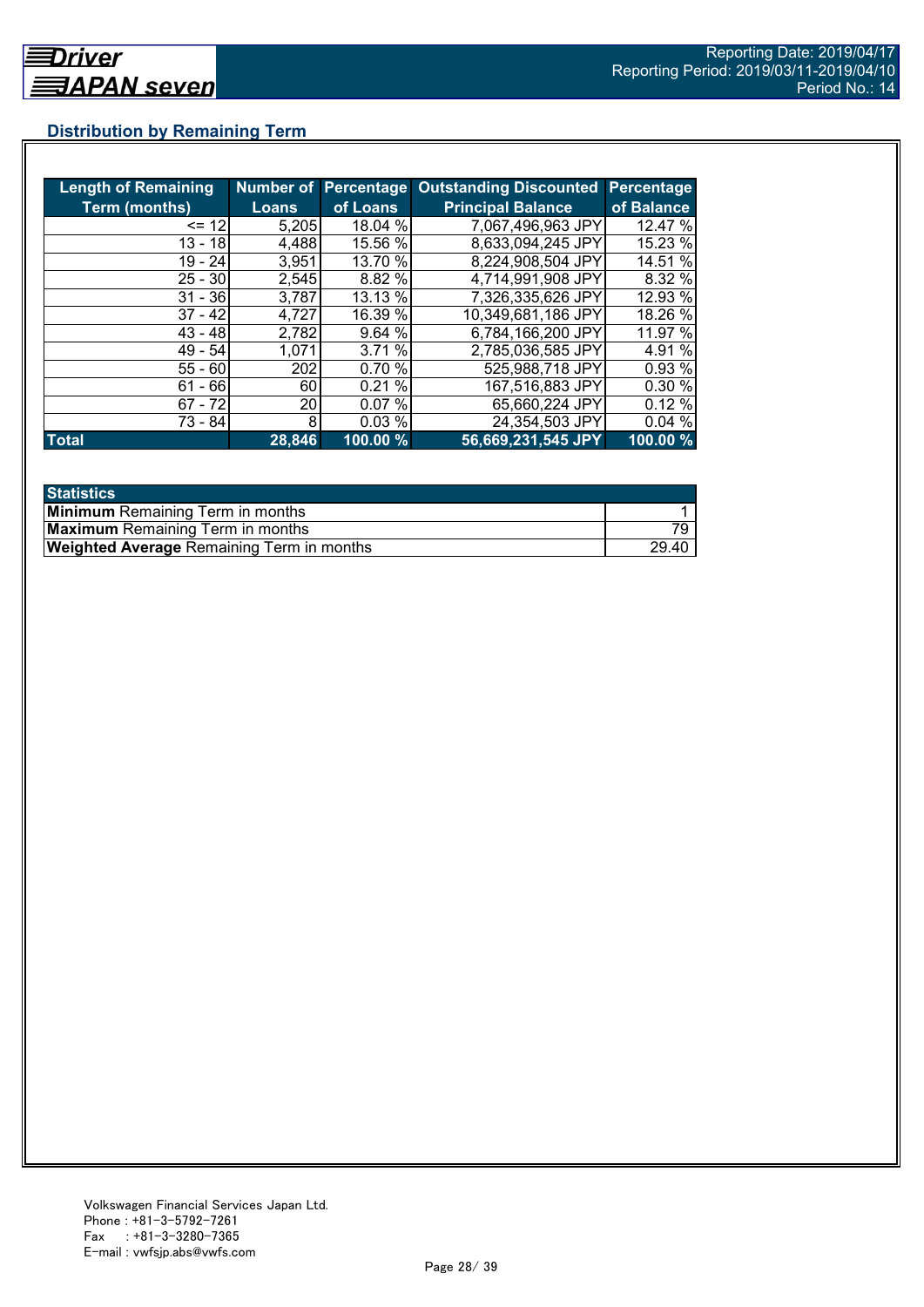## Distribution by Remaining Term

| Length of Remaining Term (months) | Number of Loans | Percentage of Loans | Outstanding Discounted Principal Balance | Percentage of Balance |
|---|---|---|---|---|
| <= 12 | 5,205 | 18.04 % | 7,067,496,963 JPY | 12.47 % |
| 13 - 18 | 4,488 | 15.56 % | 8,633,094,245 JPY | 15.23 % |
| 19 - 24 | 3,951 | 13.70 % | 8,224,908,504 JPY | 14.51 % |
| 25 - 30 | 2,545 | 8.82 % | 4,714,991,908 JPY | 8.32 % |
| 31 - 36 | 3,787 | 13.13 % | 7,326,335,626 JPY | 12.93 % |
| 37 - 42 | 4,727 | 16.39 % | 10,349,681,186 JPY | 18.26 % |
| 43 - 48 | 2,782 | 9.64 % | 6,784,166,200 JPY | 11.97 % |
| 49 - 54 | 1,071 | 3.71 % | 2,785,036,585 JPY | 4.91 % |
| 55 - 60 | 202 | 0.70 % | 525,988,718 JPY | 0.93 % |
| 61 - 66 | 60 | 0.21 % | 167,516,883 JPY | 0.30 % |
| 67 - 72 | 20 | 0.07 % | 65,660,224 JPY | 0.12 % |
| 73 - 84 | 8 | 0.03 % | 24,354,503 JPY | 0.04 % |
| **Total** | **28,846** | **100.00 %** | **56,669,231,545 JPY** | **100.00 %** |

| Statistics | |
|---|---|
| **Minimum** Remaining Term in months | 1 |
| **Maximum** Remaining Term in months | 79 |
| **Weighted Average** Remaining Term in months | 29.40 |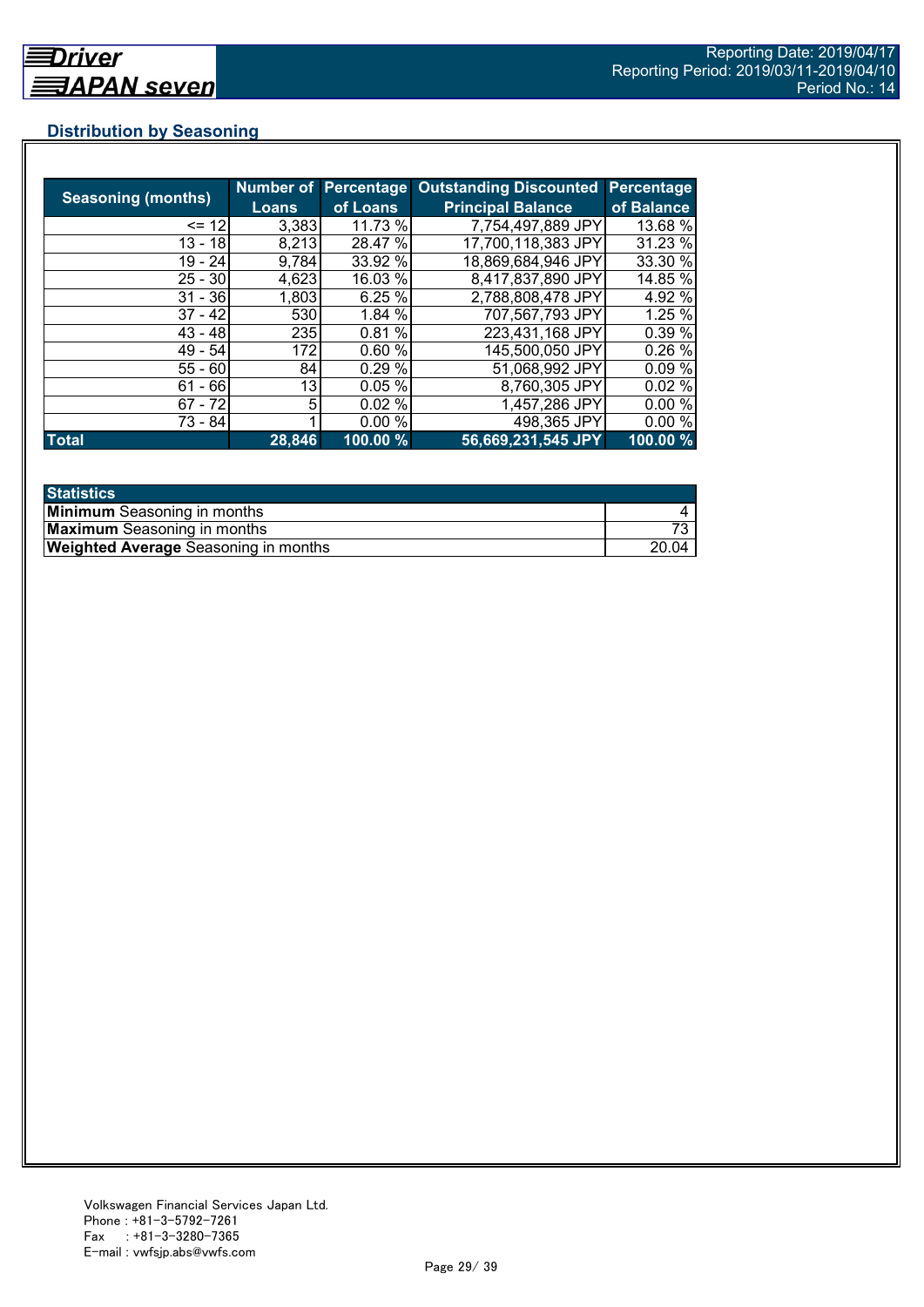## Distribution by Seasoning

| Seasoning (months) | Number of Loans | Percentage of Loans | Outstanding Discounted Principal Balance | Percentage of Balance |
|---|---|---|---|---|
| <= 12 | 3,383 | 11.73 % | 7,754,497,889 JPY | 13.68 % |
| 13 - 18 | 8,213 | 28.47 % | 17,700,118,383 JPY | 31.23 % |
| 19 - 24 | 9,784 | 33.92 % | 18,869,684,946 JPY | 33.30 % |
| 25 - 30 | 4,623 | 16.03 % | 8,417,837,890 JPY | 14.85 % |
| 31 - 36 | 1,803 | 6.25 % | 2,788,808,478 JPY | 4.92 % |
| 37 - 42 | 530 | 1.84 % | 707,567,793 JPY | 1.25 % |
| 43 - 48 | 235 | 0.81 % | 223,431,168 JPY | 0.39 % |
| 49 - 54 | 172 | 0.60 % | 145,500,050 JPY | 0.26 % |
| 55 - 60 | 84 | 0.29 % | 51,068,992 JPY | 0.09 % |
| 61 - 66 | 13 | 0.05 % | 8,760,305 JPY | 0.02 % |
| 67 - 72 | 5 | 0.02 % | 1,457,286 JPY | 0.00 % |
| 73 - 84 | 1 | 0.00 % | 498,365 JPY | 0.00 % |
| **Total** | **28,846** | **100.00 %** | **56,669,231,545 JPY** | **100.00 %** |

| Statistics | |
|---|---|
| **Minimum** Seasoning in months | 4 |
| **Maximum** Seasoning in months | 73 |
| **Weighted Average** Seasoning in months | 20.04 |

Volkswagen Financial Services Japan Ltd.
Phone : +81-3-5792-7261
Fax : +81-3-3280-7365
E-mail : vwfsjp.abs@vwfs.com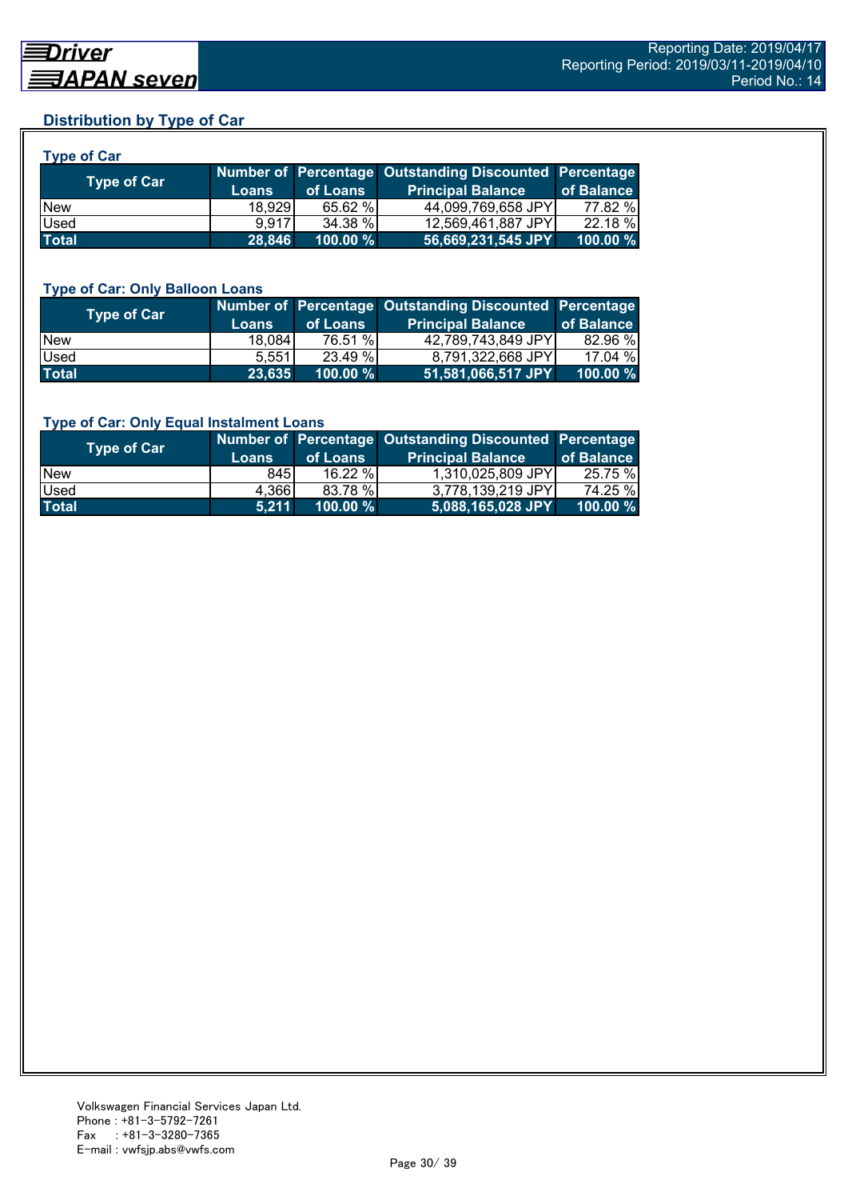## Distribution by Type of Car

### Type of Car

| Type of Car | Number of Loans | Percentage of Loans | Outstanding Discounted Principal Balance | Percentage of Balance |
|---|---|---|---|---|
| New | 18,929 | 65.62 % | 44,099,769,658 JPY | 77.82 % |
| Used | 9,917 | 34.38 % | 12,569,461,887 JPY | 22.18 % |
| **Total** | **28,846** | **100.00 %** | **56,669,231,545 JPY** | **100.00 %** |

### Type of Car: Only Balloon Loans

| Type of Car | Number of Loans | Percentage of Loans | Outstanding Discounted Principal Balance | Percentage of Balance |
|---|---|---|---|---|
| New | 18,084 | 76.51 % | 42,789,743,849 JPY | 82.96 % |
| Used | 5,551 | 23.49 % | 8,791,322,668 JPY | 17.04 % |
| **Total** | **23,635** | **100.00 %** | **51,581,066,517 JPY** | **100.00 %** |

### Type of Car: Only Equal Instalment Loans

| Type of Car | Number of Loans | Percentage of Loans | Outstanding Discounted Principal Balance | Percentage of Balance |
|---|---|---|---|---|
| New | 845 | 16.22 % | 1,310,025,809 JPY | 25.75 % |
| Used | 4,366 | 83.78 % | 3,778,139,219 JPY | 74.25 % |
| **Total** | **5,211** | **100.00 %** | **5,088,165,028 JPY** | **100.00 %** |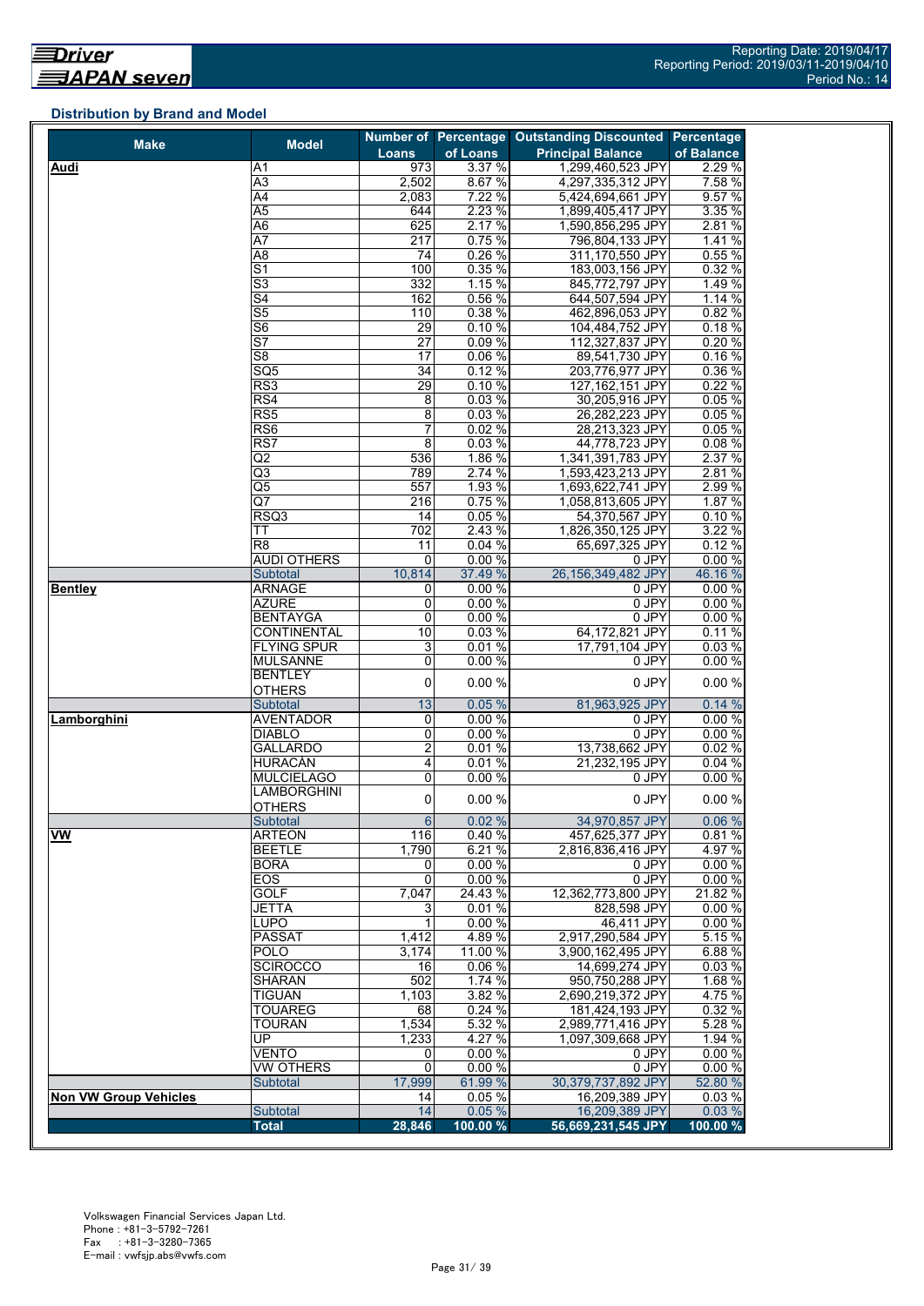## Distribution by Brand and Model

| Make | Model | Number of Loans | Percentage of Loans | Outstanding Discounted Principal Balance | Percentage of Balance |
|---|---|---|---|---|---|
| **Audi** | A1 | 973 | 3.37 % | 1,299,460,523 JPY | 2.29 % |
| | A3 | 2,502 | 8.67 % | 4,297,335,312 JPY | 7.58 % |
| | A4 | 2,083 | 7.22 % | 5,424,694,661 JPY | 9.57 % |
| | A5 | 644 | 2.23 % | 1,899,405,417 JPY | 3.35 % |
| | A6 | 625 | 2.17 % | 1,590,856,295 JPY | 2.81 % |
| | A7 | 217 | 0.75 % | 796,804,133 JPY | 1.41 % |
| | A8 | 74 | 0.26 % | 311,170,550 JPY | 0.55 % |
| | S1 | 100 | 0.35 % | 183,003,156 JPY | 0.32 % |
| | S3 | 332 | 1.15 % | 845,772,797 JPY | 1.49 % |
| | S4 | 162 | 0.56 % | 644,507,594 JPY | 1.14 % |
| | S5 | 110 | 0.38 % | 462,896,053 JPY | 0.82 % |
| | S6 | 29 | 0.10 % | 104,484,752 JPY | 0.18 % |
| | S7 | 27 | 0.09 % | 112,327,837 JPY | 0.20 % |
| | S8 | 17 | 0.06 % | 89,541,730 JPY | 0.16 % |
| | SQ5 | 34 | 0.12 % | 203,776,977 JPY | 0.36 % |
| | RS3 | 29 | 0.10 % | 127,162,151 JPY | 0.22 % |
| | RS4 | 8 | 0.03 % | 30,205,916 JPY | 0.05 % |
| | RS5 | 8 | 0.03 % | 26,282,223 JPY | 0.05 % |
| | RS6 | 7 | 0.02 % | 28,213,323 JPY | 0.05 % |
| | RS7 | 8 | 0.03 % | 44,778,723 JPY | 0.08 % |
| | Q2 | 536 | 1.86 % | 1,341,391,783 JPY | 2.37 % |
| | Q3 | 789 | 2.74 % | 1,593,423,213 JPY | 2.81 % |
| | Q5 | 557 | 1.93 % | 1,693,622,741 JPY | 2.99 % |
| | Q7 | 216 | 0.75 % | 1,058,813,605 JPY | 1.87 % |
| | RSQ3 | 14 | 0.05 % | 54,370,567 JPY | 0.10 % |
| | TT | 702 | 2.43 % | 1,826,350,125 JPY | 3.22 % |
| | R8 | 11 | 0.04 % | 65,697,325 JPY | 0.12 % |
| | AUDI OTHERS | 0 | 0.00 % | 0 JPY | 0.00 % |
| | Subtotal | 10,814 | 37.49 % | 26,156,349,482 JPY | 46.16 % |
| **Bentley** | ARNAGE | 0 | 0.00 % | 0 JPY | 0.00 % |
| | AZURE | 0 | 0.00 % | 0 JPY | 0.00 % |
| | BENTAYGA | 0 | 0.00 % | 0 JPY | 0.00 % |
| | CONTINENTAL | 10 | 0.03 % | 64,172,821 JPY | 0.11 % |
| | FLYING SPUR | 3 | 0.01 % | 17,791,104 JPY | 0.03 % |
| | MULSANNE | 0 | 0.00 % | 0 JPY | 0.00 % |
| | BENTLEY OTHERS | 0 | 0.00 % | 0 JPY | 0.00 % |
| | Subtotal | 13 | 0.05 % | 81,963,925 JPY | 0.14 % |
| **Lamborghini** | AVENTADOR | 0 | 0.00 % | 0 JPY | 0.00 % |
| | DIABLO | 0 | 0.00 % | 0 JPY | 0.00 % |
| | GALLARDO | 2 | 0.01 % | 13,738,662 JPY | 0.02 % |
| | HURACÀN | 4 | 0.01 % | 21,232,195 JPY | 0.04 % |
| | MULCIELAGO | 0 | 0.00 % | 0 JPY | 0.00 % |
| | LAMBORGHINI OTHERS | 0 | 0.00 % | 0 JPY | 0.00 % |
| | Subtotal | 6 | 0.02 % | 34,970,857 JPY | 0.06 % |
| **VW** | ARTEON | 116 | 0.40 % | 457,625,377 JPY | 0.81 % |
| | BEETLE | 1,790 | 6.21 % | 2,816,836,416 JPY | 4.97 % |
| | BORA | 0 | 0.00 % | 0 JPY | 0.00 % |
| | EOS | 0 | 0.00 % | 0 JPY | 0.00 % |
| | GOLF | 7,047 | 24.43 % | 12,362,773,800 JPY | 21.82 % |
| | JETTA | 3 | 0.01 % | 828,598 JPY | 0.00 % |
| | LUPO | 1 | 0.00 % | 46,411 JPY | 0.00 % |
| | PASSAT | 1,412 | 4.89 % | 2,917,290,584 JPY | 5.15 % |
| | POLO | 3,174 | 11.00 % | 3,900,162,495 JPY | 6.88 % |
| | SCIROCCO | 16 | 0.06 % | 14,699,274 JPY | 0.03 % |
| | SHARAN | 502 | 1.74 % | 950,750,288 JPY | 1.68 % |
| | TIGUAN | 1,103 | 3.82 % | 2,690,219,372 JPY | 4.75 % |
| | TOUAREG | 68 | 0.24 % | 181,424,193 JPY | 0.32 % |
| | TOURAN | 1,534 | 5.32 % | 2,989,771,416 JPY | 5.28 % |
| | UP | 1,233 | 4.27 % | 1,097,309,668 JPY | 1.94 % |
| | VENTO | 0 | 0.00 % | 0 JPY | 0.00 % |
| | VW OTHERS | 0 | 0.00 % | 0 JPY | 0.00 % |
| | Subtotal | 17,999 | 61.99 % | 30,379,737,892 JPY | 52.80 % |
| **Non VW Group Vehicles** | | 14 | 0.05 % | 16,209,389 JPY | 0.03 % |
| | Subtotal | 14 | 0.05 % | 16,209,389 JPY | 0.03 % |
| | **Total** | **28,846** | **100.00 %** | **56,669,231,545 JPY** | **100.00 %** |

Volkswagen Financial Services Japan Ltd.
Phone : +81-3-5792-7261
Fax : +81-3-3280-7365
E-mail : vwfsjp.abs@vwfs.com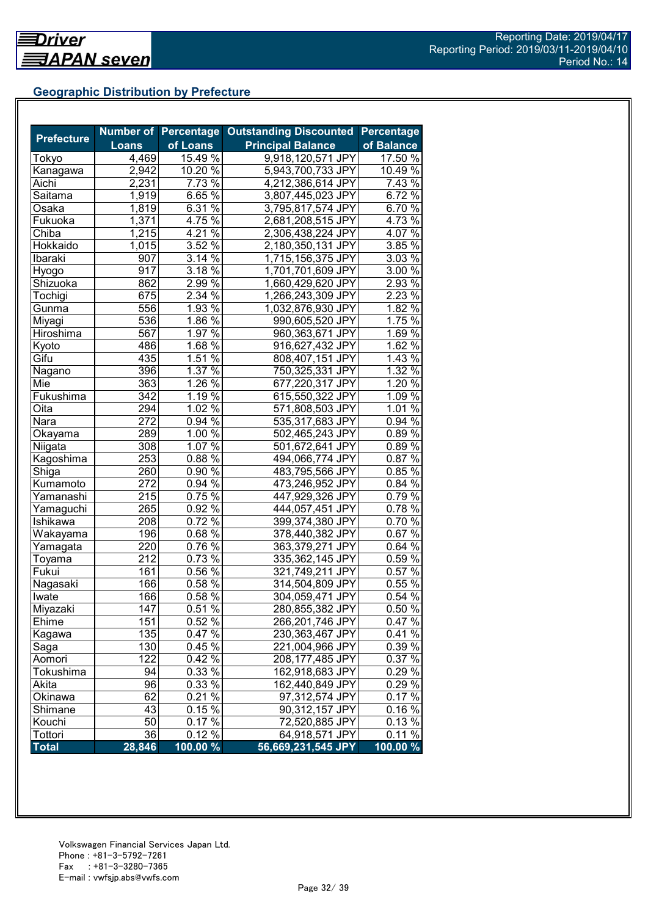## Geographic Distribution by Prefecture

| Prefecture | Number of Loans | Percentage of Loans | Outstanding Discounted Principal Balance | Percentage of Balance |
|---|---|---|---|---|
| Tokyo | 4,469 | 15.49 % | 9,918,120,571 JPY | 17.50 % |
| Kanagawa | 2,942 | 10.20 % | 5,943,700,733 JPY | 10.49 % |
| Aichi | 2,231 | 7.73 % | 4,212,386,614 JPY | 7.43 % |
| Saitama | 1,919 | 6.65 % | 3,807,445,023 JPY | 6.72 % |
| Osaka | 1,819 | 6.31 % | 3,795,817,574 JPY | 6.70 % |
| Fukuoka | 1,371 | 4.75 % | 2,681,208,515 JPY | 4.73 % |
| Chiba | 1,215 | 4.21 % | 2,306,438,224 JPY | 4.07 % |
| Hokkaido | 1,015 | 3.52 % | 2,180,350,131 JPY | 3.85 % |
| Ibaraki | 907 | 3.14 % | 1,715,156,375 JPY | 3.03 % |
| Hyogo | 917 | 3.18 % | 1,701,701,609 JPY | 3.00 % |
| Shizuoka | 862 | 2.99 % | 1,660,429,620 JPY | 2.93 % |
| Tochigi | 675 | 2.34 % | 1,266,243,309 JPY | 2.23 % |
| Gunma | 556 | 1.93 % | 1,032,876,930 JPY | 1.82 % |
| Miyagi | 536 | 1.86 % | 990,605,520 JPY | 1.75 % |
| Hiroshima | 567 | 1.97 % | 960,363,671 JPY | 1.69 % |
| Kyoto | 486 | 1.68 % | 916,627,432 JPY | 1.62 % |
| Gifu | 435 | 1.51 % | 808,407,151 JPY | 1.43 % |
| Nagano | 396 | 1.37 % | 750,325,331 JPY | 1.32 % |
| Mie | 363 | 1.26 % | 677,220,317 JPY | 1.20 % |
| Fukushima | 342 | 1.19 % | 615,550,322 JPY | 1.09 % |
| Oita | 294 | 1.02 % | 571,808,503 JPY | 1.01 % |
| Nara | 272 | 0.94 % | 535,317,683 JPY | 0.94 % |
| Okayama | 289 | 1.00 % | 502,465,243 JPY | 0.89 % |
| Niigata | 308 | 1.07 % | 501,672,641 JPY | 0.89 % |
| Kagoshima | 253 | 0.88 % | 494,066,774 JPY | 0.87 % |
| Shiga | 260 | 0.90 % | 483,795,566 JPY | 0.85 % |
| Kumamoto | 272 | 0.94 % | 473,246,952 JPY | 0.84 % |
| Yamanashi | 215 | 0.75 % | 447,929,326 JPY | 0.79 % |
| Yamaguchi | 265 | 0.92 % | 444,057,451 JPY | 0.78 % |
| Ishikawa | 208 | 0.72 % | 399,374,380 JPY | 0.70 % |
| Wakayama | 196 | 0.68 % | 378,440,382 JPY | 0.67 % |
| Yamagata | 220 | 0.76 % | 363,379,271 JPY | 0.64 % |
| Toyama | 212 | 0.73 % | 335,362,145 JPY | 0.59 % |
| Fukui | 161 | 0.56 % | 321,749,211 JPY | 0.57 % |
| Nagasaki | 166 | 0.58 % | 314,504,809 JPY | 0.55 % |
| Iwate | 166 | 0.58 % | 304,059,471 JPY | 0.54 % |
| Miyazaki | 147 | 0.51 % | 280,855,382 JPY | 0.50 % |
| Ehime | 151 | 0.52 % | 266,201,746 JPY | 0.47 % |
| Kagawa | 135 | 0.47 % | 230,363,467 JPY | 0.41 % |
| Saga | 130 | 0.45 % | 221,004,966 JPY | 0.39 % |
| Aomori | 122 | 0.42 % | 208,177,485 JPY | 0.37 % |
| Tokushima | 94 | 0.33 % | 162,918,683 JPY | 0.29 % |
| Akita | 96 | 0.33 % | 162,440,849 JPY | 0.29 % |
| Okinawa | 62 | 0.21 % | 97,312,574 JPY | 0.17 % |
| Shimane | 43 | 0.15 % | 90,312,157 JPY | 0.16 % |
| Kouchi | 50 | 0.17 % | 72,520,885 JPY | 0.13 % |
| Tottori | 36 | 0.12 % | 64,918,571 JPY | 0.11 % |
| **Total** | **28,846** | **100.00 %** | **56,669,231,545 JPY** | **100.00 %** |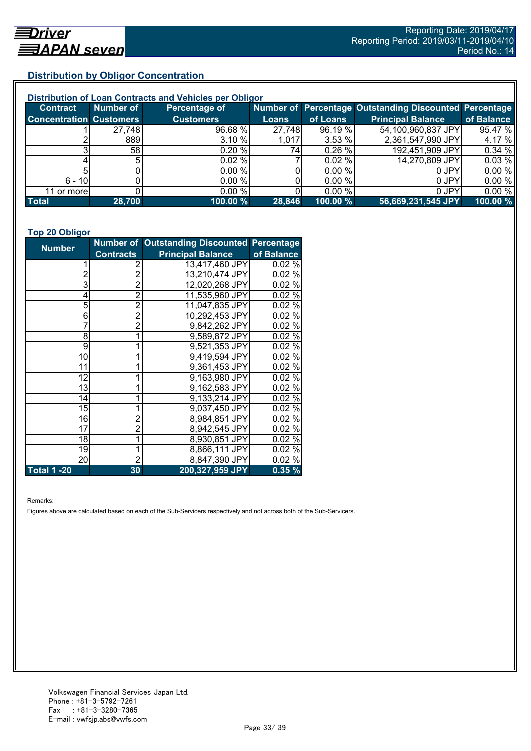## Distribution by Obligor Concentration

### Distribution of Loan Contracts and Vehicles per Obligor

| Contract Concentration | Number of Customers | Percentage of Customers | Number of Loans | Percentage of Loans | Outstanding Discounted Principal Balance | Percentage of Balance |
|---|---|---|---|---|---|---|
| 1 | 27,748 | 96.68 % | 27,748 | 96.19 % | 54,100,960,837 JPY | 95.47 % |
| 2 | 889 | 3.10 % | 1,017 | 3.53 % | 2,361,547,990 JPY | 4.17 % |
| 3 | 58 | 0.20 % | 74 | 0.26 % | 192,451,909 JPY | 0.34 % |
| 4 | 5 | 0.02 % | 7 | 0.02 % | 14,270,809 JPY | 0.03 % |
| 5 | 0 | 0.00 % | 0 | 0.00 % | 0 JPY | 0.00 % |
| 6 - 10 | 0 | 0.00 % | 0 | 0.00 % | 0 JPY | 0.00 % |
| 11 or more | 0 | 0.00 % | 0 | 0.00 % | 0 JPY | 0.00 % |
| **Total** | **28,700** | **100.00 %** | **28,846** | **100.00 %** | **56,669,231,545 JPY** | **100.00 %** |

### Top 20 Obligor

| Number | Number of Contracts | Outstanding Discounted Principal Balance | Percentage of Balance |
|---|---|---|---|
| 1 | 2 | 13,417,460 JPY | 0.02 % |
| 2 | 2 | 13,210,474 JPY | 0.02 % |
| 3 | 2 | 12,020,268 JPY | 0.02 % |
| 4 | 2 | 11,535,960 JPY | 0.02 % |
| 5 | 2 | 11,047,835 JPY | 0.02 % |
| 6 | 2 | 10,292,453 JPY | 0.02 % |
| 7 | 2 | 9,842,262 JPY | 0.02 % |
| 8 | 1 | 9,589,872 JPY | 0.02 % |
| 9 | 1 | 9,521,353 JPY | 0.02 % |
| 10 | 1 | 9,419,594 JPY | 0.02 % |
| 11 | 1 | 9,361,453 JPY | 0.02 % |
| 12 | 1 | 9,163,980 JPY | 0.02 % |
| 13 | 1 | 9,162,583 JPY | 0.02 % |
| 14 | 1 | 9,133,214 JPY | 0.02 % |
| 15 | 1 | 9,037,450 JPY | 0.02 % |
| 16 | 2 | 8,984,851 JPY | 0.02 % |
| 17 | 2 | 8,942,545 JPY | 0.02 % |
| 18 | 1 | 8,930,851 JPY | 0.02 % |
| 19 | 1 | 8,866,111 JPY | 0.02 % |
| 20 | 2 | 8,847,390 JPY | 0.02 % |
| **Total 1 -20** | **30** | **200,327,959 JPY** | **0.35 %** |

Remarks:

Figures above are calculated based on each of the Sub-Servicers respectively and not across both of the Sub-Servicers.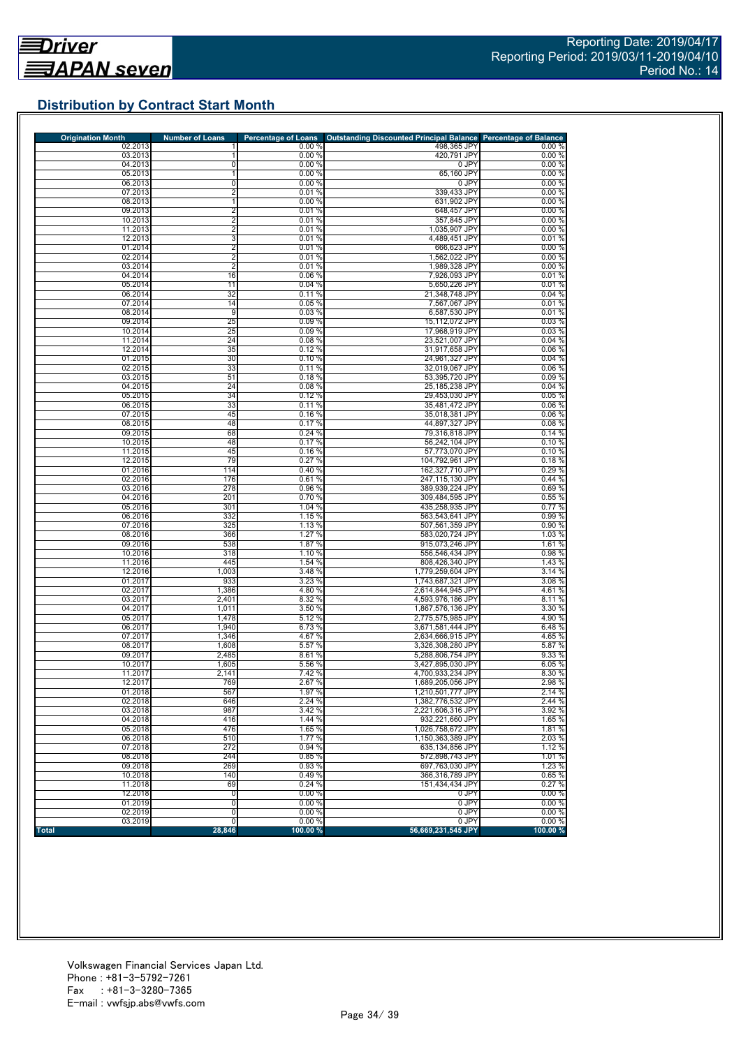Reporting Date: 2019/04/17
Reporting Period: 2019/03/11-2019/04/10
Period No.: 14

## Distribution by Contract Start Month

| Origination Month | Number of Loans | Percentage of Loans | Outstanding Discounted Principal Balance | Percentage of Balance |
|---|---|---|---|---|
| 02.2013 | 1 | 0.00 % | 498,365 JPY | 0.00 % |
| 03.2013 | 1 | 0.00 % | 420,791 JPY | 0.00 % |
| 04.2013 | 0 | 0.00 % | 0 JPY | 0.00 % |
| 05.2013 | 1 | 0.00 % | 65,160 JPY | 0.00 % |
| 06.2013 | 0 | 0.00 % | 0 JPY | 0.00 % |
| 07.2013 | 2 | 0.01 % | 339,433 JPY | 0.00 % |
| 08.2013 | 1 | 0.00 % | 631,902 JPY | 0.00 % |
| 09.2013 | 2 | 0.01 % | 648,457 JPY | 0.00 % |
| 10.2013 | 2 | 0.01 % | 357,845 JPY | 0.00 % |
| 11.2013 | 2 | 0.01 % | 1,035,907 JPY | 0.00 % |
| 12.2013 | 3 | 0.01 % | 4,489,451 JPY | 0.01 % |
| 01.2014 | 2 | 0.01 % | 666,623 JPY | 0.00 % |
| 02.2014 | 2 | 0.01 % | 1,562,022 JPY | 0.00 % |
| 03.2014 | 2 | 0.01 % | 1,989,328 JPY | 0.00 % |
| 04.2014 | 16 | 0.06 % | 7,926,093 JPY | 0.01 % |
| 05.2014 | 11 | 0.04 % | 5,650,226 JPY | 0.01 % |
| 06.2014 | 32 | 0.11 % | 21,348,748 JPY | 0.04 % |
| 07.2014 | 14 | 0.05 % | 7,567,067 JPY | 0.01 % |
| 08.2014 | 9 | 0.03 % | 6,587,530 JPY | 0.01 % |
| 09.2014 | 25 | 0.09 % | 15,112,072 JPY | 0.03 % |
| 10.2014 | 25 | 0.09 % | 17,968,919 JPY | 0.03 % |
| 11.2014 | 24 | 0.08 % | 23,521,007 JPY | 0.04 % |
| 12.2014 | 35 | 0.12 % | 31,917,658 JPY | 0.06 % |
| 01.2015 | 30 | 0.10 % | 24,961,327 JPY | 0.04 % |
| 02.2015 | 33 | 0.11 % | 32,019,067 JPY | 0.06 % |
| 03.2015 | 51 | 0.18 % | 53,395,720 JPY | 0.09 % |
| 04.2015 | 24 | 0.08 % | 25,185,238 JPY | 0.04 % |
| 05.2015 | 34 | 0.12 % | 29,453,030 JPY | 0.05 % |
| 06.2015 | 33 | 0.11 % | 35,481,472 JPY | 0.06 % |
| 07.2015 | 45 | 0.16 % | 35,018,381 JPY | 0.06 % |
| 08.2015 | 48 | 0.17 % | 44,897,327 JPY | 0.08 % |
| 09.2015 | 68 | 0.24 % | 79,316,818 JPY | 0.14 % |
| 10.2015 | 48 | 0.17 % | 56,242,104 JPY | 0.10 % |
| 11.2015 | 45 | 0.16 % | 57,773,070 JPY | 0.10 % |
| 12.2015 | 79 | 0.27 % | 104,792,961 JPY | 0.18 % |
| 01.2016 | 114 | 0.40 % | 162,327,710 JPY | 0.29 % |
| 02.2016 | 176 | 0.61 % | 247,115,130 JPY | 0.44 % |
| 03.2016 | 278 | 0.96 % | 389,939,224 JPY | 0.69 % |
| 04.2016 | 201 | 0.70 % | 309,484,595 JPY | 0.55 % |
| 05.2016 | 301 | 1.04 % | 435,258,935 JPY | 0.77 % |
| 06.2016 | 332 | 1.15 % | 563,543,641 JPY | 0.99 % |
| 07.2016 | 325 | 1.13 % | 507,561,359 JPY | 0.90 % |
| 08.2016 | 366 | 1.27 % | 583,020,724 JPY | 1.03 % |
| 09.2016 | 538 | 1.87 % | 915,073,246 JPY | 1.61 % |
| 10.2016 | 318 | 1.10 % | 556,546,434 JPY | 0.98 % |
| 11.2016 | 445 | 1.54 % | 808,426,340 JPY | 1.43 % |
| 12.2016 | 1,003 | 3.48 % | 1,779,259,604 JPY | 3.14 % |
| 01.2017 | 933 | 3.23 % | 1,743,687,321 JPY | 3.08 % |
| 02.2017 | 1,386 | 4.80 % | 2,614,844,945 JPY | 4.61 % |
| 03.2017 | 2,401 | 8.32 % | 4,593,976,186 JPY | 8.11 % |
| 04.2017 | 1,011 | 3.50 % | 1,867,576,136 JPY | 3.30 % |
| 05.2017 | 1,478 | 5.12 % | 2,775,575,985 JPY | 4.90 % |
| 06.2017 | 1,940 | 6.73 % | 3,671,581,444 JPY | 6.48 % |
| 07.2017 | 1,346 | 4.67 % | 2,634,666,915 JPY | 4.65 % |
| 08.2017 | 1,608 | 5.57 % | 3,326,308,280 JPY | 5.87 % |
| 09.2017 | 2,485 | 8.61 % | 5,288,806,754 JPY | 9.33 % |
| 10.2017 | 1,605 | 5.56 % | 3,427,895,030 JPY | 6.05 % |
| 11.2017 | 2,141 | 7.42 % | 4,700,933,234 JPY | 8.30 % |
| 12.2017 | 769 | 2.67 % | 1,689,205,056 JPY | 2.98 % |
| 01.2018 | 567 | 1.97 % | 1,210,501,777 JPY | 2.14 % |
| 02.2018 | 646 | 2.24 % | 1,382,776,532 JPY | 2.44 % |
| 03.2018 | 987 | 3.42 % | 2,221,606,316 JPY | 3.92 % |
| 04.2018 | 416 | 1.44 % | 932,221,660 JPY | 1.65 % |
| 05.2018 | 476 | 1.65 % | 1,026,758,672 JPY | 1.81 % |
| 06.2018 | 510 | 1.77 % | 1,150,363,389 JPY | 2.03 % |
| 07.2018 | 272 | 0.94 % | 635,134,856 JPY | 1.12 % |
| 08.2018 | 244 | 0.85 % | 572,898,743 JPY | 1.01 % |
| 09.2018 | 269 | 0.93 % | 697,763,030 JPY | 1.23 % |
| 10.2018 | 140 | 0.49 % | 366,316,789 JPY | 0.65 % |
| 11.2018 | 69 | 0.24 % | 151,434,434 JPY | 0.27 % |
| 12.2018 | 0 | 0.00 % | 0 JPY | 0.00 % |
| 01.2019 | 0 | 0.00 % | 0 JPY | 0.00 % |
| 02.2019 | 0 | 0.00 % | 0 JPY | 0.00 % |
| 03.2019 | 0 | 0.00 % | 0 JPY | 0.00 % |
| **Total** | **28,846** | **100.00 %** | **56,669,231,545 JPY** | **100.00 %** |

Volkswagen Financial Services Japan Ltd.
Phone : +81-3-5792-7261
Fax : +81-3-3280-7365
E-mail : vwfsjp.abs@vwfs.com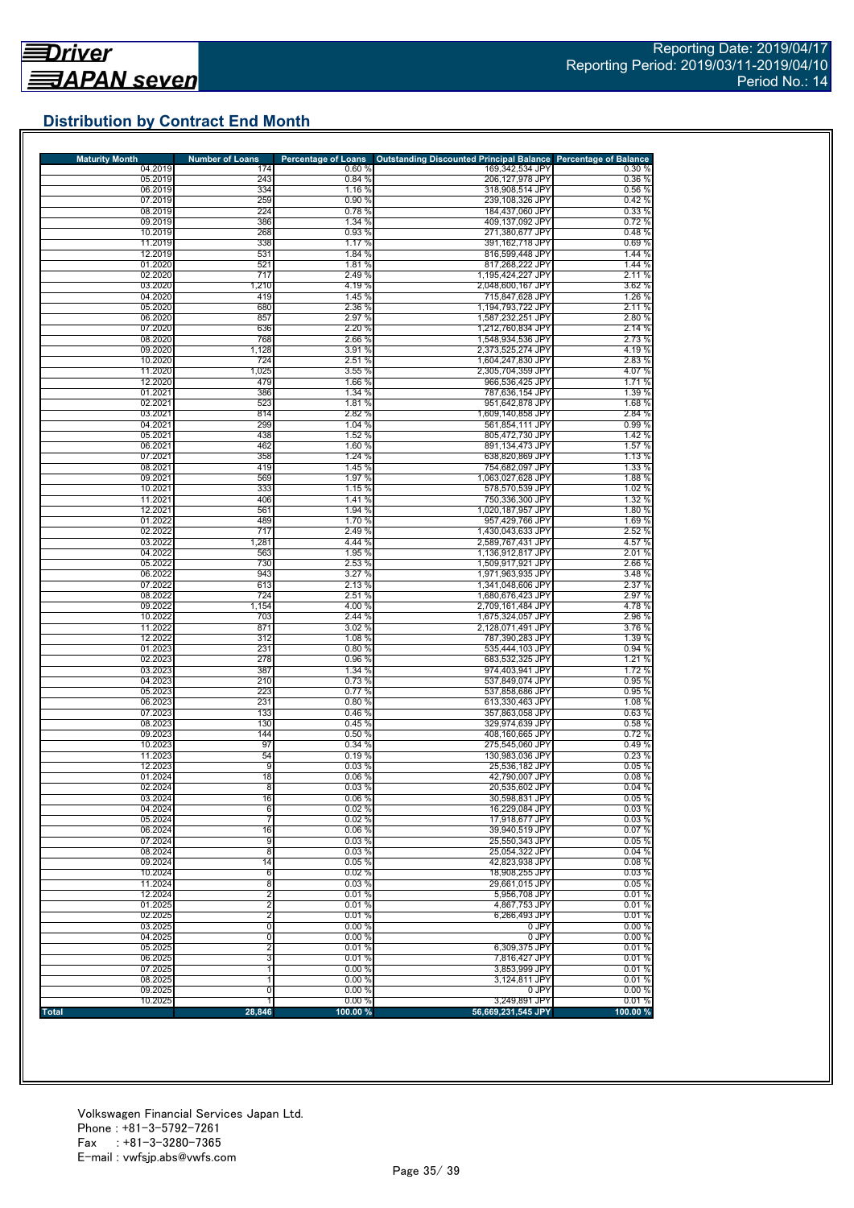## Distribution by Contract End Month

| Maturity Month | Number of Loans | Percentage of Loans | Outstanding Discounted Principal Balance | Percentage of Balance |
|---|---|---|---|---|
| 04.2019 | 174 | 0.60 % | 169,342,534 JPY | 0.30 % |
| 05.2019 | 243 | 0.84 % | 206,127,978 JPY | 0.36 % |
| 06.2019 | 334 | 1.16 % | 318,908,514 JPY | 0.56 % |
| 07.2019 | 259 | 0.90 % | 239,108,326 JPY | 0.42 % |
| 08.2019 | 224 | 0.78 % | 184,437,060 JPY | 0.33 % |
| 09.2019 | 386 | 1.34 % | 409,137,092 JPY | 0.72 % |
| 10.2019 | 268 | 0.93 % | 271,380,677 JPY | 0.48 % |
| 11.2019 | 338 | 1.17 % | 391,162,718 JPY | 0.69 % |
| 12.2019 | 531 | 1.84 % | 816,599,448 JPY | 1.44 % |
| 01.2020 | 521 | 1.81 % | 817,268,222 JPY | 1.44 % |
| 02.2020 | 717 | 2.49 % | 1,195,424,227 JPY | 2.11 % |
| 03.2020 | 1,210 | 4.19 % | 2,048,600,167 JPY | 3.62 % |
| 04.2020 | 419 | 1.45 % | 715,847,628 JPY | 1.26 % |
| 05.2020 | 680 | 2.36 % | 1,194,793,722 JPY | 2.11 % |
| 06.2020 | 857 | 2.97 % | 1,587,232,251 JPY | 2.80 % |
| 07.2020 | 636 | 2.20 % | 1,212,760,834 JPY | 2.14 % |
| 08.2020 | 768 | 2.66 % | 1,548,934,536 JPY | 2.73 % |
| 09.2020 | 1,128 | 3.91 % | 2,373,525,274 JPY | 4.19 % |
| 10.2020 | 724 | 2.51 % | 1,604,247,830 JPY | 2.83 % |
| 11.2020 | 1,025 | 3.55 % | 2,305,704,359 JPY | 4.07 % |
| 12.2020 | 479 | 1.66 % | 966,536,425 JPY | 1.71 % |
| 01.2021 | 386 | 1.34 % | 787,636,154 JPY | 1.39 % |
| 02.2021 | 523 | 1.81 % | 951,642,878 JPY | 1.68 % |
| 03.2021 | 814 | 2.82 % | 1,609,140,858 JPY | 2.84 % |
| 04.2021 | 299 | 1.04 % | 561,854,111 JPY | 0.99 % |
| 05.2021 | 438 | 1.52 % | 805,472,730 JPY | 1.42 % |
| 06.2021 | 462 | 1.60 % | 891,134,473 JPY | 1.57 % |
| 07.2021 | 358 | 1.24 % | 638,820,869 JPY | 1.13 % |
| 08.2021 | 419 | 1.45 % | 754,682,097 JPY | 1.33 % |
| 09.2021 | 569 | 1.97 % | 1,063,027,628 JPY | 1.88 % |
| 10.2021 | 333 | 1.15 % | 578,570,539 JPY | 1.02 % |
| 11.2021 | 406 | 1.41 % | 750,336,300 JPY | 1.32 % |
| 12.2021 | 561 | 1.94 % | 1,020,187,957 JPY | 1.80 % |
| 01.2022 | 489 | 1.70 % | 957,429,766 JPY | 1.69 % |
| 02.2022 | 717 | 2.49 % | 1,430,043,633 JPY | 2.52 % |
| 03.2022 | 1,281 | 4.44 % | 2,589,767,431 JPY | 4.57 % |
| 04.2022 | 563 | 1.95 % | 1,136,912,817 JPY | 2.01 % |
| 05.2022 | 730 | 2.53 % | 1,509,917,921 JPY | 2.66 % |
| 06.2022 | 943 | 3.27 % | 1,971,963,935 JPY | 3.48 % |
| 07.2022 | 613 | 2.13 % | 1,341,048,606 JPY | 2.37 % |
| 08.2022 | 724 | 2.51 % | 1,680,676,423 JPY | 2.97 % |
| 09.2022 | 1,154 | 4.00 % | 2,709,161,484 JPY | 4.78 % |
| 10.2022 | 703 | 2.44 % | 1,675,324,057 JPY | 2.96 % |
| 11.2022 | 871 | 3.02 % | 2,128,071,491 JPY | 3.76 % |
| 12.2022 | 312 | 1.08 % | 787,390,283 JPY | 1.39 % |
| 01.2023 | 231 | 0.80 % | 535,444,103 JPY | 0.94 % |
| 02.2023 | 278 | 0.96 % | 683,532,325 JPY | 1.21 % |
| 03.2023 | 387 | 1.34 % | 974,403,941 JPY | 1.72 % |
| 04.2023 | 210 | 0.73 % | 537,849,074 JPY | 0.95 % |
| 05.2023 | 223 | 0.77 % | 537,858,686 JPY | 0.95 % |
| 06.2023 | 231 | 0.80 % | 613,330,463 JPY | 1.08 % |
| 07.2023 | 133 | 0.46 % | 357,863,058 JPY | 0.63 % |
| 08.2023 | 130 | 0.45 % | 329,974,639 JPY | 0.58 % |
| 09.2023 | 144 | 0.50 % | 408,160,665 JPY | 0.72 % |
| 10.2023 | 97 | 0.34 % | 275,545,060 JPY | 0.49 % |
| 11.2023 | 54 | 0.19 % | 130,983,036 JPY | 0.23 % |
| 12.2023 | 9 | 0.03 % | 25,536,182 JPY | 0.05 % |
| 01.2024 | 18 | 0.06 % | 42,790,007 JPY | 0.08 % |
| 02.2024 | 8 | 0.03 % | 20,535,602 JPY | 0.04 % |
| 03.2024 | 16 | 0.06 % | 30,598,831 JPY | 0.05 % |
| 04.2024 | 6 | 0.02 % | 16,229,084 JPY | 0.03 % |
| 05.2024 | 7 | 0.02 % | 17,918,677 JPY | 0.03 % |
| 06.2024 | 16 | 0.06 % | 39,940,519 JPY | 0.07 % |
| 07.2024 | 9 | 0.03 % | 25,550,343 JPY | 0.05 % |
| 08.2024 | 8 | 0.03 % | 25,054,322 JPY | 0.04 % |
| 09.2024 | 14 | 0.05 % | 42,823,938 JPY | 0.08 % |
| 10.2024 | 6 | 0.02 % | 18,908,255 JPY | 0.03 % |
| 11.2024 | 8 | 0.03 % | 29,661,015 JPY | 0.05 % |
| 12.2024 | 2 | 0.01 % | 5,956,708 JPY | 0.01 % |
| 01.2025 | 2 | 0.01 % | 4,867,753 JPY | 0.01 % |
| 02.2025 | 2 | 0.01 % | 6,266,493 JPY | 0.01 % |
| 03.2025 | 0 | 0.00 % | 0 JPY | 0.00 % |
| 04.2025 | 0 | 0.00 % | 0 JPY | 0.00 % |
| 05.2025 | 2 | 0.01 % | 6,309,375 JPY | 0.01 % |
| 06.2025 | 3 | 0.01 % | 7,816,427 JPY | 0.01 % |
| 07.2025 | 1 | 0.00 % | 3,853,999 JPY | 0.01 % |
| 08.2025 | 1 | 0.00 % | 3,124,811 JPY | 0.01 % |
| 09.2025 | 0 | 0.00 % | 0 JPY | 0.00 % |
| 10.2025 | 1 | 0.00 % | 3,249,891 JPY | 0.01 % |
| **Total** | **28,846** | **100.00 %** | **56,669,231,545 JPY** | **100.00 %** |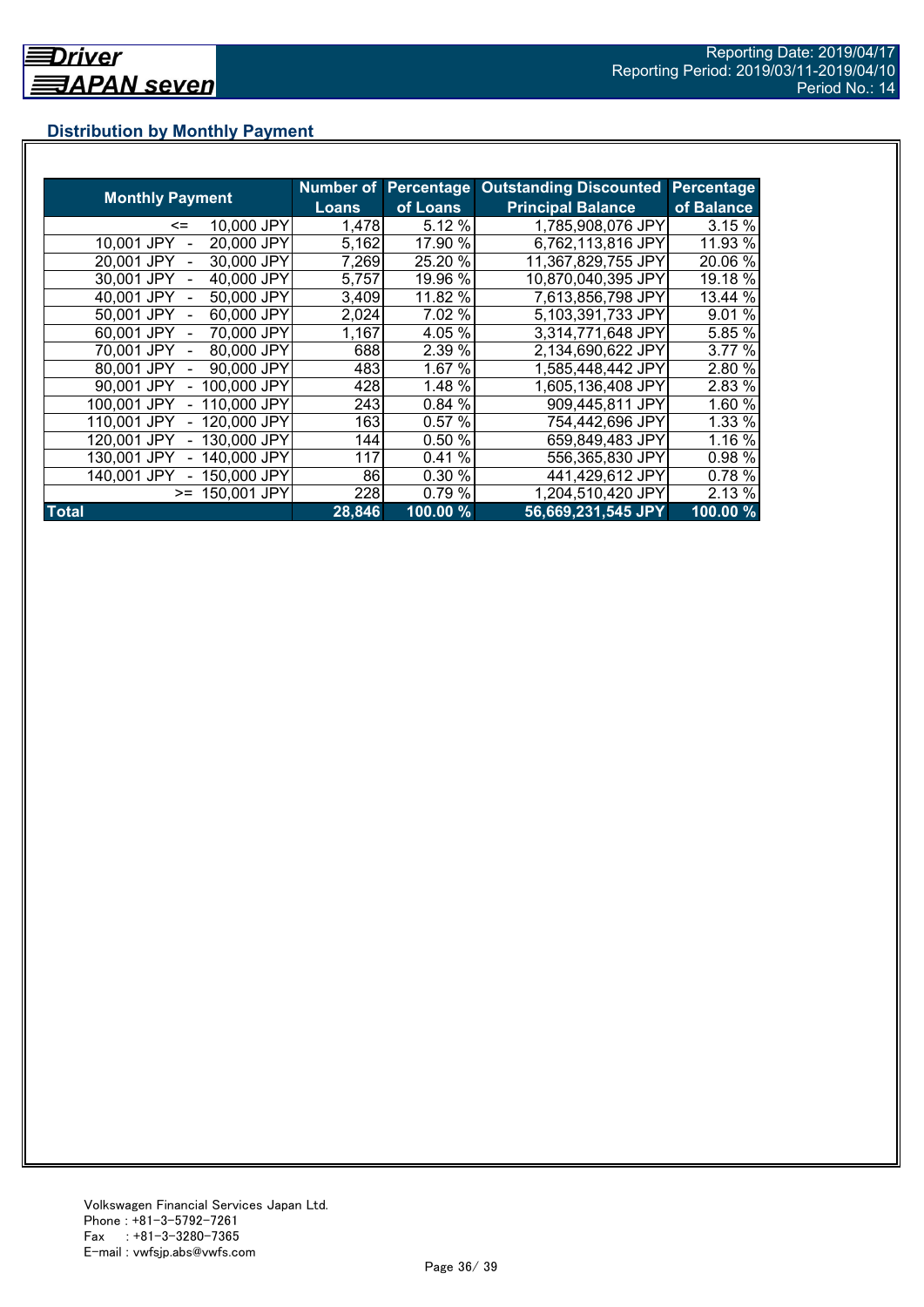## Distribution by Monthly Payment

| Monthly Payment | Number of Loans | Percentage of Loans | Outstanding Discounted Principal Balance | Percentage of Balance |
|---|---|---|---|---|
| <= 10,000 JPY | 1,478 | 5.12 % | 1,785,908,076 JPY | 3.15 % |
| 10,001 JPY - 20,000 JPY | 5,162 | 17.90 % | 6,762,113,816 JPY | 11.93 % |
| 20,001 JPY - 30,000 JPY | 7,269 | 25.20 % | 11,367,829,755 JPY | 20.06 % |
| 30,001 JPY - 40,000 JPY | 5,757 | 19.96 % | 10,870,040,395 JPY | 19.18 % |
| 40,001 JPY - 50,000 JPY | 3,409 | 11.82 % | 7,613,856,798 JPY | 13.44 % |
| 50,001 JPY - 60,000 JPY | 2,024 | 7.02 % | 5,103,391,733 JPY | 9.01 % |
| 60,001 JPY - 70,000 JPY | 1,167 | 4.05 % | 3,314,771,648 JPY | 5.85 % |
| 70,001 JPY - 80,000 JPY | 688 | 2.39 % | 2,134,690,622 JPY | 3.77 % |
| 80,001 JPY - 90,000 JPY | 483 | 1.67 % | 1,585,448,442 JPY | 2.80 % |
| 90,001 JPY - 100,000 JPY | 428 | 1.48 % | 1,605,136,408 JPY | 2.83 % |
| 100,001 JPY - 110,000 JPY | 243 | 0.84 % | 909,445,811 JPY | 1.60 % |
| 110,001 JPY - 120,000 JPY | 163 | 0.57 % | 754,442,696 JPY | 1.33 % |
| 120,001 JPY - 130,000 JPY | 144 | 0.50 % | 659,849,483 JPY | 1.16 % |
| 130,001 JPY - 140,000 JPY | 117 | 0.41 % | 556,365,830 JPY | 0.98 % |
| 140,001 JPY - 150,000 JPY | 86 | 0.30 % | 441,429,612 JPY | 0.78 % |
| >= 150,001 JPY | 228 | 0.79 % | 1,204,510,420 JPY | 2.13 % |
| **Total** | **28,846** | **100.00 %** | **56,669,231,545 JPY** | **100.00 %** |

Volkswagen Financial Services Japan Ltd.
Phone : +81-3-5792-7261
Fax : +81-3-3280-7365
E-mail : vwfsjp.abs@vwfs.com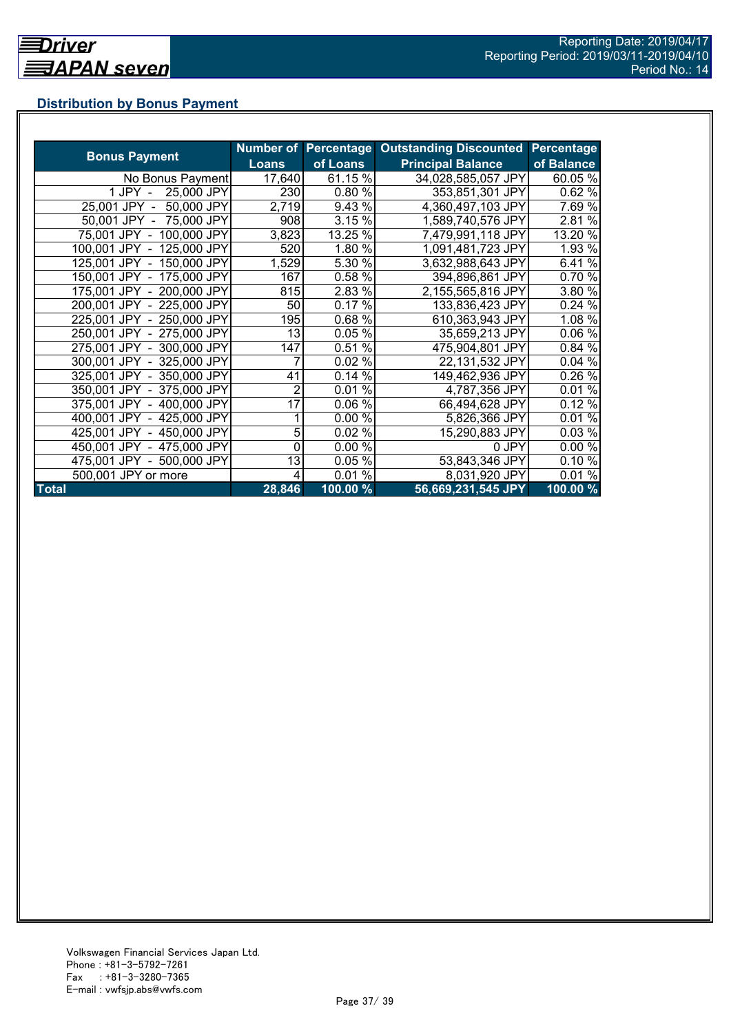Driver JAPAN seven

Reporting Date: 2019/04/17
Reporting Period: 2019/03/11-2019/04/10
Period No.: 14

## Distribution by Bonus Payment

| Bonus Payment | Number of Loans | Percentage of Loans | Outstanding Discounted Principal Balance | Percentage of Balance |
|---|---|---|---|---|
| No Bonus Payment | 17,640 | 61.15 % | 34,028,585,057 JPY | 60.05 % |
| 1 JPY - 25,000 JPY | 230 | 0.80 % | 353,851,301 JPY | 0.62 % |
| 25,001 JPY - 50,000 JPY | 2,719 | 9.43 % | 4,360,497,103 JPY | 7.69 % |
| 50,001 JPY - 75,000 JPY | 908 | 3.15 % | 1,589,740,576 JPY | 2.81 % |
| 75,001 JPY - 100,000 JPY | 3,823 | 13.25 % | 7,479,991,118 JPY | 13.20 % |
| 100,001 JPY - 125,000 JPY | 520 | 1.80 % | 1,091,481,723 JPY | 1.93 % |
| 125,001 JPY - 150,000 JPY | 1,529 | 5.30 % | 3,632,988,643 JPY | 6.41 % |
| 150,001 JPY - 175,000 JPY | 167 | 0.58 % | 394,896,861 JPY | 0.70 % |
| 175,001 JPY - 200,000 JPY | 815 | 2.83 % | 2,155,565,816 JPY | 3.80 % |
| 200,001 JPY - 225,000 JPY | 50 | 0.17 % | 133,836,423 JPY | 0.24 % |
| 225,001 JPY - 250,000 JPY | 195 | 0.68 % | 610,363,943 JPY | 1.08 % |
| 250,001 JPY - 275,000 JPY | 13 | 0.05 % | 35,659,213 JPY | 0.06 % |
| 275,001 JPY - 300,000 JPY | 147 | 0.51 % | 475,904,801 JPY | 0.84 % |
| 300,001 JPY - 325,000 JPY | 7 | 0.02 % | 22,131,532 JPY | 0.04 % |
| 325,001 JPY - 350,000 JPY | 41 | 0.14 % | 149,462,936 JPY | 0.26 % |
| 350,001 JPY - 375,000 JPY | 2 | 0.01 % | 4,787,356 JPY | 0.01 % |
| 375,001 JPY - 400,000 JPY | 17 | 0.06 % | 66,494,628 JPY | 0.12 % |
| 400,001 JPY - 425,000 JPY | 1 | 0.00 % | 5,826,366 JPY | 0.01 % |
| 425,001 JPY - 450,000 JPY | 5 | 0.02 % | 15,290,883 JPY | 0.03 % |
| 450,001 JPY - 475,000 JPY | 0 | 0.00 % | 0 JPY | 0.00 % |
| 475,001 JPY - 500,000 JPY | 13 | 0.05 % | 53,843,346 JPY | 0.10 % |
| 500,001 JPY or more | 4 | 0.01 % | 8,031,920 JPY | 0.01 % |
| **Total** | **28,846** | **100.00 %** | **56,669,231,545 JPY** | **100.00 %** |

Volkswagen Financial Services Japan Ltd.
Phone : +81-3-5792-7261
Fax : +81-3-3280-7365
E-mail : vwfsjp.abs@vwfs.com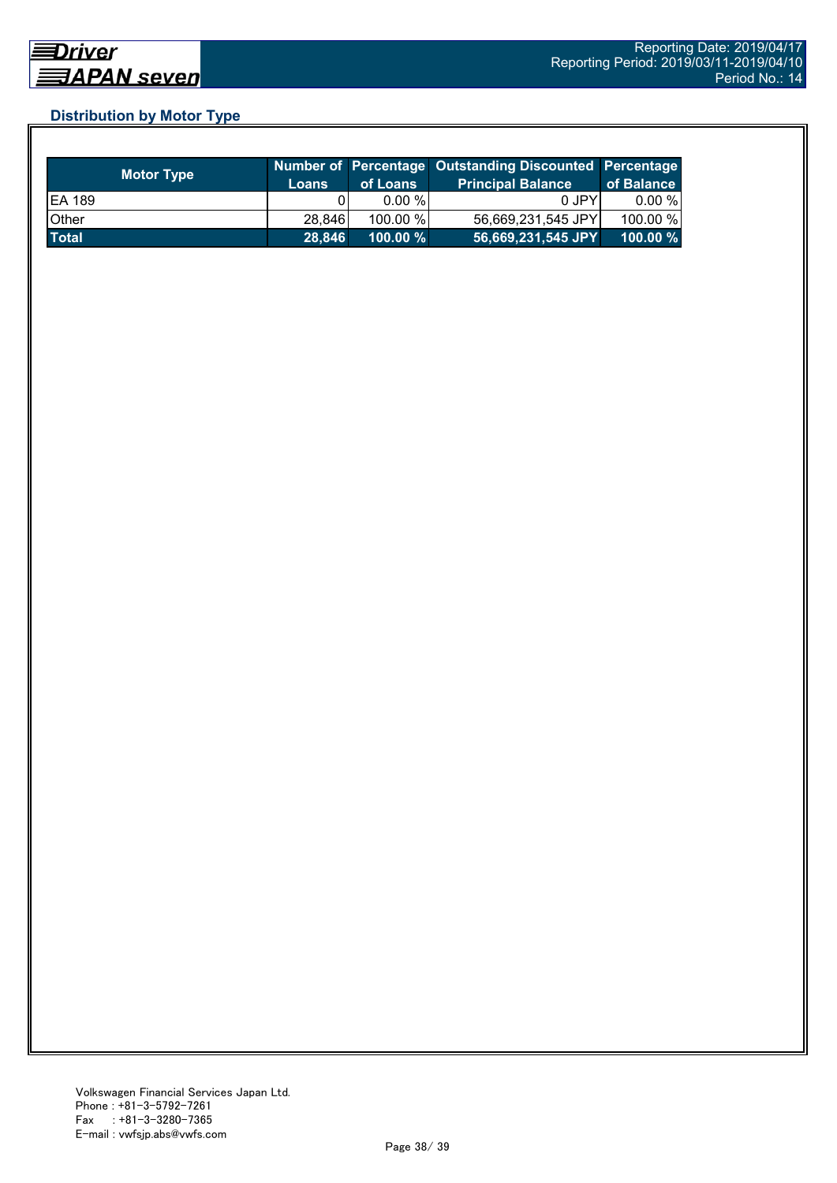## Distribution by Motor Type

| Motor Type | Number of Loans | Percentage of Loans | Outstanding Discounted Principal Balance | Percentage of Balance |
|---|---|---|---|---|
| EA 189 | 0 | 0.00 % | 0 JPY | 0.00 % |
| Other | 28,846 | 100.00 % | 56,669,231,545 JPY | 100.00 % |
| **Total** | **28,846** | **100.00 %** | **56,669,231,545 JPY** | **100.00 %** |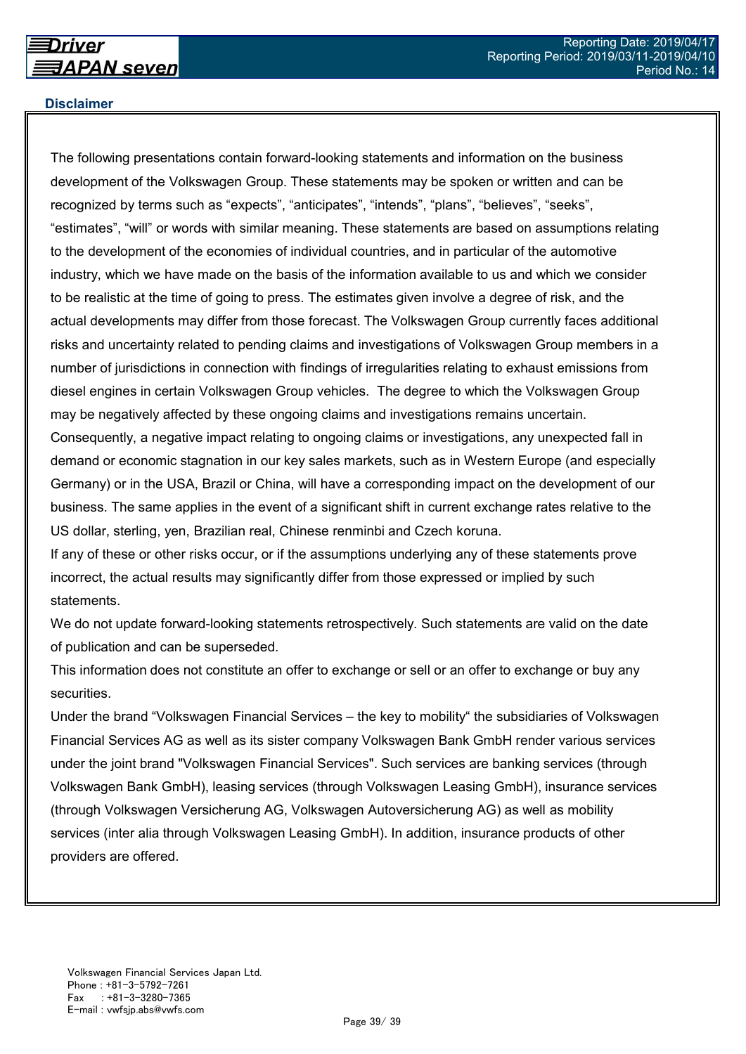## Disclaimer

The following presentations contain forward-looking statements and information on the business development of the Volkswagen Group. These statements may be spoken or written and can be recognized by terms such as “expects”, “anticipates”, “intends”, “plans”, “believes”, “seeks”, “estimates”, “will” or words with similar meaning. These statements are based on assumptions relating to the development of the economies of individual countries, and in particular of the automotive industry, which we have made on the basis of the information available to us and which we consider to be realistic at the time of going to press. The estimates given involve a degree of risk, and the actual developments may differ from those forecast. The Volkswagen Group currently faces additional risks and uncertainty related to pending claims and investigations of Volkswagen Group members in a number of jurisdictions in connection with findings of irregularities relating to exhaust emissions from diesel engines in certain Volkswagen Group vehicles. The degree to which the Volkswagen Group may be negatively affected by these ongoing claims and investigations remains uncertain.
Consequently, a negative impact relating to ongoing claims or investigations, any unexpected fall in demand or economic stagnation in our key sales markets, such as in Western Europe (and especially Germany) or in the USA, Brazil or China, will have a corresponding impact on the development of our business. The same applies in the event of a significant shift in current exchange rates relative to the US dollar, sterling, yen, Brazilian real, Chinese renminbi and Czech koruna.
If any of these or other risks occur, or if the assumptions underlying any of these statements prove incorrect, the actual results may significantly differ from those expressed or implied by such statements.
We do not update forward-looking statements retrospectively. Such statements are valid on the date of publication and can be superseded.
This information does not constitute an offer to exchange or sell or an offer to exchange or buy any securities.
Under the brand “Volkswagen Financial Services – the key to mobility“ the subsidiaries of Volkswagen Financial Services AG as well as its sister company Volkswagen Bank GmbH render various services under the joint brand "Volkswagen Financial Services". Such services are banking services (through Volkswagen Bank GmbH), leasing services (through Volkswagen Leasing GmbH), insurance services (through Volkswagen Versicherung AG, Volkswagen Autoversicherung AG) as well as mobility services (inter alia through Volkswagen Leasing GmbH). In addition, insurance products of other providers are offered.

Volkswagen Financial Services Japan Ltd.
Phone : +81-3-5792-7261
Fax : +81-3-3280-7365
E-mail : vwfsjp.abs@vwfs.com